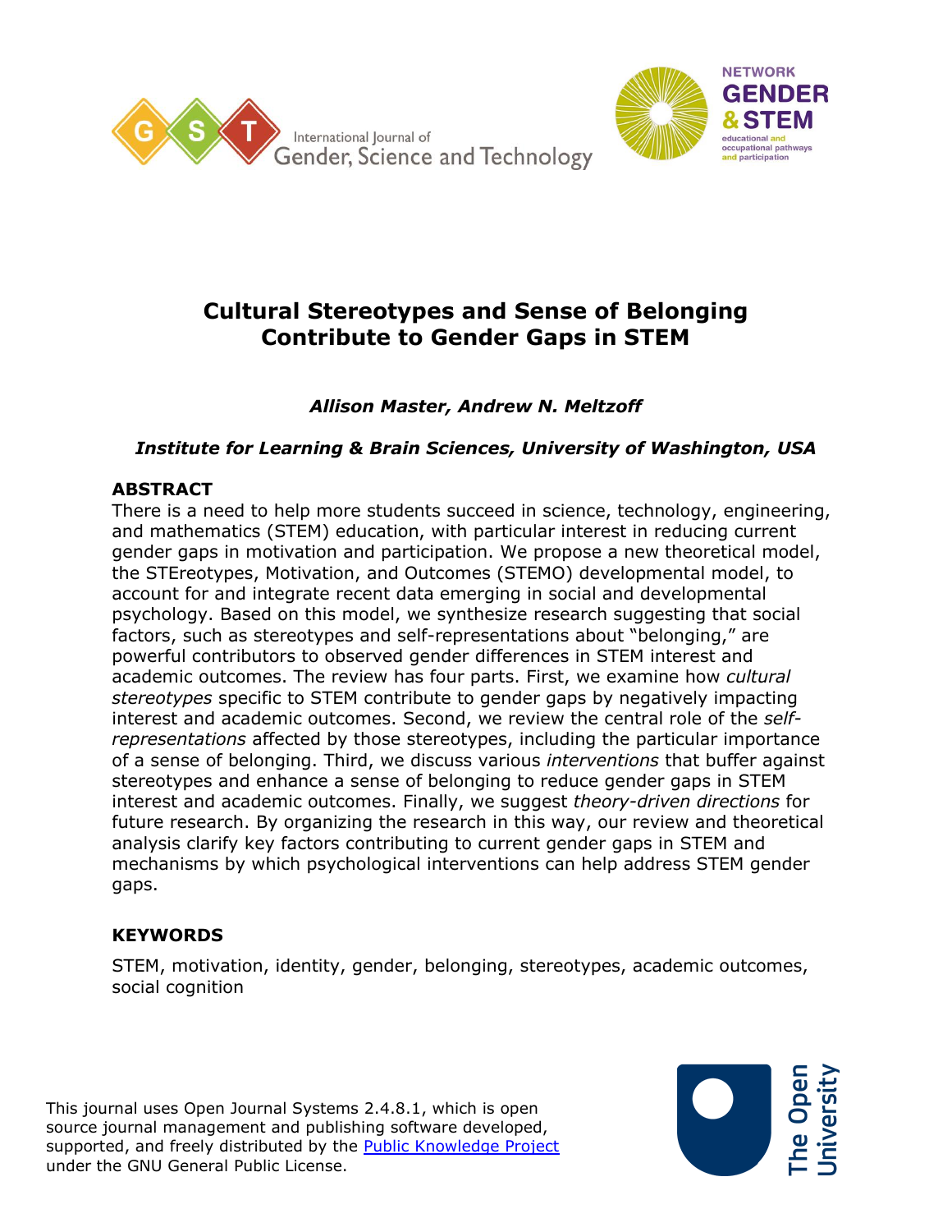# Cultural Stereotypes and Sense of Belonging Contribute to Gender Gaps in STEM

***Allison Master, Andrew N. Meltzoff***

***Institute for Learning & Brain Sciences, University of Washington, USA***

## ABSTRACT

There is a need to help more students succeed in science, technology, engineering, and mathematics (STEM) education, with particular interest in reducing current gender gaps in motivation and participation. We propose a new theoretical model, the STEreotypes, Motivation, and Outcomes (STEMO) developmental model, to account for and integrate recent data emerging in social and developmental psychology. Based on this model, we synthesize research suggesting that social factors, such as stereotypes and self-representations about "belonging," are powerful contributors to observed gender differences in STEM interest and academic outcomes. The review has four parts. First, we examine how *cultural stereotypes* specific to STEM contribute to gender gaps by negatively impacting interest and academic outcomes. Second, we review the central role of the *self-representations* affected by those stereotypes, including the particular importance of a sense of belonging. Third, we discuss various *interventions* that buffer against stereotypes and enhance a sense of belonging to reduce gender gaps in STEM interest and academic outcomes. Finally, we suggest *theory-driven directions* for future research. By organizing the research in this way, our review and theoretical analysis clarify key factors contributing to current gender gaps in STEM and mechanisms by which psychological interventions can help address STEM gender gaps.

## KEYWORDS

STEM, motivation, identity, gender, belonging, stereotypes, academic outcomes, social cognition

This journal uses Open Journal Systems 2.4.8.1, which is open source journal management and publishing software developed, supported, and freely distributed by the Public Knowledge Project under the GNU General Public License.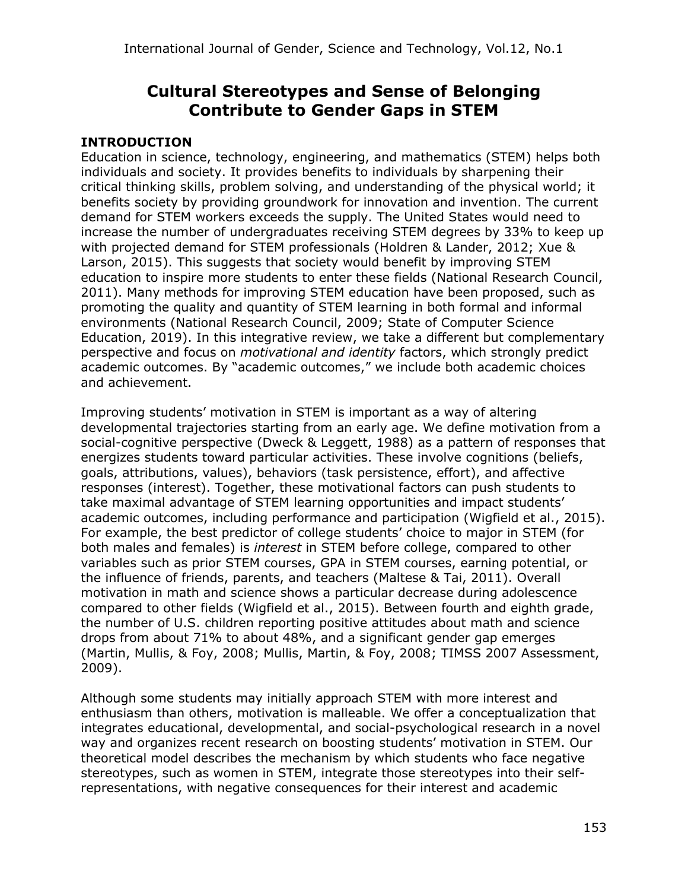# Cultural Stereotypes and Sense of Belonging Contribute to Gender Gaps in STEM

## INTRODUCTION

Education in science, technology, engineering, and mathematics (STEM) helps both individuals and society. It provides benefits to individuals by sharpening their critical thinking skills, problem solving, and understanding of the physical world; it benefits society by providing groundwork for innovation and invention. The current demand for STEM workers exceeds the supply. The United States would need to increase the number of undergraduates receiving STEM degrees by 33% to keep up with projected demand for STEM professionals (Holdren & Lander, 2012; Xue & Larson, 2015). This suggests that society would benefit by improving STEM education to inspire more students to enter these fields (National Research Council, 2011). Many methods for improving STEM education have been proposed, such as promoting the quality and quantity of STEM learning in both formal and informal environments (National Research Council, 2009; State of Computer Science Education, 2019). In this integrative review, we take a different but complementary perspective and focus on *motivational and identity* factors, which strongly predict academic outcomes. By "academic outcomes," we include both academic choices and achievement.

Improving students' motivation in STEM is important as a way of altering developmental trajectories starting from an early age. We define motivation from a social-cognitive perspective (Dweck & Leggett, 1988) as a pattern of responses that energizes students toward particular activities. These involve cognitions (beliefs, goals, attributions, values), behaviors (task persistence, effort), and affective responses (interest). Together, these motivational factors can push students to take maximal advantage of STEM learning opportunities and impact students' academic outcomes, including performance and participation (Wigfield et al., 2015). For example, the best predictor of college students' choice to major in STEM (for both males and females) is *interest* in STEM before college, compared to other variables such as prior STEM courses, GPA in STEM courses, earning potential, or the influence of friends, parents, and teachers (Maltese & Tai, 2011). Overall motivation in math and science shows a particular decrease during adolescence compared to other fields (Wigfield et al., 2015). Between fourth and eighth grade, the number of U.S. children reporting positive attitudes about math and science drops from about 71% to about 48%, and a significant gender gap emerges (Martin, Mullis, & Foy, 2008; Mullis, Martin, & Foy, 2008; TIMSS 2007 Assessment, 2009).

Although some students may initially approach STEM with more interest and enthusiasm than others, motivation is malleable. We offer a conceptualization that integrates educational, developmental, and social-psychological research in a novel way and organizes recent research on boosting students' motivation in STEM. Our theoretical model describes the mechanism by which students who face negative stereotypes, such as women in STEM, integrate those stereotypes into their self-representations, with negative consequences for their interest and academic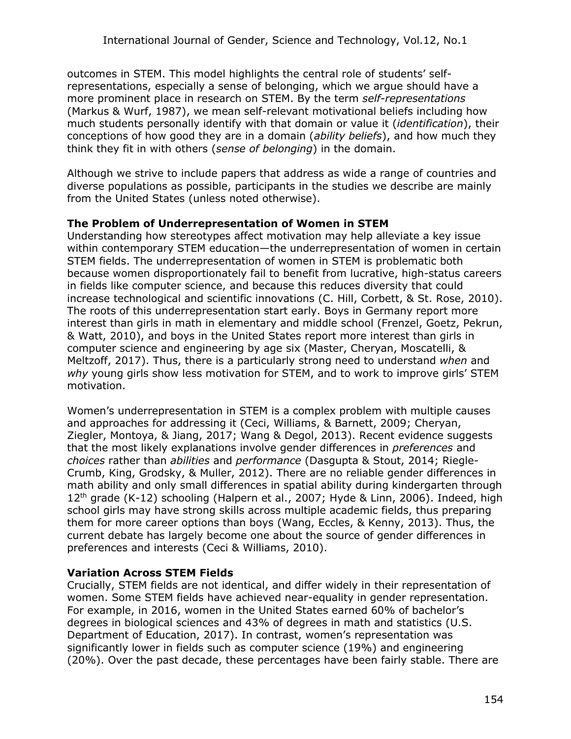outcomes in STEM. This model highlights the central role of students' self-representations, especially a sense of belonging, which we argue should have a more prominent place in research on STEM. By the term *self-representations* (Markus & Wurf, 1987), we mean self-relevant motivational beliefs including how much students personally identify with that domain or value it (*identification*), their conceptions of how good they are in a domain (*ability beliefs*), and how much they think they fit in with others (*sense of belonging*) in the domain.

Although we strive to include papers that address as wide a range of countries and diverse populations as possible, participants in the studies we describe are mainly from the United States (unless noted otherwise).

## The Problem of Underrepresentation of Women in STEM

Understanding how stereotypes affect motivation may help alleviate a key issue within contemporary STEM education—the underrepresentation of women in certain STEM fields. The underrepresentation of women in STEM is problematic both because women disproportionately fail to benefit from lucrative, high-status careers in fields like computer science, and because this reduces diversity that could increase technological and scientific innovations (C. Hill, Corbett, & St. Rose, 2010). The roots of this underrepresentation start early. Boys in Germany report more interest than girls in math in elementary and middle school (Frenzel, Goetz, Pekrun, & Watt, 2010), and boys in the United States report more interest than girls in computer science and engineering by age six (Master, Cheryan, Moscatelli, & Meltzoff, 2017). Thus, there is a particularly strong need to understand *when* and *why* young girls show less motivation for STEM, and to work to improve girls' STEM motivation.

Women's underrepresentation in STEM is a complex problem with multiple causes and approaches for addressing it (Ceci, Williams, & Barnett, 2009; Cheryan, Ziegler, Montoya, & Jiang, 2017; Wang & Degol, 2013). Recent evidence suggests that the most likely explanations involve gender differences in *preferences* and *choices* rather than *abilities* and *performance* (Dasgupta & Stout, 2014; Riegle-Crumb, King, Grodsky, & Muller, 2012). There are no reliable gender differences in math ability and only small differences in spatial ability during kindergarten through 12th grade (K-12) schooling (Halpern et al., 2007; Hyde & Linn, 2006). Indeed, high school girls may have strong skills across multiple academic fields, thus preparing them for more career options than boys (Wang, Eccles, & Kenny, 2013). Thus, the current debate has largely become one about the source of gender differences in preferences and interests (Ceci & Williams, 2010).

## Variation Across STEM Fields

Crucially, STEM fields are not identical, and differ widely in their representation of women. Some STEM fields have achieved near-equality in gender representation. For example, in 2016, women in the United States earned 60% of bachelor's degrees in biological sciences and 43% of degrees in math and statistics (U.S. Department of Education, 2017). In contrast, women's representation was significantly lower in fields such as computer science (19%) and engineering (20%). Over the past decade, these percentages have been fairly stable. There are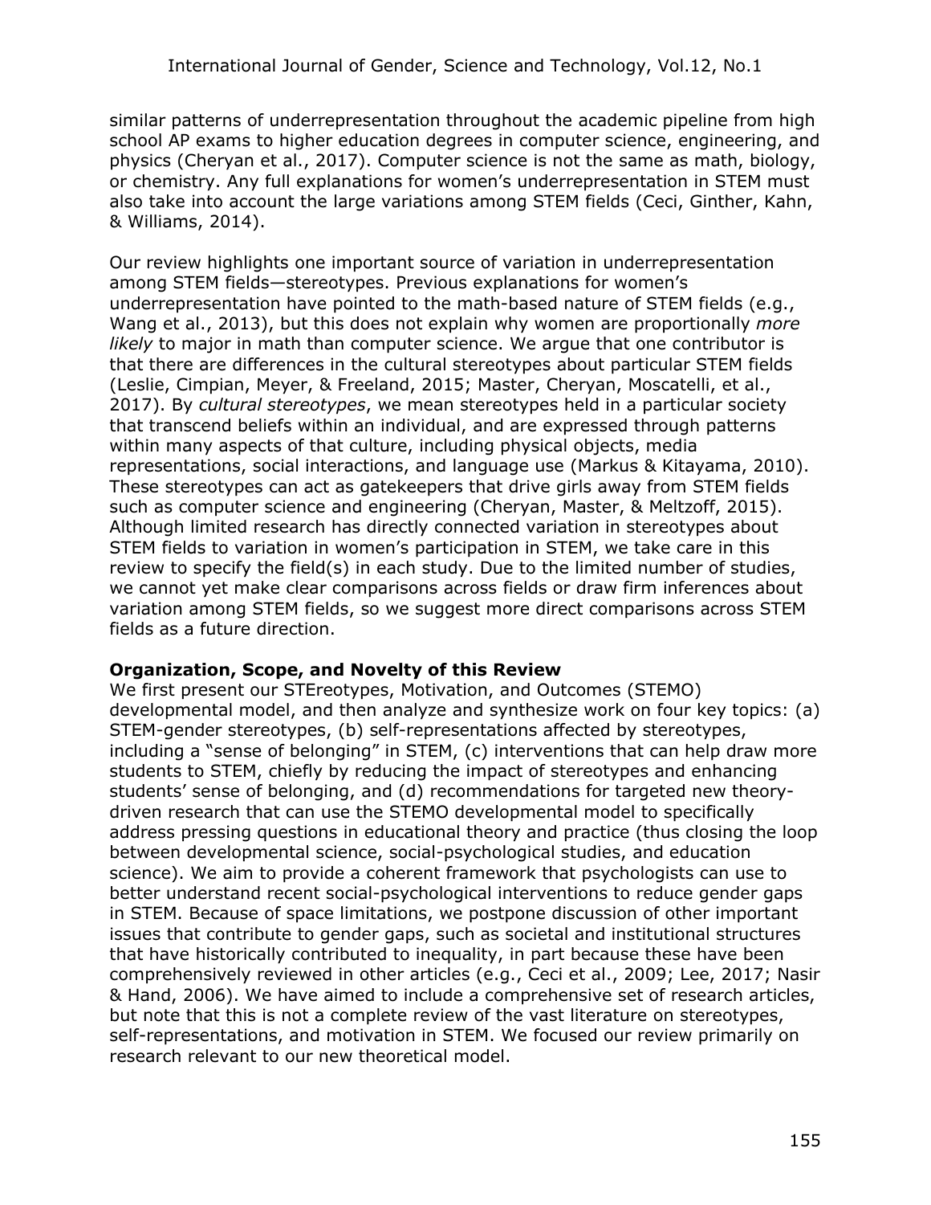similar patterns of underrepresentation throughout the academic pipeline from high school AP exams to higher education degrees in computer science, engineering, and physics (Cheryan et al., 2017). Computer science is not the same as math, biology, or chemistry. Any full explanations for women's underrepresentation in STEM must also take into account the large variations among STEM fields (Ceci, Ginther, Kahn, & Williams, 2014).

Our review highlights one important source of variation in underrepresentation among STEM fields—stereotypes. Previous explanations for women's underrepresentation have pointed to the math-based nature of STEM fields (e.g., Wang et al., 2013), but this does not explain why women are proportionally *more likely* to major in math than computer science. We argue that one contributor is that there are differences in the cultural stereotypes about particular STEM fields (Leslie, Cimpian, Meyer, & Freeland, 2015; Master, Cheryan, Moscatelli, et al., 2017). By *cultural stereotypes*, we mean stereotypes held in a particular society that transcend beliefs within an individual, and are expressed through patterns within many aspects of that culture, including physical objects, media representations, social interactions, and language use (Markus & Kitayama, 2010). These stereotypes can act as gatekeepers that drive girls away from STEM fields such as computer science and engineering (Cheryan, Master, & Meltzoff, 2015). Although limited research has directly connected variation in stereotypes about STEM fields to variation in women's participation in STEM, we take care in this review to specify the field(s) in each study. Due to the limited number of studies, we cannot yet make clear comparisons across fields or draw firm inferences about variation among STEM fields, so we suggest more direct comparisons across STEM fields as a future direction.

**Organization, Scope, and Novelty of this Review**

We first present our STEreotypes, Motivation, and Outcomes (STEMO) developmental model, and then analyze and synthesize work on four key topics: (a) STEM-gender stereotypes, (b) self-representations affected by stereotypes, including a "sense of belonging" in STEM, (c) interventions that can help draw more students to STEM, chiefly by reducing the impact of stereotypes and enhancing students' sense of belonging, and (d) recommendations for targeted new theory-driven research that can use the STEMO developmental model to specifically address pressing questions in educational theory and practice (thus closing the loop between developmental science, social-psychological studies, and education science). We aim to provide a coherent framework that psychologists can use to better understand recent social-psychological interventions to reduce gender gaps in STEM. Because of space limitations, we postpone discussion of other important issues that contribute to gender gaps, such as societal and institutional structures that have historically contributed to inequality, in part because these have been comprehensively reviewed in other articles (e.g., Ceci et al., 2009; Lee, 2017; Nasir & Hand, 2006). We have aimed to include a comprehensive set of research articles, but note that this is not a complete review of the vast literature on stereotypes, self-representations, and motivation in STEM. We focused our review primarily on research relevant to our new theoretical model.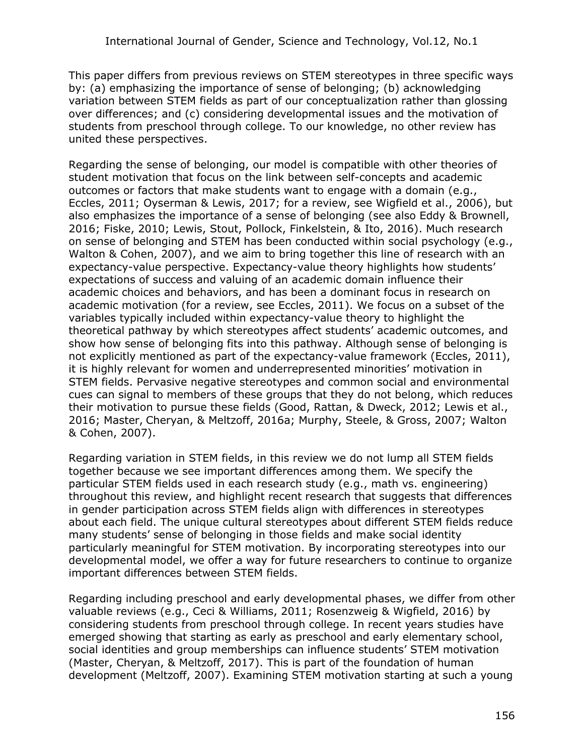This paper differs from previous reviews on STEM stereotypes in three specific ways by: (a) emphasizing the importance of sense of belonging; (b) acknowledging variation between STEM fields as part of our conceptualization rather than glossing over differences; and (c) considering developmental issues and the motivation of students from preschool through college. To our knowledge, no other review has united these perspectives.

Regarding the sense of belonging, our model is compatible with other theories of student motivation that focus on the link between self-concepts and academic outcomes or factors that make students want to engage with a domain (e.g., Eccles, 2011; Oyserman & Lewis, 2017; for a review, see Wigfield et al., 2006), but also emphasizes the importance of a sense of belonging (see also Eddy & Brownell, 2016; Fiske, 2010; Lewis, Stout, Pollock, Finkelstein, & Ito, 2016). Much research on sense of belonging and STEM has been conducted within social psychology (e.g., Walton & Cohen, 2007), and we aim to bring together this line of research with an expectancy-value perspective. Expectancy-value theory highlights how students' expectations of success and valuing of an academic domain influence their academic choices and behaviors, and has been a dominant focus in research on academic motivation (for a review, see Eccles, 2011). We focus on a subset of the variables typically included within expectancy-value theory to highlight the theoretical pathway by which stereotypes affect students' academic outcomes, and show how sense of belonging fits into this pathway. Although sense of belonging is not explicitly mentioned as part of the expectancy-value framework (Eccles, 2011), it is highly relevant for women and underrepresented minorities' motivation in STEM fields. Pervasive negative stereotypes and common social and environmental cues can signal to members of these groups that they do not belong, which reduces their motivation to pursue these fields (Good, Rattan, & Dweck, 2012; Lewis et al., 2016; Master, Cheryan, & Meltzoff, 2016a; Murphy, Steele, & Gross, 2007; Walton & Cohen, 2007).

Regarding variation in STEM fields, in this review we do not lump all STEM fields together because we see important differences among them. We specify the particular STEM fields used in each research study (e.g., math vs. engineering) throughout this review, and highlight recent research that suggests that differences in gender participation across STEM fields align with differences in stereotypes about each field. The unique cultural stereotypes about different STEM fields reduce many students' sense of belonging in those fields and make social identity particularly meaningful for STEM motivation. By incorporating stereotypes into our developmental model, we offer a way for future researchers to continue to organize important differences between STEM fields.

Regarding including preschool and early developmental phases, we differ from other valuable reviews (e.g., Ceci & Williams, 2011; Rosenzweig & Wigfield, 2016) by considering students from preschool through college. In recent years studies have emerged showing that starting as early as preschool and early elementary school, social identities and group memberships can influence students' STEM motivation (Master, Cheryan, & Meltzoff, 2017). This is part of the foundation of human development (Meltzoff, 2007). Examining STEM motivation starting at such a young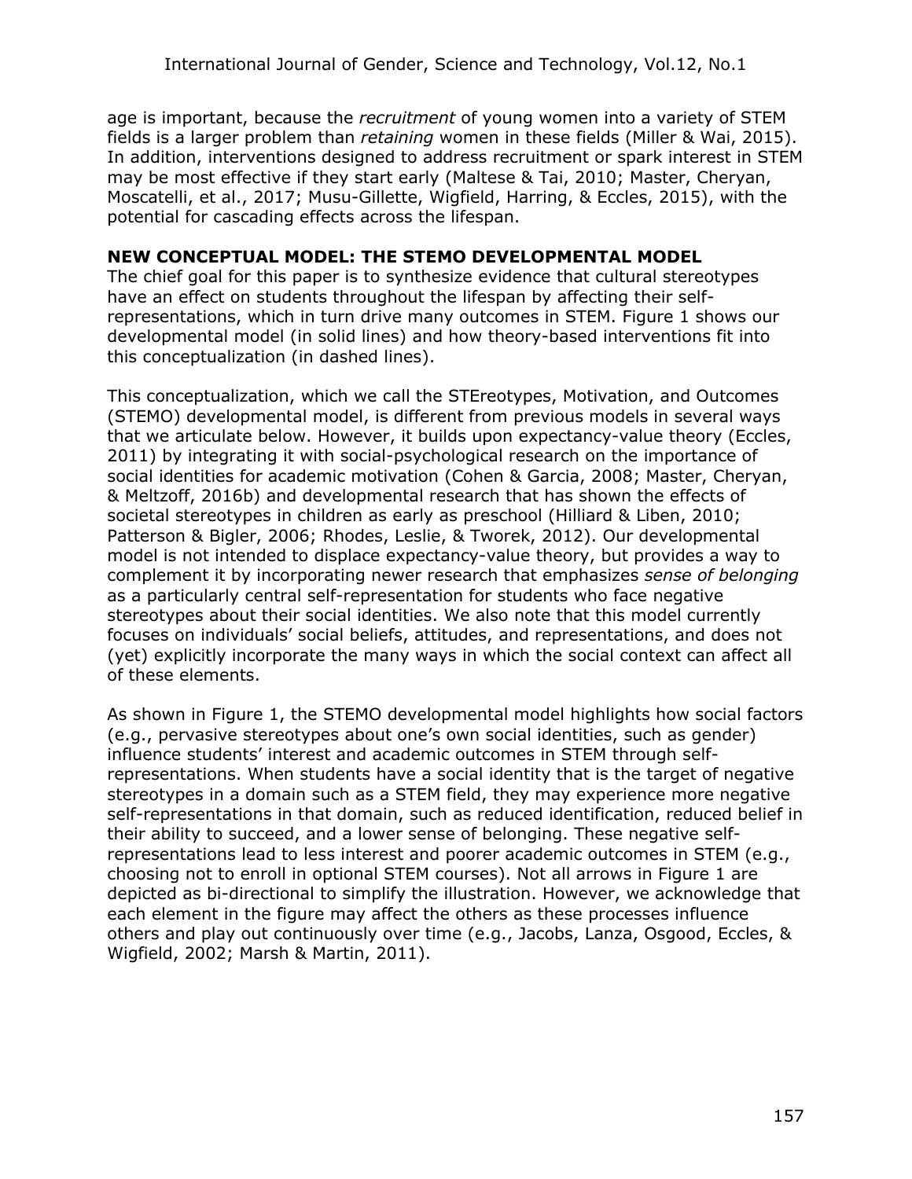age is important, because the *recruitment* of young women into a variety of STEM fields is a larger problem than *retaining* women in these fields (Miller & Wai, 2015). In addition, interventions designed to address recruitment or spark interest in STEM may be most effective if they start early (Maltese & Tai, 2010; Master, Cheryan, Moscatelli, et al., 2017; Musu-Gillette, Wigfield, Harring, & Eccles, 2015), with the potential for cascading effects across the lifespan.

## NEW CONCEPTUAL MODEL: THE STEMO DEVELOPMENTAL MODEL

The chief goal for this paper is to synthesize evidence that cultural stereotypes have an effect on students throughout the lifespan by affecting their self-representations, which in turn drive many outcomes in STEM. Figure 1 shows our developmental model (in solid lines) and how theory-based interventions fit into this conceptualization (in dashed lines).

This conceptualization, which we call the STEreotypes, Motivation, and Outcomes (STEMO) developmental model, is different from previous models in several ways that we articulate below. However, it builds upon expectancy-value theory (Eccles, 2011) by integrating it with social-psychological research on the importance of social identities for academic motivation (Cohen & Garcia, 2008; Master, Cheryan, & Meltzoff, 2016b) and developmental research that has shown the effects of societal stereotypes in children as early as preschool (Hilliard & Liben, 2010; Patterson & Bigler, 2006; Rhodes, Leslie, & Tworek, 2012). Our developmental model is not intended to displace expectancy-value theory, but provides a way to complement it by incorporating newer research that emphasizes *sense of belonging* as a particularly central self-representation for students who face negative stereotypes about their social identities. We also note that this model currently focuses on individuals' social beliefs, attitudes, and representations, and does not (yet) explicitly incorporate the many ways in which the social context can affect all of these elements.

As shown in Figure 1, the STEMO developmental model highlights how social factors (e.g., pervasive stereotypes about one's own social identities, such as gender) influence students' interest and academic outcomes in STEM through self-representations. When students have a social identity that is the target of negative stereotypes in a domain such as a STEM field, they may experience more negative self-representations in that domain, such as reduced identification, reduced belief in their ability to succeed, and a lower sense of belonging. These negative self-representations lead to less interest and poorer academic outcomes in STEM (e.g., choosing not to enroll in optional STEM courses). Not all arrows in Figure 1 are depicted as bi-directional to simplify the illustration. However, we acknowledge that each element in the figure may affect the others as these processes influence others and play out continuously over time (e.g., Jacobs, Lanza, Osgood, Eccles, & Wigfield, 2002; Marsh & Martin, 2011).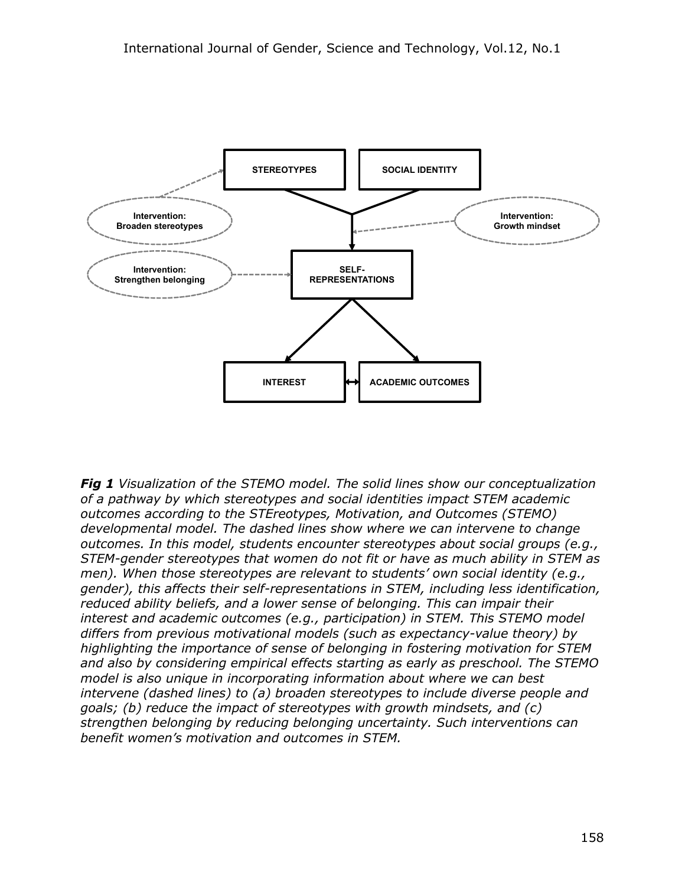STEREOTYPES

SOCIAL IDENTITY

Intervention:
Broaden stereotypes

Intervention:
Growth mindset

Intervention:
Strengthen belonging

SELF-
REPRESENTATIONS

INTEREST

ACADEMIC OUTCOMES

***Fig 1*** *Visualization of the STEMO model. The solid lines show our conceptualization of a pathway by which stereotypes and social identities impact STEM academic outcomes according to the STEreotypes, Motivation, and Outcomes (STEMO) developmental model. The dashed lines show where we can intervene to change outcomes. In this model, students encounter stereotypes about social groups (e.g., STEM-gender stereotypes that women do not fit or have as much ability in STEM as men). When those stereotypes are relevant to students' own social identity (e.g., gender), this affects their self-representations in STEM, including less identification, reduced ability beliefs, and a lower sense of belonging. This can impair their interest and academic outcomes (e.g., participation) in STEM. This STEMO model differs from previous motivational models (such as expectancy-value theory) by highlighting the importance of sense of belonging in fostering motivation for STEM and also by considering empirical effects starting as early as preschool. The STEMO model is also unique in incorporating information about where we can best intervene (dashed lines) to (a) broaden stereotypes to include diverse people and goals; (b) reduce the impact of stereotypes with growth mindsets, and (c) strengthen belonging by reducing belonging uncertainty. Such interventions can benefit women's motivation and outcomes in STEM.*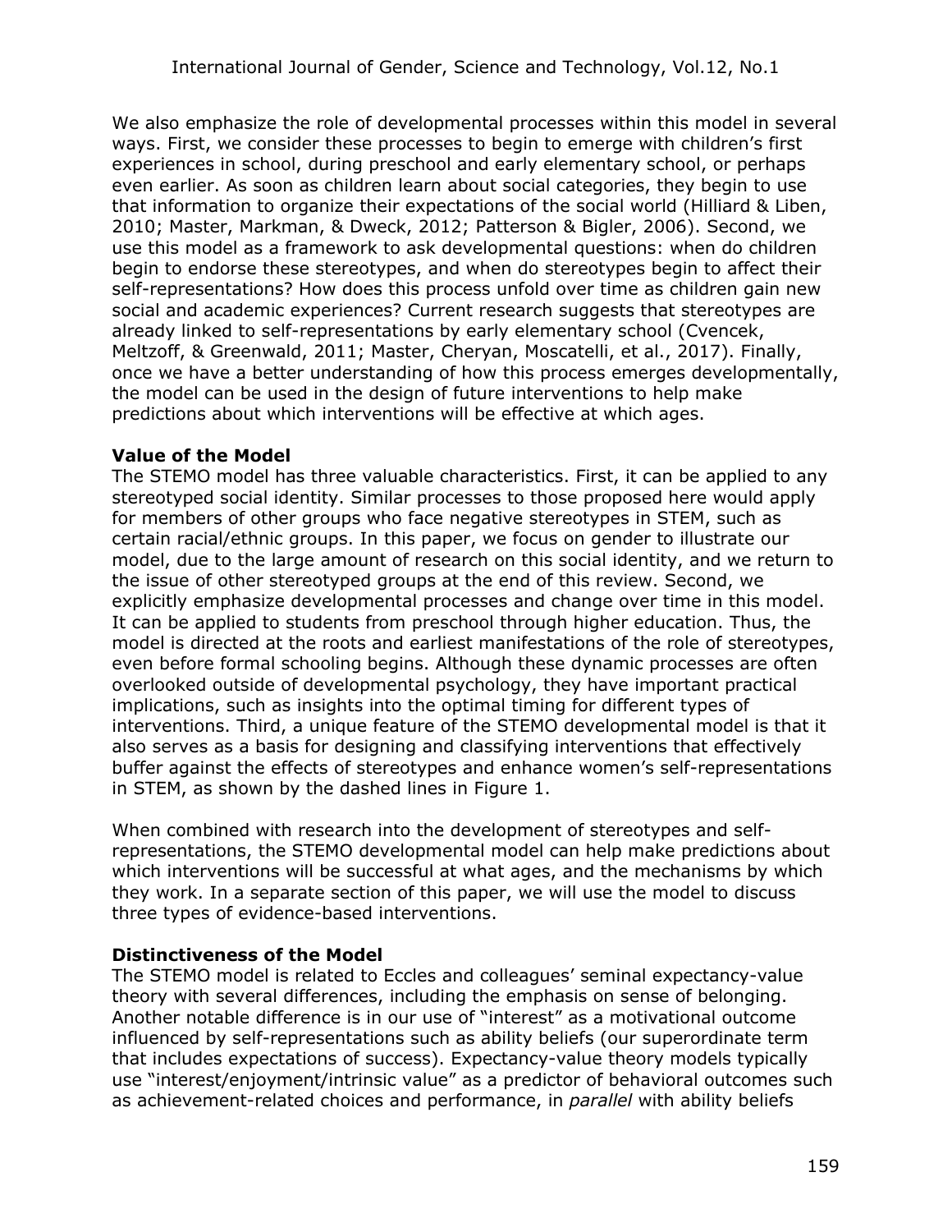We also emphasize the role of developmental processes within this model in several ways. First, we consider these processes to begin to emerge with children's first experiences in school, during preschool and early elementary school, or perhaps even earlier. As soon as children learn about social categories, they begin to use that information to organize their expectations of the social world (Hilliard & Liben, 2010; Master, Markman, & Dweck, 2012; Patterson & Bigler, 2006). Second, we use this model as a framework to ask developmental questions: when do children begin to endorse these stereotypes, and when do stereotypes begin to affect their self-representations? How does this process unfold over time as children gain new social and academic experiences? Current research suggests that stereotypes are already linked to self-representations by early elementary school (Cvencek, Meltzoff, & Greenwald, 2011; Master, Cheryan, Moscatelli, et al., 2017). Finally, once we have a better understanding of how this process emerges developmentally, the model can be used in the design of future interventions to help make predictions about which interventions will be effective at which ages.

**Value of the Model**

The STEMO model has three valuable characteristics. First, it can be applied to any stereotyped social identity. Similar processes to those proposed here would apply for members of other groups who face negative stereotypes in STEM, such as certain racial/ethnic groups. In this paper, we focus on gender to illustrate our model, due to the large amount of research on this social identity, and we return to the issue of other stereotyped groups at the end of this review. Second, we explicitly emphasize developmental processes and change over time in this model. It can be applied to students from preschool through higher education. Thus, the model is directed at the roots and earliest manifestations of the role of stereotypes, even before formal schooling begins. Although these dynamic processes are often overlooked outside of developmental psychology, they have important practical implications, such as insights into the optimal timing for different types of interventions. Third, a unique feature of the STEMO developmental model is that it also serves as a basis for designing and classifying interventions that effectively buffer against the effects of stereotypes and enhance women's self-representations in STEM, as shown by the dashed lines in Figure 1.

When combined with research into the development of stereotypes and self-representations, the STEMO developmental model can help make predictions about which interventions will be successful at what ages, and the mechanisms by which they work. In a separate section of this paper, we will use the model to discuss three types of evidence-based interventions.

**Distinctiveness of the Model**

The STEMO model is related to Eccles and colleagues' seminal expectancy-value theory with several differences, including the emphasis on sense of belonging. Another notable difference is in our use of "interest" as a motivational outcome influenced by self-representations such as ability beliefs (our superordinate term that includes expectations of success). Expectancy-value theory models typically use "interest/enjoyment/intrinsic value" as a predictor of behavioral outcomes such as achievement-related choices and performance, in *parallel* with ability beliefs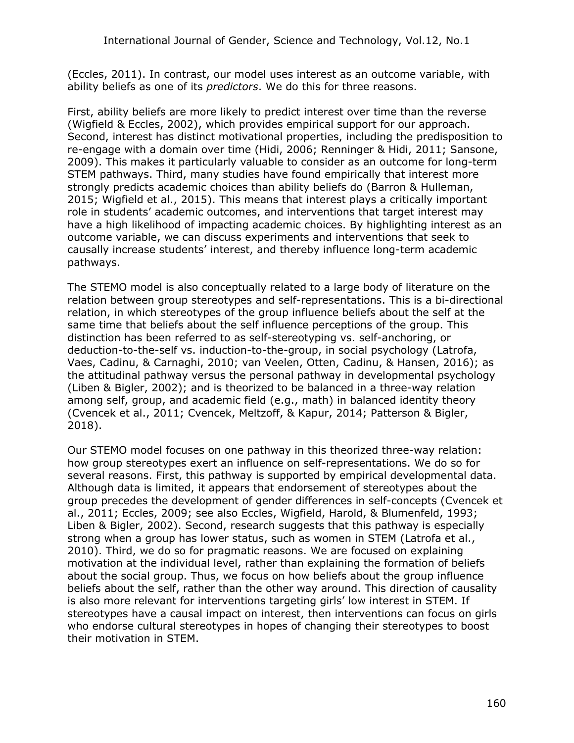(Eccles, 2011). In contrast, our model uses interest as an outcome variable, with ability beliefs as one of its *predictors*. We do this for three reasons.

First, ability beliefs are more likely to predict interest over time than the reverse (Wigfield & Eccles, 2002), which provides empirical support for our approach. Second, interest has distinct motivational properties, including the predisposition to re-engage with a domain over time (Hidi, 2006; Renninger & Hidi, 2011; Sansone, 2009). This makes it particularly valuable to consider as an outcome for long-term STEM pathways. Third, many studies have found empirically that interest more strongly predicts academic choices than ability beliefs do (Barron & Hulleman, 2015; Wigfield et al., 2015). This means that interest plays a critically important role in students' academic outcomes, and interventions that target interest may have a high likelihood of impacting academic choices. By highlighting interest as an outcome variable, we can discuss experiments and interventions that seek to causally increase students' interest, and thereby influence long-term academic pathways.

The STEMO model is also conceptually related to a large body of literature on the relation between group stereotypes and self-representations. This is a bi-directional relation, in which stereotypes of the group influence beliefs about the self at the same time that beliefs about the self influence perceptions of the group. This distinction has been referred to as self-stereotyping vs. self-anchoring, or deduction-to-the-self vs. induction-to-the-group, in social psychology (Latrofa, Vaes, Cadinu, & Carnaghi, 2010; van Veelen, Otten, Cadinu, & Hansen, 2016); as the attitudinal pathway versus the personal pathway in developmental psychology (Liben & Bigler, 2002); and is theorized to be balanced in a three-way relation among self, group, and academic field (e.g., math) in balanced identity theory (Cvencek et al., 2011; Cvencek, Meltzoff, & Kapur, 2014; Patterson & Bigler, 2018).

Our STEMO model focuses on one pathway in this theorized three-way relation: how group stereotypes exert an influence on self-representations. We do so for several reasons. First, this pathway is supported by empirical developmental data. Although data is limited, it appears that endorsement of stereotypes about the group precedes the development of gender differences in self-concepts (Cvencek et al., 2011; Eccles, 2009; see also Eccles, Wigfield, Harold, & Blumenfeld, 1993; Liben & Bigler, 2002). Second, research suggests that this pathway is especially strong when a group has lower status, such as women in STEM (Latrofa et al., 2010). Third, we do so for pragmatic reasons. We are focused on explaining motivation at the individual level, rather than explaining the formation of beliefs about the social group. Thus, we focus on how beliefs about the group influence beliefs about the self, rather than the other way around. This direction of causality is also more relevant for interventions targeting girls' low interest in STEM. If stereotypes have a causal impact on interest, then interventions can focus on girls who endorse cultural stereotypes in hopes of changing their stereotypes to boost their motivation in STEM.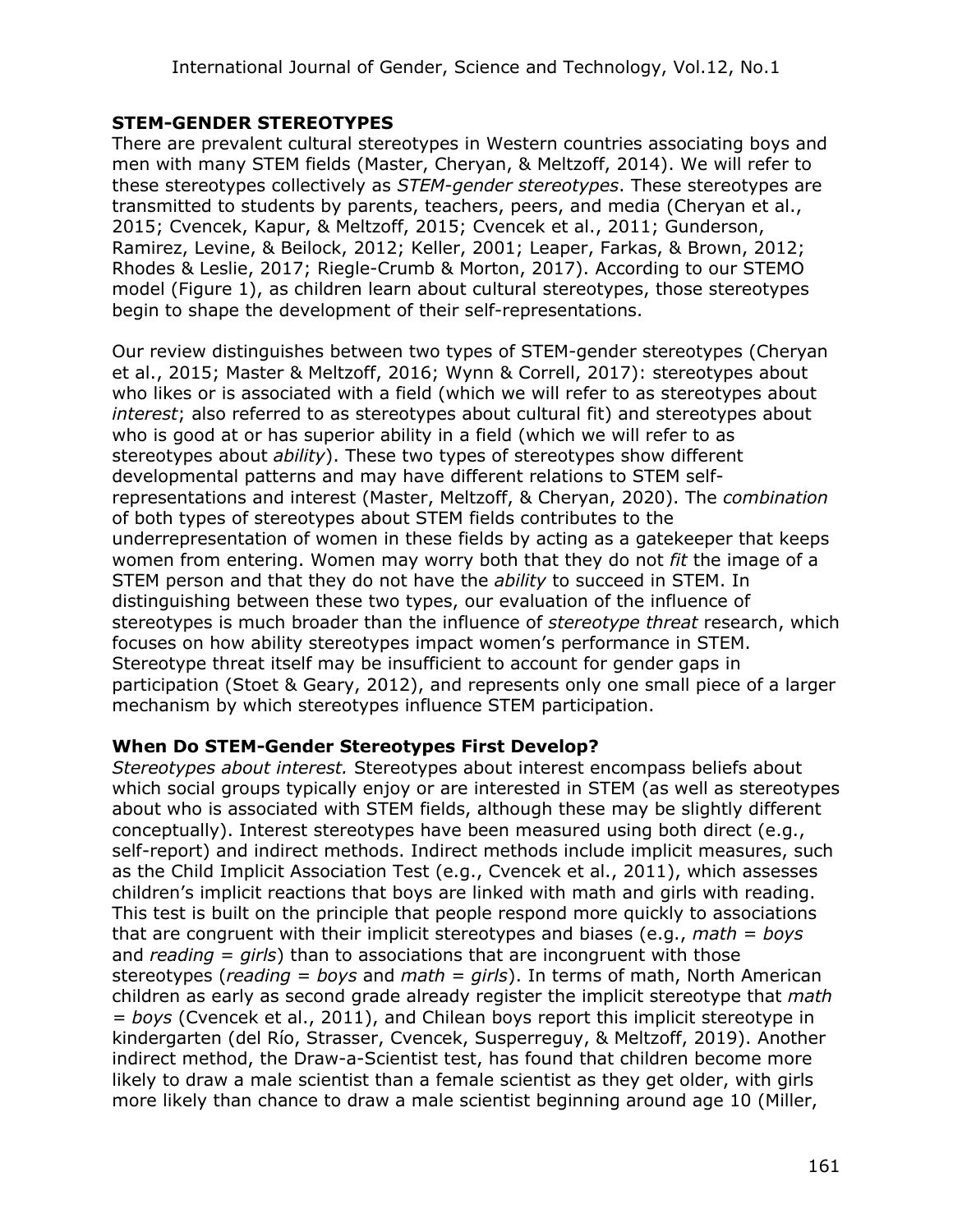## STEM-GENDER STEREOTYPES

There are prevalent cultural stereotypes in Western countries associating boys and men with many STEM fields (Master, Cheryan, & Meltzoff, 2014). We will refer to these stereotypes collectively as *STEM-gender stereotypes*. These stereotypes are transmitted to students by parents, teachers, peers, and media (Cheryan et al., 2015; Cvencek, Kapur, & Meltzoff, 2015; Cvencek et al., 2011; Gunderson, Ramirez, Levine, & Beilock, 2012; Keller, 2001; Leaper, Farkas, & Brown, 2012; Rhodes & Leslie, 2017; Riegle-Crumb & Morton, 2017). According to our STEMO model (Figure 1), as children learn about cultural stereotypes, those stereotypes begin to shape the development of their self-representations.

Our review distinguishes between two types of STEM-gender stereotypes (Cheryan et al., 2015; Master & Meltzoff, 2016; Wynn & Correll, 2017): stereotypes about who likes or is associated with a field (which we will refer to as stereotypes about *interest*; also referred to as stereotypes about cultural fit) and stereotypes about who is good at or has superior ability in a field (which we will refer to as stereotypes about *ability*). These two types of stereotypes show different developmental patterns and may have different relations to STEM self-representations and interest (Master, Meltzoff, & Cheryan, 2020). The *combination* of both types of stereotypes about STEM fields contributes to the underrepresentation of women in these fields by acting as a gatekeeper that keeps women from entering. Women may worry both that they do not *fit* the image of a STEM person and that they do not have the *ability* to succeed in STEM. In distinguishing between these two types, our evaluation of the influence of stereotypes is much broader than the influence of *stereotype threat* research, which focuses on how ability stereotypes impact women's performance in STEM. Stereotype threat itself may be insufficient to account for gender gaps in participation (Stoet & Geary, 2012), and represents only one small piece of a larger mechanism by which stereotypes influence STEM participation.

### When Do STEM-Gender Stereotypes First Develop?

*Stereotypes about interest.* Stereotypes about interest encompass beliefs about which social groups typically enjoy or are interested in STEM (as well as stereotypes about who is associated with STEM fields, although these may be slightly different conceptually). Interest stereotypes have been measured using both direct (e.g., self-report) and indirect methods. Indirect methods include implicit measures, such as the Child Implicit Association Test (e.g., Cvencek et al., 2011), which assesses children's implicit reactions that boys are linked with math and girls with reading. This test is built on the principle that people respond more quickly to associations that are congruent with their implicit stereotypes and biases (e.g., *math = boys* and *reading = girls*) than to associations that are incongruent with those stereotypes (*reading = boys* and *math = girls*). In terms of math, North American children as early as second grade already register the implicit stereotype that *math = boys* (Cvencek et al., 2011), and Chilean boys report this implicit stereotype in kindergarten (del Río, Strasser, Cvencek, Susperreguy, & Meltzoff, 2019). Another indirect method, the Draw-a-Scientist test, has found that children become more likely to draw a male scientist than a female scientist as they get older, with girls more likely than chance to draw a male scientist beginning around age 10 (Miller,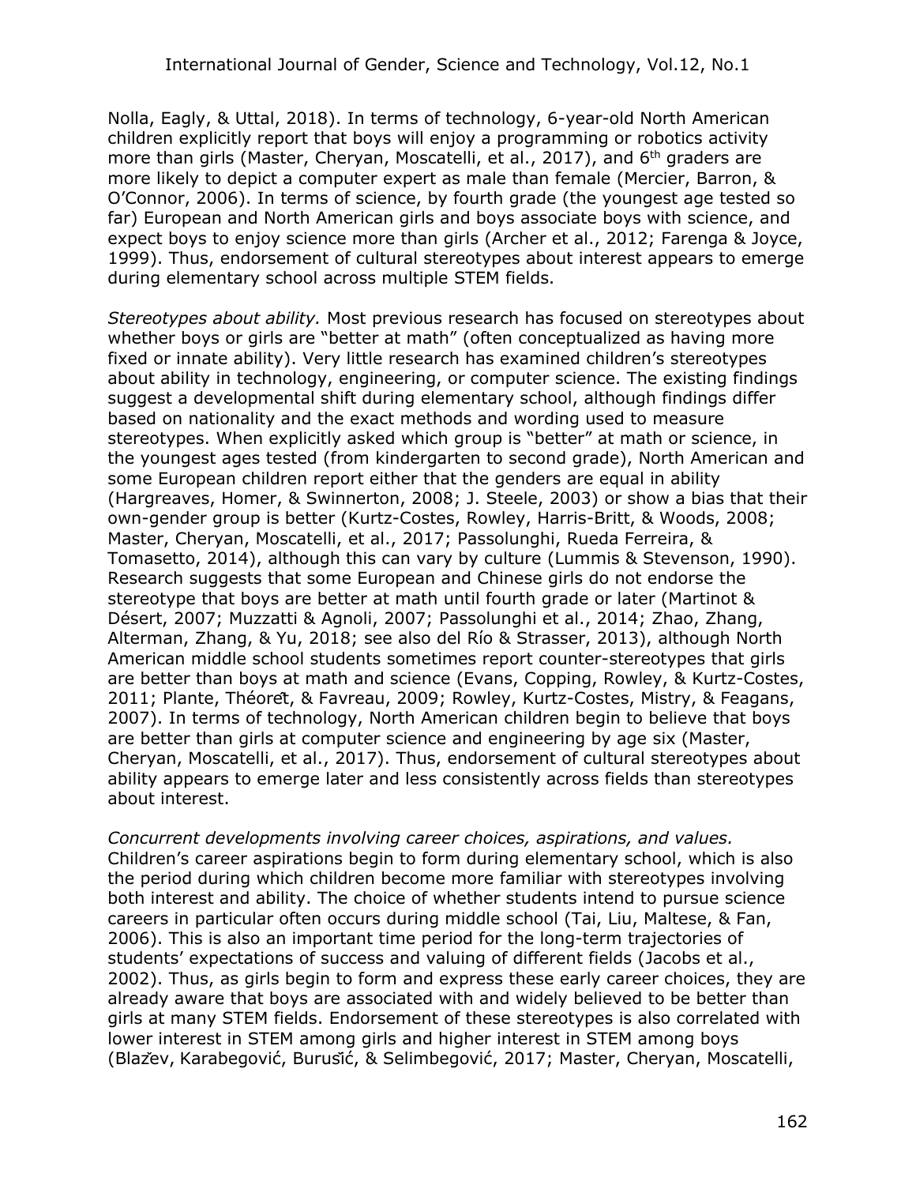Nolla, Eagly, & Uttal, 2018). In terms of technology, 6-year-old North American children explicitly report that boys will enjoy a programming or robotics activity more than girls (Master, Cheryan, Moscatelli, et al., 2017), and 6th graders are more likely to depict a computer expert as male than female (Mercier, Barron, & O'Connor, 2006). In terms of science, by fourth grade (the youngest age tested so far) European and North American girls and boys associate boys with science, and expect boys to enjoy science more than girls (Archer et al., 2012; Farenga & Joyce, 1999). Thus, endorsement of cultural stereotypes about interest appears to emerge during elementary school across multiple STEM fields.

*Stereotypes about ability.* Most previous research has focused on stereotypes about whether boys or girls are "better at math" (often conceptualized as having more fixed or innate ability). Very little research has examined children's stereotypes about ability in technology, engineering, or computer science. The existing findings suggest a developmental shift during elementary school, although findings differ based on nationality and the exact methods and wording used to measure stereotypes. When explicitly asked which group is "better" at math or science, in the youngest ages tested (from kindergarten to second grade), North American and some European children report either that the genders are equal in ability (Hargreaves, Homer, & Swinnerton, 2008; J. Steele, 2003) or show a bias that their own-gender group is better (Kurtz-Costes, Rowley, Harris-Britt, & Woods, 2008; Master, Cheryan, Moscatelli, et al., 2017; Passolunghi, Rueda Ferreira, & Tomasetto, 2014), although this can vary by culture (Lummis & Stevenson, 1990). Research suggests that some European and Chinese girls do not endorse the stereotype that boys are better at math until fourth grade or later (Martinot & Désert, 2007; Muzzatti & Agnoli, 2007; Passolunghi et al., 2014; Zhao, Zhang, Alterman, Zhang, & Yu, 2018; see also del Río & Strasser, 2013), although North American middle school students sometimes report counter-stereotypes that girls are better than boys at math and science (Evans, Copping, Rowley, & Kurtz-Costes, 2011; Plante, Théorêt, & Favreau, 2009; Rowley, Kurtz-Costes, Mistry, & Feagans, 2007). In terms of technology, North American children begin to believe that boys are better than girls at computer science and engineering by age six (Master, Cheryan, Moscatelli, et al., 2017). Thus, endorsement of cultural stereotypes about ability appears to emerge later and less consistently across fields than stereotypes about interest.

*Concurrent developments involving career choices, aspirations, and values.* Children's career aspirations begin to form during elementary school, which is also the period during which children become more familiar with stereotypes involving both interest and ability. The choice of whether students intend to pursue science careers in particular often occurs during middle school (Tai, Liu, Maltese, & Fan, 2006). This is also an important time period for the long-term trajectories of students' expectations of success and valuing of different fields (Jacobs et al., 2002). Thus, as girls begin to form and express these early career choices, they are already aware that boys are associated with and widely believed to be better than girls at many STEM fields. Endorsement of these stereotypes is also correlated with lower interest in STEM among girls and higher interest in STEM among boys (Blažev, Karabegović, Burušić, & Selimbegović, 2017; Master, Cheryan, Moscatelli,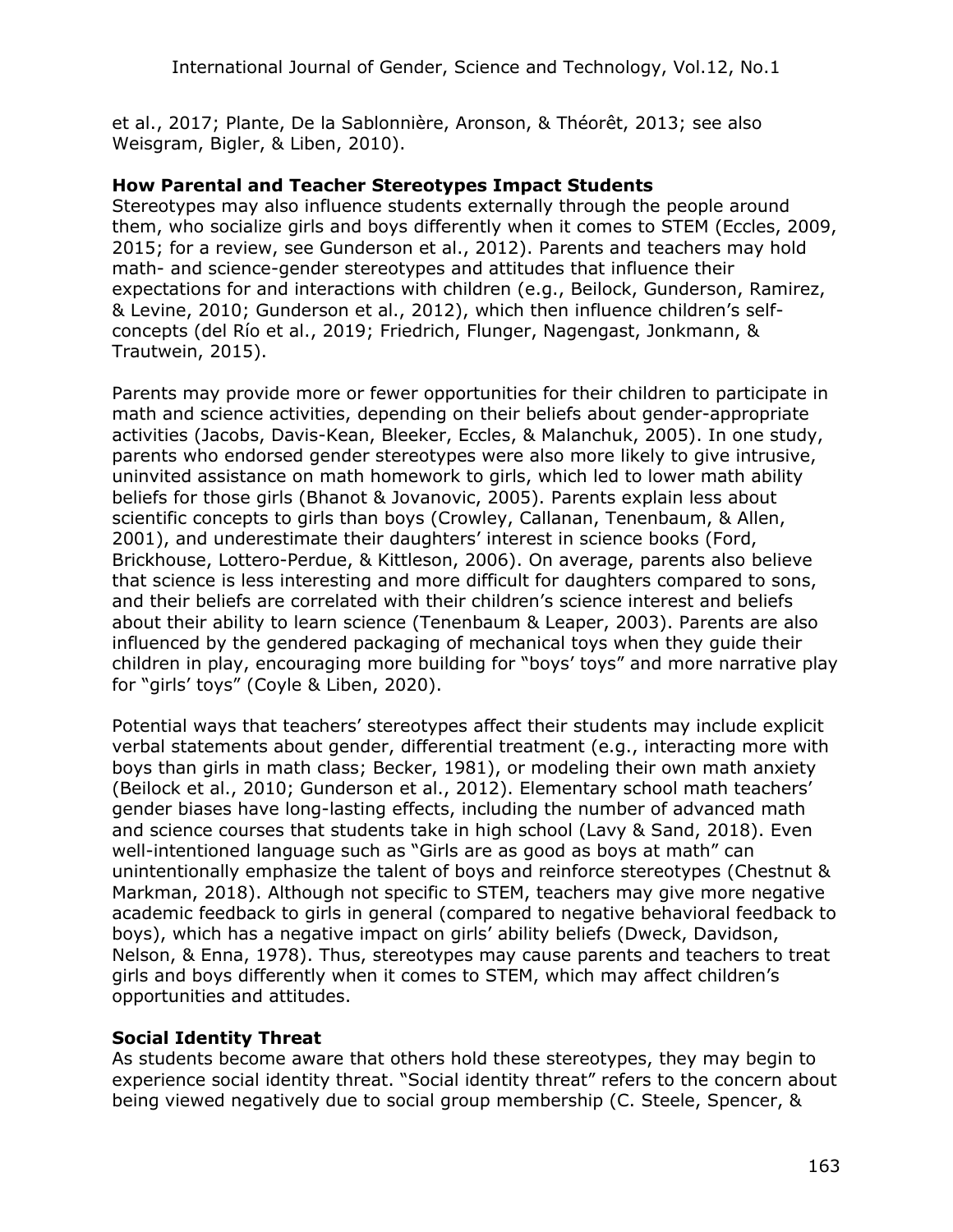et al., 2017; Plante, De la Sablonnière, Aronson, & Théorêt, 2013; see also Weisgram, Bigler, & Liben, 2010).

### How Parental and Teacher Stereotypes Impact Students

Stereotypes may also influence students externally through the people around them, who socialize girls and boys differently when it comes to STEM (Eccles, 2009, 2015; for a review, see Gunderson et al., 2012). Parents and teachers may hold math- and science-gender stereotypes and attitudes that influence their expectations for and interactions with children (e.g., Beilock, Gunderson, Ramirez, & Levine, 2010; Gunderson et al., 2012), which then influence children's self-concepts (del Río et al., 2019; Friedrich, Flunger, Nagengast, Jonkmann, & Trautwein, 2015).

Parents may provide more or fewer opportunities for their children to participate in math and science activities, depending on their beliefs about gender-appropriate activities (Jacobs, Davis-Kean, Bleeker, Eccles, & Malanchuk, 2005). In one study, parents who endorsed gender stereotypes were also more likely to give intrusive, uninvited assistance on math homework to girls, which led to lower math ability beliefs for those girls (Bhanot & Jovanovic, 2005). Parents explain less about scientific concepts to girls than boys (Crowley, Callanan, Tenenbaum, & Allen, 2001), and underestimate their daughters' interest in science books (Ford, Brickhouse, Lottero-Perdue, & Kittleson, 2006). On average, parents also believe that science is less interesting and more difficult for daughters compared to sons, and their beliefs are correlated with their children's science interest and beliefs about their ability to learn science (Tenenbaum & Leaper, 2003). Parents are also influenced by the gendered packaging of mechanical toys when they guide their children in play, encouraging more building for "boys' toys" and more narrative play for "girls' toys" (Coyle & Liben, 2020).

Potential ways that teachers' stereotypes affect their students may include explicit verbal statements about gender, differential treatment (e.g., interacting more with boys than girls in math class; Becker, 1981), or modeling their own math anxiety (Beilock et al., 2010; Gunderson et al., 2012). Elementary school math teachers' gender biases have long-lasting effects, including the number of advanced math and science courses that students take in high school (Lavy & Sand, 2018). Even well-intentioned language such as "Girls are as good as boys at math" can unintentionally emphasize the talent of boys and reinforce stereotypes (Chestnut & Markman, 2018). Although not specific to STEM, teachers may give more negative academic feedback to girls in general (compared to negative behavioral feedback to boys), which has a negative impact on girls' ability beliefs (Dweck, Davidson, Nelson, & Enna, 1978). Thus, stereotypes may cause parents and teachers to treat girls and boys differently when it comes to STEM, which may affect children's opportunities and attitudes.

### Social Identity Threat

As students become aware that others hold these stereotypes, they may begin to experience social identity threat. "Social identity threat" refers to the concern about being viewed negatively due to social group membership (C. Steele, Spencer, &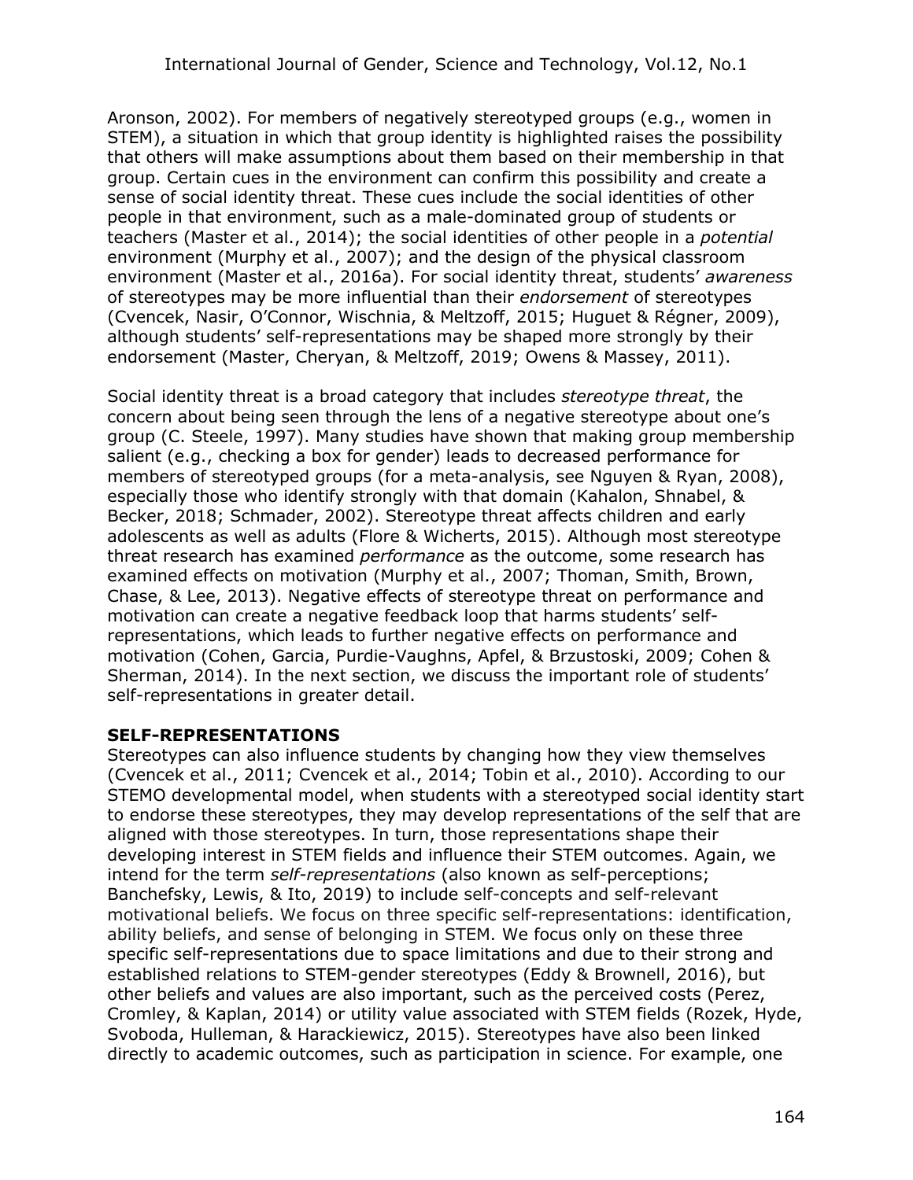Aronson, 2002). For members of negatively stereotyped groups (e.g., women in STEM), a situation in which that group identity is highlighted raises the possibility that others will make assumptions about them based on their membership in that group. Certain cues in the environment can confirm this possibility and create a sense of social identity threat. These cues include the social identities of other people in that environment, such as a male-dominated group of students or teachers (Master et al., 2014); the social identities of other people in a *potential* environment (Murphy et al., 2007); and the design of the physical classroom environment (Master et al., 2016a). For social identity threat, students' *awareness* of stereotypes may be more influential than their *endorsement* of stereotypes (Cvencek, Nasir, O'Connor, Wischnia, & Meltzoff, 2015; Huguet & Régner, 2009), although students' self-representations may be shaped more strongly by their endorsement (Master, Cheryan, & Meltzoff, 2019; Owens & Massey, 2011).

Social identity threat is a broad category that includes *stereotype threat*, the concern about being seen through the lens of a negative stereotype about one's group (C. Steele, 1997). Many studies have shown that making group membership salient (e.g., checking a box for gender) leads to decreased performance for members of stereotyped groups (for a meta-analysis, see Nguyen & Ryan, 2008), especially those who identify strongly with that domain (Kahalon, Shnabel, & Becker, 2018; Schmader, 2002). Stereotype threat affects children and early adolescents as well as adults (Flore & Wicherts, 2015). Although most stereotype threat research has examined *performance* as the outcome, some research has examined effects on motivation (Murphy et al., 2007; Thoman, Smith, Brown, Chase, & Lee, 2013). Negative effects of stereotype threat on performance and motivation can create a negative feedback loop that harms students' self-representations, which leads to further negative effects on performance and motivation (Cohen, Garcia, Purdie-Vaughns, Apfel, & Brzustoski, 2009; Cohen & Sherman, 2014). In the next section, we discuss the important role of students' self-representations in greater detail.

## SELF-REPRESENTATIONS

Stereotypes can also influence students by changing how they view themselves (Cvencek et al., 2011; Cvencek et al., 2014; Tobin et al., 2010). According to our STEMO developmental model, when students with a stereotyped social identity start to endorse these stereotypes, they may develop representations of the self that are aligned with those stereotypes. In turn, those representations shape their developing interest in STEM fields and influence their STEM outcomes. Again, we intend for the term *self-representations* (also known as self-perceptions; Banchefsky, Lewis, & Ito, 2019) to include self-concepts and self-relevant motivational beliefs. We focus on three specific self-representations: identification, ability beliefs, and sense of belonging in STEM. We focus only on these three specific self-representations due to space limitations and due to their strong and established relations to STEM-gender stereotypes (Eddy & Brownell, 2016), but other beliefs and values are also important, such as the perceived costs (Perez, Cromley, & Kaplan, 2014) or utility value associated with STEM fields (Rozek, Hyde, Svoboda, Hulleman, & Harackiewicz, 2015). Stereotypes have also been linked directly to academic outcomes, such as participation in science. For example, one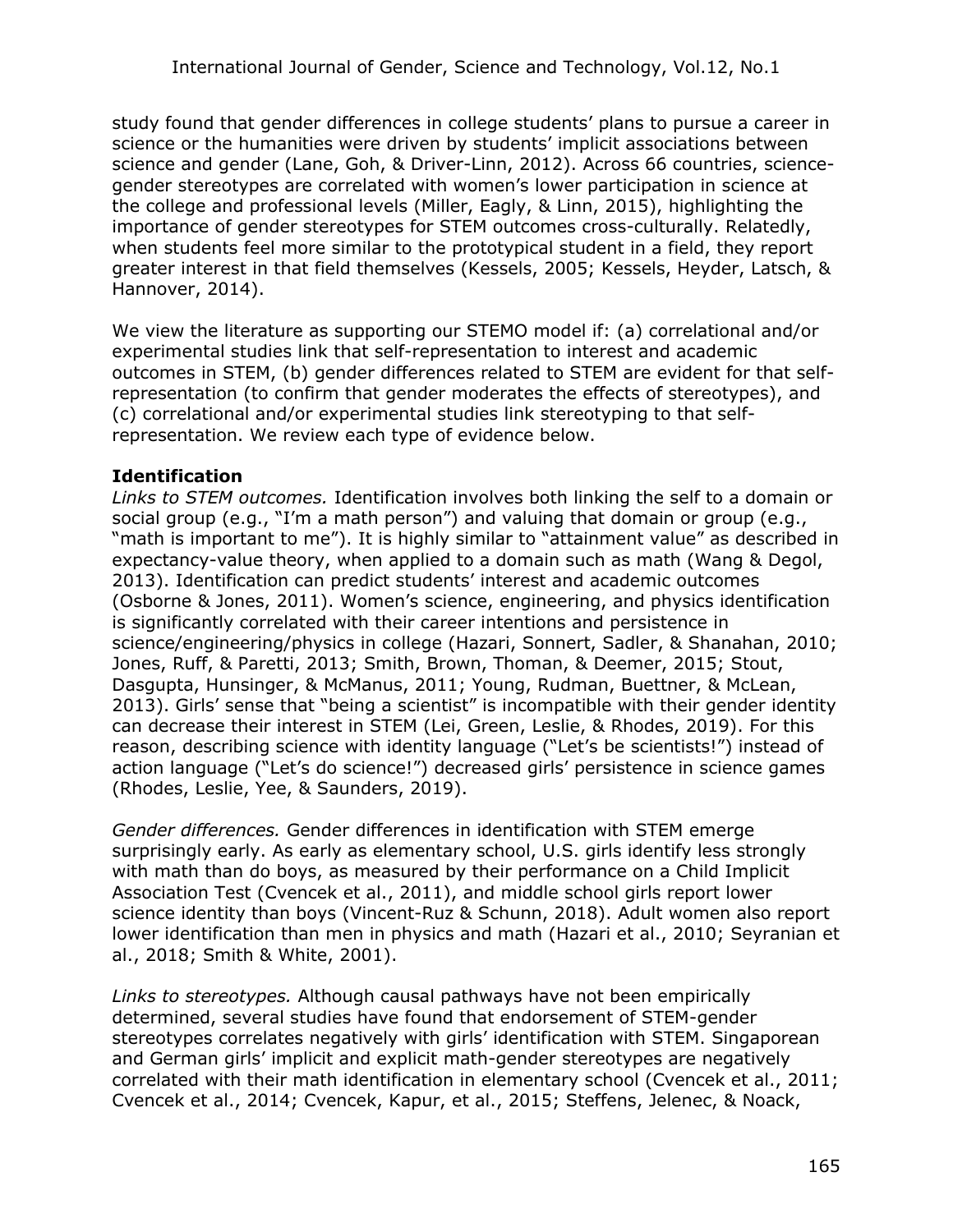study found that gender differences in college students' plans to pursue a career in science or the humanities were driven by students' implicit associations between science and gender (Lane, Goh, & Driver-Linn, 2012). Across 66 countries, science-gender stereotypes are correlated with women's lower participation in science at the college and professional levels (Miller, Eagly, & Linn, 2015), highlighting the importance of gender stereotypes for STEM outcomes cross-culturally. Relatedly, when students feel more similar to the prototypical student in a field, they report greater interest in that field themselves (Kessels, 2005; Kessels, Heyder, Latsch, & Hannover, 2014).

We view the literature as supporting our STEMO model if: (a) correlational and/or experimental studies link that self-representation to interest and academic outcomes in STEM, (b) gender differences related to STEM are evident for that self-representation (to confirm that gender moderates the effects of stereotypes), and (c) correlational and/or experimental studies link stereotyping to that self-representation. We review each type of evidence below.

**Identification**

*Links to STEM outcomes.* Identification involves both linking the self to a domain or social group (e.g., "I'm a math person") and valuing that domain or group (e.g., "math is important to me"). It is highly similar to "attainment value" as described in expectancy-value theory, when applied to a domain such as math (Wang & Degol, 2013). Identification can predict students' interest and academic outcomes (Osborne & Jones, 2011). Women's science, engineering, and physics identification is significantly correlated with their career intentions and persistence in science/engineering/physics in college (Hazari, Sonnert, Sadler, & Shanahan, 2010; Jones, Ruff, & Paretti, 2013; Smith, Brown, Thoman, & Deemer, 2015; Stout, Dasgupta, Hunsinger, & McManus, 2011; Young, Rudman, Buettner, & McLean, 2013). Girls' sense that "being a scientist" is incompatible with their gender identity can decrease their interest in STEM (Lei, Green, Leslie, & Rhodes, 2019). For this reason, describing science with identity language ("Let's be scientists!") instead of action language ("Let's do science!") decreased girls' persistence in science games (Rhodes, Leslie, Yee, & Saunders, 2019).

*Gender differences.* Gender differences in identification with STEM emerge surprisingly early. As early as elementary school, U.S. girls identify less strongly with math than do boys, as measured by their performance on a Child Implicit Association Test (Cvencek et al., 2011), and middle school girls report lower science identity than boys (Vincent-Ruz & Schunn, 2018). Adult women also report lower identification than men in physics and math (Hazari et al., 2010; Seyranian et al., 2018; Smith & White, 2001).

*Links to stereotypes.* Although causal pathways have not been empirically determined, several studies have found that endorsement of STEM-gender stereotypes correlates negatively with girls' identification with STEM. Singaporean and German girls' implicit and explicit math-gender stereotypes are negatively correlated with their math identification in elementary school (Cvencek et al., 2011; Cvencek et al., 2014; Cvencek, Kapur, et al., 2015; Steffens, Jelenec, & Noack,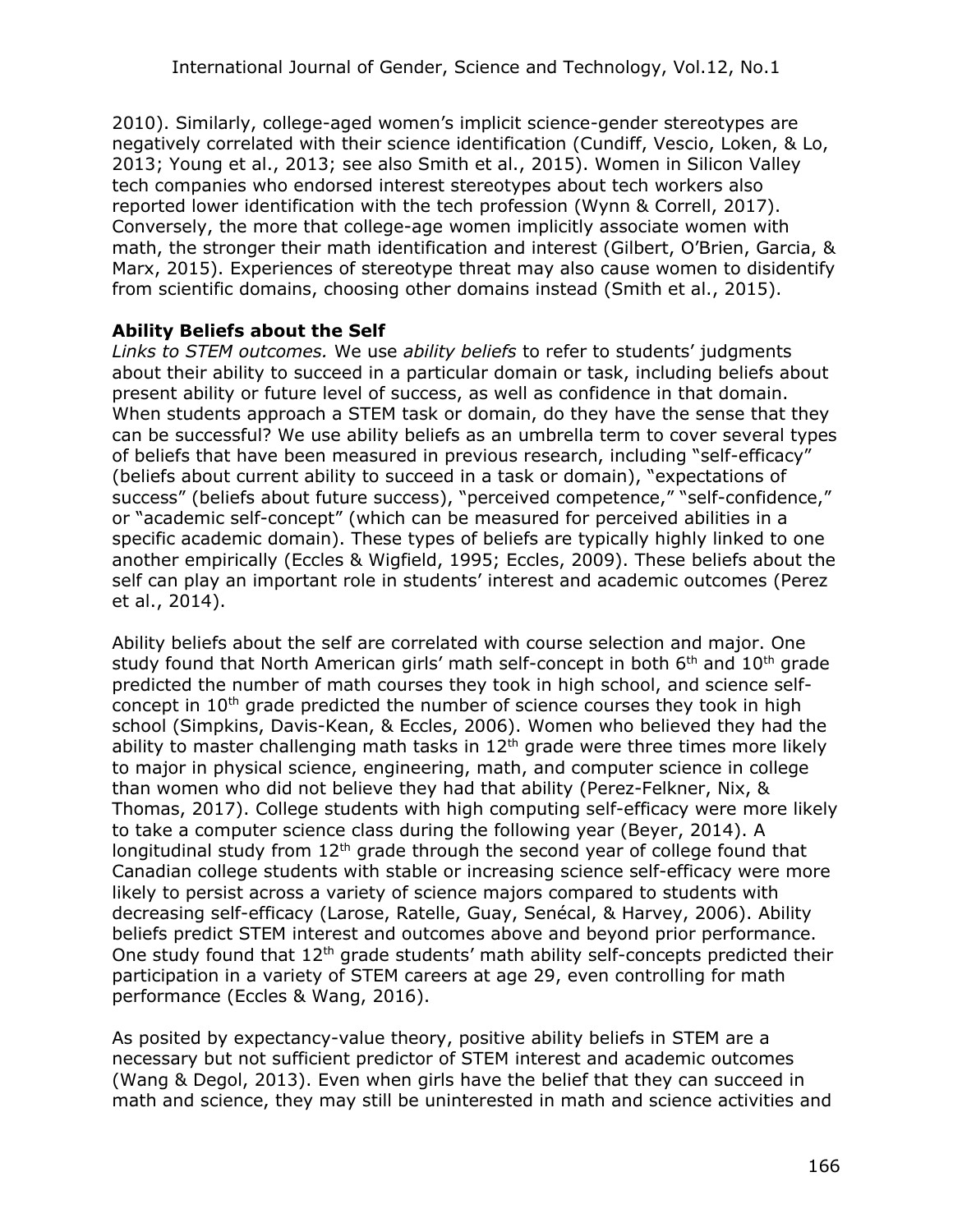2010). Similarly, college-aged women's implicit science-gender stereotypes are negatively correlated with their science identification (Cundiff, Vescio, Loken, & Lo, 2013; Young et al., 2013; see also Smith et al., 2015). Women in Silicon Valley tech companies who endorsed interest stereotypes about tech workers also reported lower identification with the tech profession (Wynn & Correll, 2017). Conversely, the more that college-age women implicitly associate women with math, the stronger their math identification and interest (Gilbert, O'Brien, Garcia, & Marx, 2015). Experiences of stereotype threat may also cause women to disidentify from scientific domains, choosing other domains instead (Smith et al., 2015).

**Ability Beliefs about the Self**

*Links to STEM outcomes.* We use *ability beliefs* to refer to students' judgments about their ability to succeed in a particular domain or task, including beliefs about present ability or future level of success, as well as confidence in that domain. When students approach a STEM task or domain, do they have the sense that they can be successful? We use ability beliefs as an umbrella term to cover several types of beliefs that have been measured in previous research, including "self-efficacy" (beliefs about current ability to succeed in a task or domain), "expectations of success" (beliefs about future success), "perceived competence," "self-confidence," or "academic self-concept" (which can be measured for perceived abilities in a specific academic domain). These types of beliefs are typically highly linked to one another empirically (Eccles & Wigfield, 1995; Eccles, 2009). These beliefs about the self can play an important role in students' interest and academic outcomes (Perez et al., 2014).

Ability beliefs about the self are correlated with course selection and major. One study found that North American girls' math self-concept in both 6th and 10th grade predicted the number of math courses they took in high school, and science self-concept in 10th grade predicted the number of science courses they took in high school (Simpkins, Davis-Kean, & Eccles, 2006). Women who believed they had the ability to master challenging math tasks in 12th grade were three times more likely to major in physical science, engineering, math, and computer science in college than women who did not believe they had that ability (Perez-Felkner, Nix, & Thomas, 2017). College students with high computing self-efficacy were more likely to take a computer science class during the following year (Beyer, 2014). A longitudinal study from 12th grade through the second year of college found that Canadian college students with stable or increasing science self-efficacy were more likely to persist across a variety of science majors compared to students with decreasing self-efficacy (Larose, Ratelle, Guay, Senécal, & Harvey, 2006). Ability beliefs predict STEM interest and outcomes above and beyond prior performance. One study found that 12th grade students' math ability self-concepts predicted their participation in a variety of STEM careers at age 29, even controlling for math performance (Eccles & Wang, 2016).

As posited by expectancy-value theory, positive ability beliefs in STEM are a necessary but not sufficient predictor of STEM interest and academic outcomes (Wang & Degol, 2013). Even when girls have the belief that they can succeed in math and science, they may still be uninterested in math and science activities and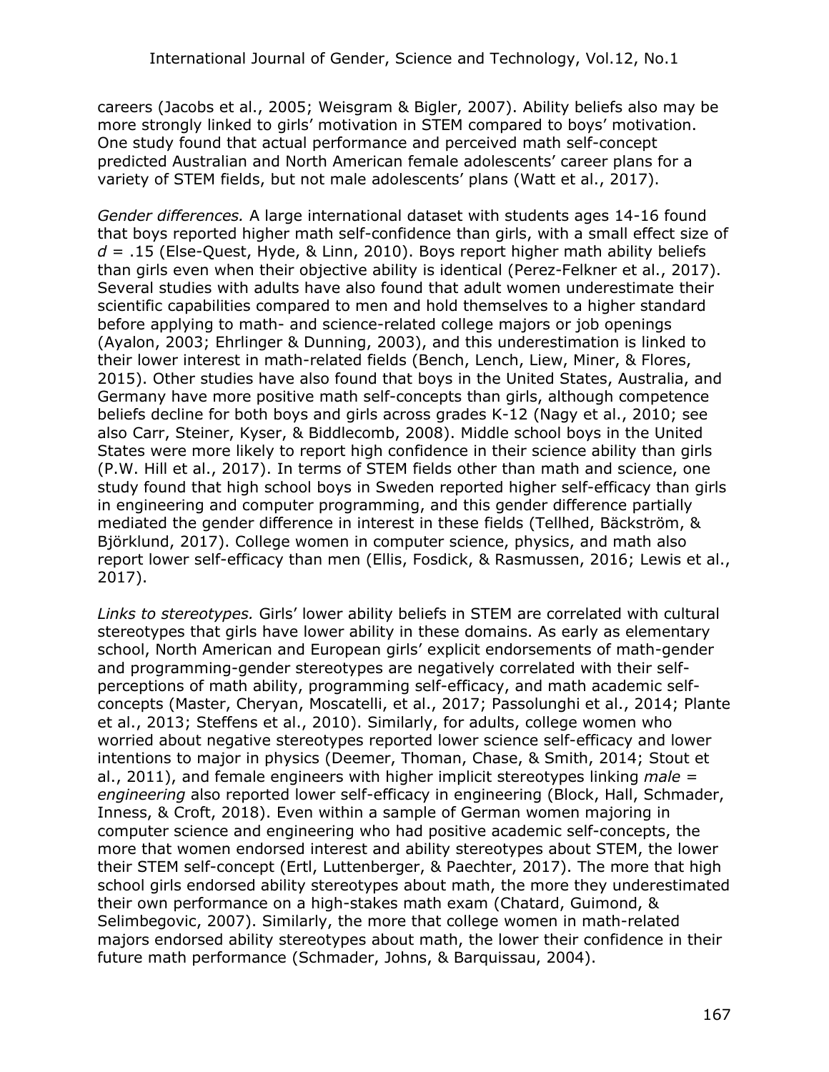careers (Jacobs et al., 2005; Weisgram & Bigler, 2007). Ability beliefs also may be more strongly linked to girls' motivation in STEM compared to boys' motivation. One study found that actual performance and perceived math self-concept predicted Australian and North American female adolescents' career plans for a variety of STEM fields, but not male adolescents' plans (Watt et al., 2017).

*Gender differences.* A large international dataset with students ages 14-16 found that boys reported higher math self-confidence than girls, with a small effect size of $d$ = .15 (Else-Quest, Hyde, & Linn, 2010). Boys report higher math ability beliefs than girls even when their objective ability is identical (Perez-Felkner et al., 2017). Several studies with adults have also found that adult women underestimate their scientific capabilities compared to men and hold themselves to a higher standard before applying to math- and science-related college majors or job openings (Ayalon, 2003; Ehrlinger & Dunning, 2003), and this underestimation is linked to their lower interest in math-related fields (Bench, Lench, Liew, Miner, & Flores, 2015). Other studies have also found that boys in the United States, Australia, and Germany have more positive math self-concepts than girls, although competence beliefs decline for both boys and girls across grades K-12 (Nagy et al., 2010; see also Carr, Steiner, Kyser, & Biddlecomb, 2008). Middle school boys in the United States were more likely to report high confidence in their science ability than girls (P.W. Hill et al., 2017). In terms of STEM fields other than math and science, one study found that high school boys in Sweden reported higher self-efficacy than girls in engineering and computer programming, and this gender difference partially mediated the gender difference in interest in these fields (Tellhed, Bäckström, & Björklund, 2017). College women in computer science, physics, and math also report lower self-efficacy than men (Ellis, Fosdick, & Rasmussen, 2016; Lewis et al., 2017).

*Links to stereotypes.* Girls' lower ability beliefs in STEM are correlated with cultural stereotypes that girls have lower ability in these domains. As early as elementary school, North American and European girls' explicit endorsements of math-gender and programming-gender stereotypes are negatively correlated with their self-perceptions of math ability, programming self-efficacy, and math academic self-concepts (Master, Cheryan, Moscatelli, et al., 2017; Passolunghi et al., 2014; Plante et al., 2013; Steffens et al., 2010). Similarly, for adults, college women who worried about negative stereotypes reported lower science self-efficacy and lower intentions to major in physics (Deemer, Thoman, Chase, & Smith, 2014; Stout et al., 2011), and female engineers with higher implicit stereotypes linking *male = engineering* also reported lower self-efficacy in engineering (Block, Hall, Schmader, Inness, & Croft, 2018). Even within a sample of German women majoring in computer science and engineering who had positive academic self-concepts, the more that women endorsed interest and ability stereotypes about STEM, the lower their STEM self-concept (Ertl, Luttenberger, & Paechter, 2017). The more that high school girls endorsed ability stereotypes about math, the more they underestimated their own performance on a high-stakes math exam (Chatard, Guimond, & Selimbegovic, 2007). Similarly, the more that college women in math-related majors endorsed ability stereotypes about math, the lower their confidence in their future math performance (Schmader, Johns, & Barquissau, 2004).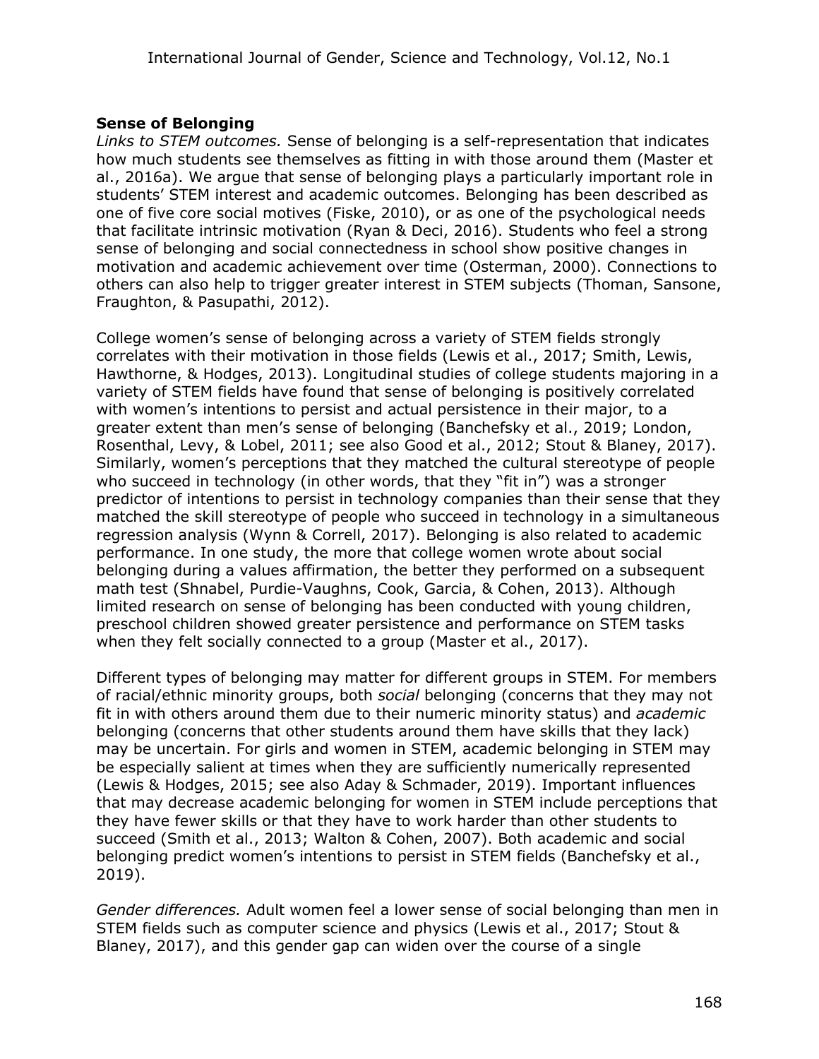## Sense of Belonging

*Links to STEM outcomes.* Sense of belonging is a self-representation that indicates how much students see themselves as fitting in with those around them (Master et al., 2016a). We argue that sense of belonging plays a particularly important role in students' STEM interest and academic outcomes. Belonging has been described as one of five core social motives (Fiske, 2010), or as one of the psychological needs that facilitate intrinsic motivation (Ryan & Deci, 2016). Students who feel a strong sense of belonging and social connectedness in school show positive changes in motivation and academic achievement over time (Osterman, 2000). Connections to others can also help to trigger greater interest in STEM subjects (Thoman, Sansone, Fraughton, & Pasupathi, 2012).

College women's sense of belonging across a variety of STEM fields strongly correlates with their motivation in those fields (Lewis et al., 2017; Smith, Lewis, Hawthorne, & Hodges, 2013). Longitudinal studies of college students majoring in a variety of STEM fields have found that sense of belonging is positively correlated with women's intentions to persist and actual persistence in their major, to a greater extent than men's sense of belonging (Banchefsky et al., 2019; London, Rosenthal, Levy, & Lobel, 2011; see also Good et al., 2012; Stout & Blaney, 2017). Similarly, women's perceptions that they matched the cultural stereotype of people who succeed in technology (in other words, that they "fit in") was a stronger predictor of intentions to persist in technology companies than their sense that they matched the skill stereotype of people who succeed in technology in a simultaneous regression analysis (Wynn & Correll, 2017). Belonging is also related to academic performance. In one study, the more that college women wrote about social belonging during a values affirmation, the better they performed on a subsequent math test (Shnabel, Purdie-Vaughns, Cook, Garcia, & Cohen, 2013). Although limited research on sense of belonging has been conducted with young children, preschool children showed greater persistence and performance on STEM tasks when they felt socially connected to a group (Master et al., 2017).

Different types of belonging may matter for different groups in STEM. For members of racial/ethnic minority groups, both *social* belonging (concerns that they may not fit in with others around them due to their numeric minority status) and *academic* belonging (concerns that other students around them have skills that they lack) may be uncertain. For girls and women in STEM, academic belonging in STEM may be especially salient at times when they are sufficiently numerically represented (Lewis & Hodges, 2015; see also Aday & Schmader, 2019). Important influences that may decrease academic belonging for women in STEM include perceptions that they have fewer skills or that they have to work harder than other students to succeed (Smith et al., 2013; Walton & Cohen, 2007). Both academic and social belonging predict women's intentions to persist in STEM fields (Banchefsky et al., 2019).

*Gender differences.* Adult women feel a lower sense of social belonging than men in STEM fields such as computer science and physics (Lewis et al., 2017; Stout & Blaney, 2017), and this gender gap can widen over the course of a single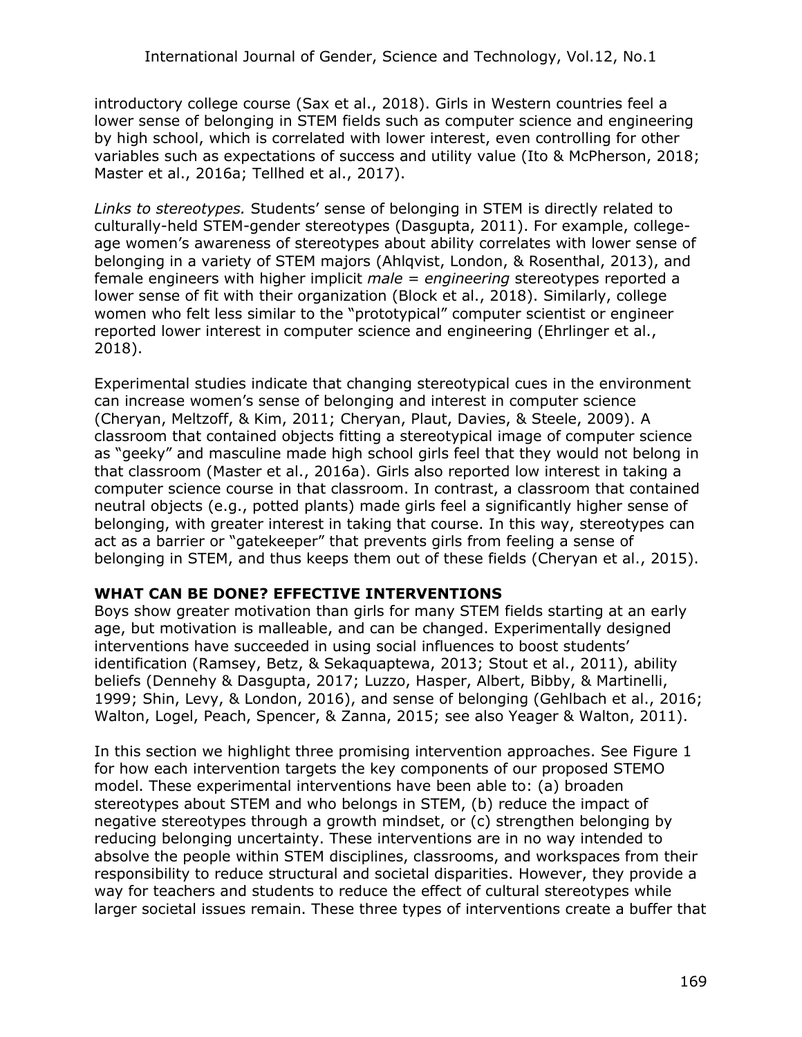introductory college course (Sax et al., 2018). Girls in Western countries feel a lower sense of belonging in STEM fields such as computer science and engineering by high school, which is correlated with lower interest, even controlling for other variables such as expectations of success and utility value (Ito & McPherson, 2018; Master et al., 2016a; Tellhed et al., 2017).

*Links to stereotypes.* Students' sense of belonging in STEM is directly related to culturally-held STEM-gender stereotypes (Dasgupta, 2011). For example, college-age women's awareness of stereotypes about ability correlates with lower sense of belonging in a variety of STEM majors (Ahlqvist, London, & Rosenthal, 2013), and female engineers with higher implicit *male = engineering* stereotypes reported a lower sense of fit with their organization (Block et al., 2018). Similarly, college women who felt less similar to the "prototypical" computer scientist or engineer reported lower interest in computer science and engineering (Ehrlinger et al., 2018).

Experimental studies indicate that changing stereotypical cues in the environment can increase women's sense of belonging and interest in computer science (Cheryan, Meltzoff, & Kim, 2011; Cheryan, Plaut, Davies, & Steele, 2009). A classroom that contained objects fitting a stereotypical image of computer science as "geeky" and masculine made high school girls feel that they would not belong in that classroom (Master et al., 2016a). Girls also reported low interest in taking a computer science course in that classroom. In contrast, a classroom that contained neutral objects (e.g., potted plants) made girls feel a significantly higher sense of belonging, with greater interest in taking that course. In this way, stereotypes can act as a barrier or "gatekeeper" that prevents girls from feeling a sense of belonging in STEM, and thus keeps them out of these fields (Cheryan et al., 2015).

## WHAT CAN BE DONE? EFFECTIVE INTERVENTIONS

Boys show greater motivation than girls for many STEM fields starting at an early age, but motivation is malleable, and can be changed. Experimentally designed interventions have succeeded in using social influences to boost students' identification (Ramsey, Betz, & Sekaquaptewa, 2013; Stout et al., 2011), ability beliefs (Dennehy & Dasgupta, 2017; Luzzo, Hasper, Albert, Bibby, & Martinelli, 1999; Shin, Levy, & London, 2016), and sense of belonging (Gehlbach et al., 2016; Walton, Logel, Peach, Spencer, & Zanna, 2015; see also Yeager & Walton, 2011).

In this section we highlight three promising intervention approaches. See Figure 1 for how each intervention targets the key components of our proposed STEMO model. These experimental interventions have been able to: (a) broaden stereotypes about STEM and who belongs in STEM, (b) reduce the impact of negative stereotypes through a growth mindset, or (c) strengthen belonging by reducing belonging uncertainty. These interventions are in no way intended to absolve the people within STEM disciplines, classrooms, and workspaces from their responsibility to reduce structural and societal disparities. However, they provide a way for teachers and students to reduce the effect of cultural stereotypes while larger societal issues remain. These three types of interventions create a buffer that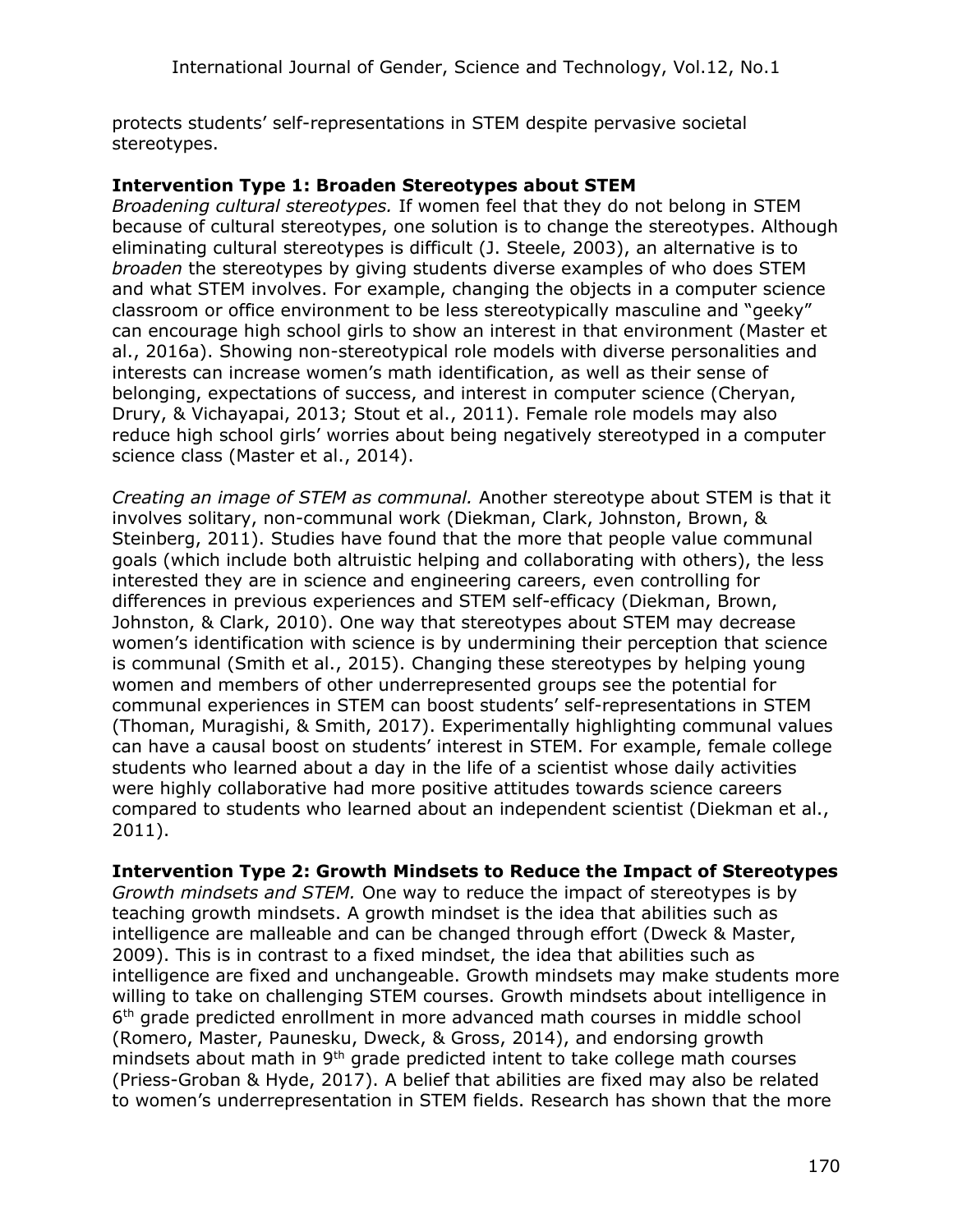protects students' self-representations in STEM despite pervasive societal stereotypes.

**Intervention Type 1: Broaden Stereotypes about STEM**

*Broadening cultural stereotypes.* If women feel that they do not belong in STEM because of cultural stereotypes, one solution is to change the stereotypes. Although eliminating cultural stereotypes is difficult (J. Steele, 2003), an alternative is to *broaden* the stereotypes by giving students diverse examples of who does STEM and what STEM involves. For example, changing the objects in a computer science classroom or office environment to be less stereotypically masculine and "geeky" can encourage high school girls to show an interest in that environment (Master et al., 2016a). Showing non-stereotypical role models with diverse personalities and interests can increase women's math identification, as well as their sense of belonging, expectations of success, and interest in computer science (Cheryan, Drury, & Vichayapai, 2013; Stout et al., 2011). Female role models may also reduce high school girls' worries about being negatively stereotyped in a computer science class (Master et al., 2014).

*Creating an image of STEM as communal.* Another stereotype about STEM is that it involves solitary, non-communal work (Diekman, Clark, Johnston, Brown, & Steinberg, 2011). Studies have found that the more that people value communal goals (which include both altruistic helping and collaborating with others), the less interested they are in science and engineering careers, even controlling for differences in previous experiences and STEM self-efficacy (Diekman, Brown, Johnston, & Clark, 2010). One way that stereotypes about STEM may decrease women's identification with science is by undermining their perception that science is communal (Smith et al., 2015). Changing these stereotypes by helping young women and members of other underrepresented groups see the potential for communal experiences in STEM can boost students' self-representations in STEM (Thoman, Muragishi, & Smith, 2017). Experimentally highlighting communal values can have a causal boost on students' interest in STEM. For example, female college students who learned about a day in the life of a scientist whose daily activities were highly collaborative had more positive attitudes towards science careers compared to students who learned about an independent scientist (Diekman et al., 2011).

**Intervention Type 2: Growth Mindsets to Reduce the Impact of Stereotypes**

*Growth mindsets and STEM.* One way to reduce the impact of stereotypes is by teaching growth mindsets. A growth mindset is the idea that abilities such as intelligence are malleable and can be changed through effort (Dweck & Master, 2009). This is in contrast to a fixed mindset, the idea that abilities such as intelligence are fixed and unchangeable. Growth mindsets may make students more willing to take on challenging STEM courses. Growth mindsets about intelligence in 6th grade predicted enrollment in more advanced math courses in middle school (Romero, Master, Paunesku, Dweck, & Gross, 2014), and endorsing growth mindsets about math in 9th grade predicted intent to take college math courses (Priess-Groban & Hyde, 2017). A belief that abilities are fixed may also be related to women's underrepresentation in STEM fields. Research has shown that the more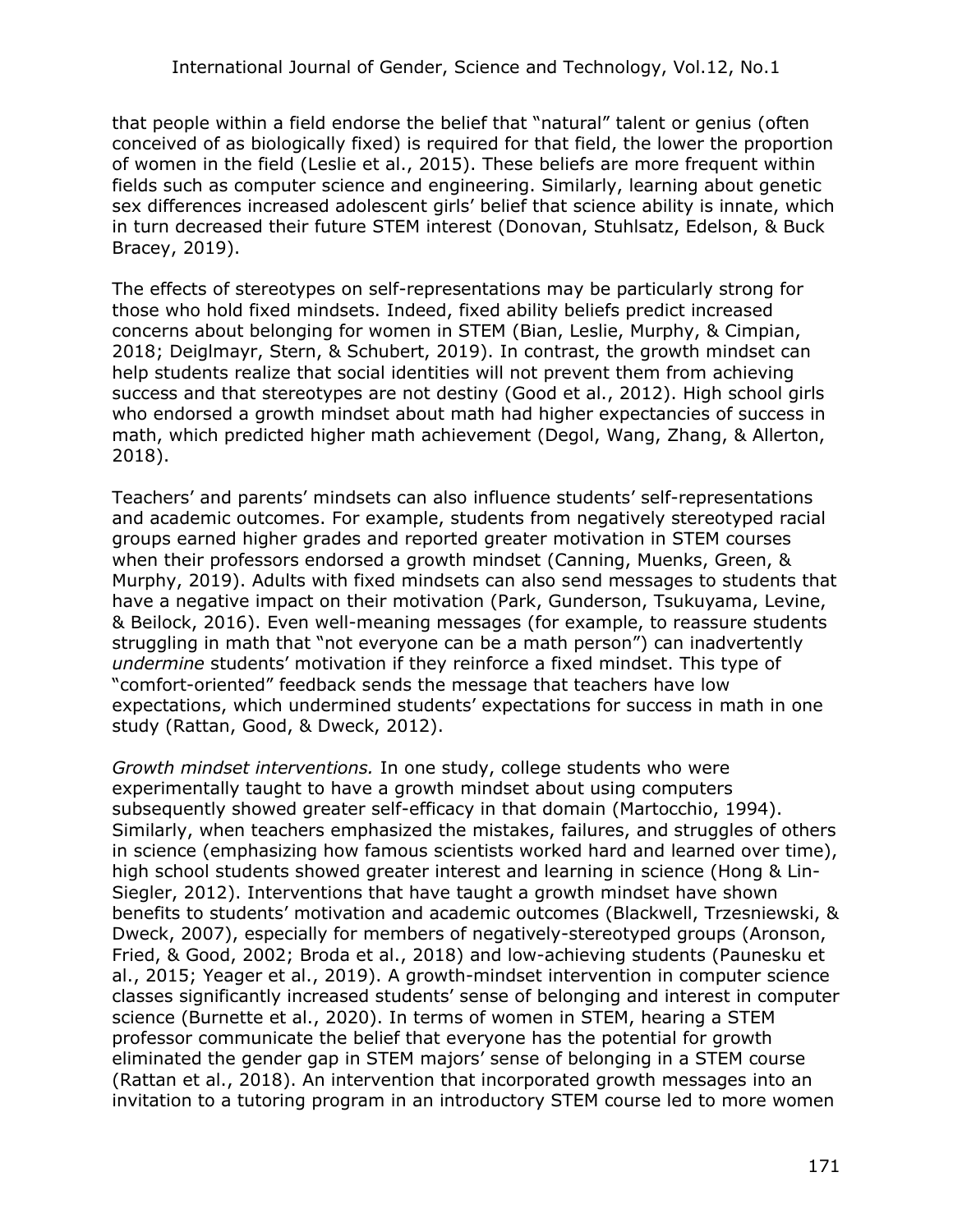that people within a field endorse the belief that "natural" talent or genius (often conceived of as biologically fixed) is required for that field, the lower the proportion of women in the field (Leslie et al., 2015). These beliefs are more frequent within fields such as computer science and engineering. Similarly, learning about genetic sex differences increased adolescent girls' belief that science ability is innate, which in turn decreased their future STEM interest (Donovan, Stuhlsatz, Edelson, & Buck Bracey, 2019).

The effects of stereotypes on self-representations may be particularly strong for those who hold fixed mindsets. Indeed, fixed ability beliefs predict increased concerns about belonging for women in STEM (Bian, Leslie, Murphy, & Cimpian, 2018; Deiglmayr, Stern, & Schubert, 2019). In contrast, the growth mindset can help students realize that social identities will not prevent them from achieving success and that stereotypes are not destiny (Good et al., 2012). High school girls who endorsed a growth mindset about math had higher expectancies of success in math, which predicted higher math achievement (Degol, Wang, Zhang, & Allerton, 2018).

Teachers' and parents' mindsets can also influence students' self-representations and academic outcomes. For example, students from negatively stereotyped racial groups earned higher grades and reported greater motivation in STEM courses when their professors endorsed a growth mindset (Canning, Muenks, Green, & Murphy, 2019). Adults with fixed mindsets can also send messages to students that have a negative impact on their motivation (Park, Gunderson, Tsukuyama, Levine, & Beilock, 2016). Even well-meaning messages (for example, to reassure students struggling in math that "not everyone can be a math person") can inadvertently *undermine* students' motivation if they reinforce a fixed mindset. This type of "comfort-oriented" feedback sends the message that teachers have low expectations, which undermined students' expectations for success in math in one study (Rattan, Good, & Dweck, 2012).

*Growth mindset interventions.* In one study, college students who were experimentally taught to have a growth mindset about using computers subsequently showed greater self-efficacy in that domain (Martocchio, 1994). Similarly, when teachers emphasized the mistakes, failures, and struggles of others in science (emphasizing how famous scientists worked hard and learned over time), high school students showed greater interest and learning in science (Hong & Lin-Siegler, 2012). Interventions that have taught a growth mindset have shown benefits to students' motivation and academic outcomes (Blackwell, Trzesniewski, & Dweck, 2007), especially for members of negatively-stereotyped groups (Aronson, Fried, & Good, 2002; Broda et al., 2018) and low-achieving students (Paunesku et al., 2015; Yeager et al., 2019). A growth-mindset intervention in computer science classes significantly increased students' sense of belonging and interest in computer science (Burnette et al., 2020). In terms of women in STEM, hearing a STEM professor communicate the belief that everyone has the potential for growth eliminated the gender gap in STEM majors' sense of belonging in a STEM course (Rattan et al., 2018). An intervention that incorporated growth messages into an invitation to a tutoring program in an introductory STEM course led to more women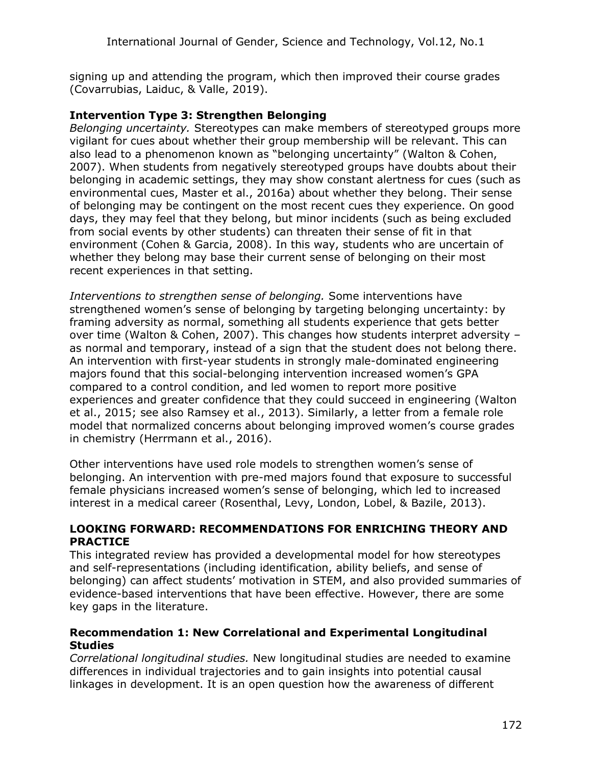signing up and attending the program, which then improved their course grades (Covarrubias, Laiduc, & Valle, 2019).

### Intervention Type 3: Strengthen Belonging

*Belonging uncertainty.* Stereotypes can make members of stereotyped groups more vigilant for cues about whether their group membership will be relevant. This can also lead to a phenomenon known as "belonging uncertainty" (Walton & Cohen, 2007). When students from negatively stereotyped groups have doubts about their belonging in academic settings, they may show constant alertness for cues (such as environmental cues, Master et al., 2016a) about whether they belong. Their sense of belonging may be contingent on the most recent cues they experience. On good days, they may feel that they belong, but minor incidents (such as being excluded from social events by other students) can threaten their sense of fit in that environment (Cohen & Garcia, 2008). In this way, students who are uncertain of whether they belong may base their current sense of belonging on their most recent experiences in that setting.

*Interventions to strengthen sense of belonging.* Some interventions have strengthened women's sense of belonging by targeting belonging uncertainty: by framing adversity as normal, something all students experience that gets better over time (Walton & Cohen, 2007). This changes how students interpret adversity – as normal and temporary, instead of a sign that the student does not belong there. An intervention with first-year students in strongly male-dominated engineering majors found that this social-belonging intervention increased women's GPA compared to a control condition, and led women to report more positive experiences and greater confidence that they could succeed in engineering (Walton et al., 2015; see also Ramsey et al., 2013). Similarly, a letter from a female role model that normalized concerns about belonging improved women's course grades in chemistry (Herrmann et al., 2016).

Other interventions have used role models to strengthen women's sense of belonging. An intervention with pre-med majors found that exposure to successful female physicians increased women's sense of belonging, which led to increased interest in a medical career (Rosenthal, Levy, London, Lobel, & Bazile, 2013).

## LOOKING FORWARD: RECOMMENDATIONS FOR ENRICHING THEORY AND PRACTICE

This integrated review has provided a developmental model for how stereotypes and self-representations (including identification, ability beliefs, and sense of belonging) can affect students' motivation in STEM, and also provided summaries of evidence-based interventions that have been effective. However, there are some key gaps in the literature.

### Recommendation 1: New Correlational and Experimental Longitudinal Studies

*Correlational longitudinal studies.* New longitudinal studies are needed to examine differences in individual trajectories and to gain insights into potential causal linkages in development. It is an open question how the awareness of different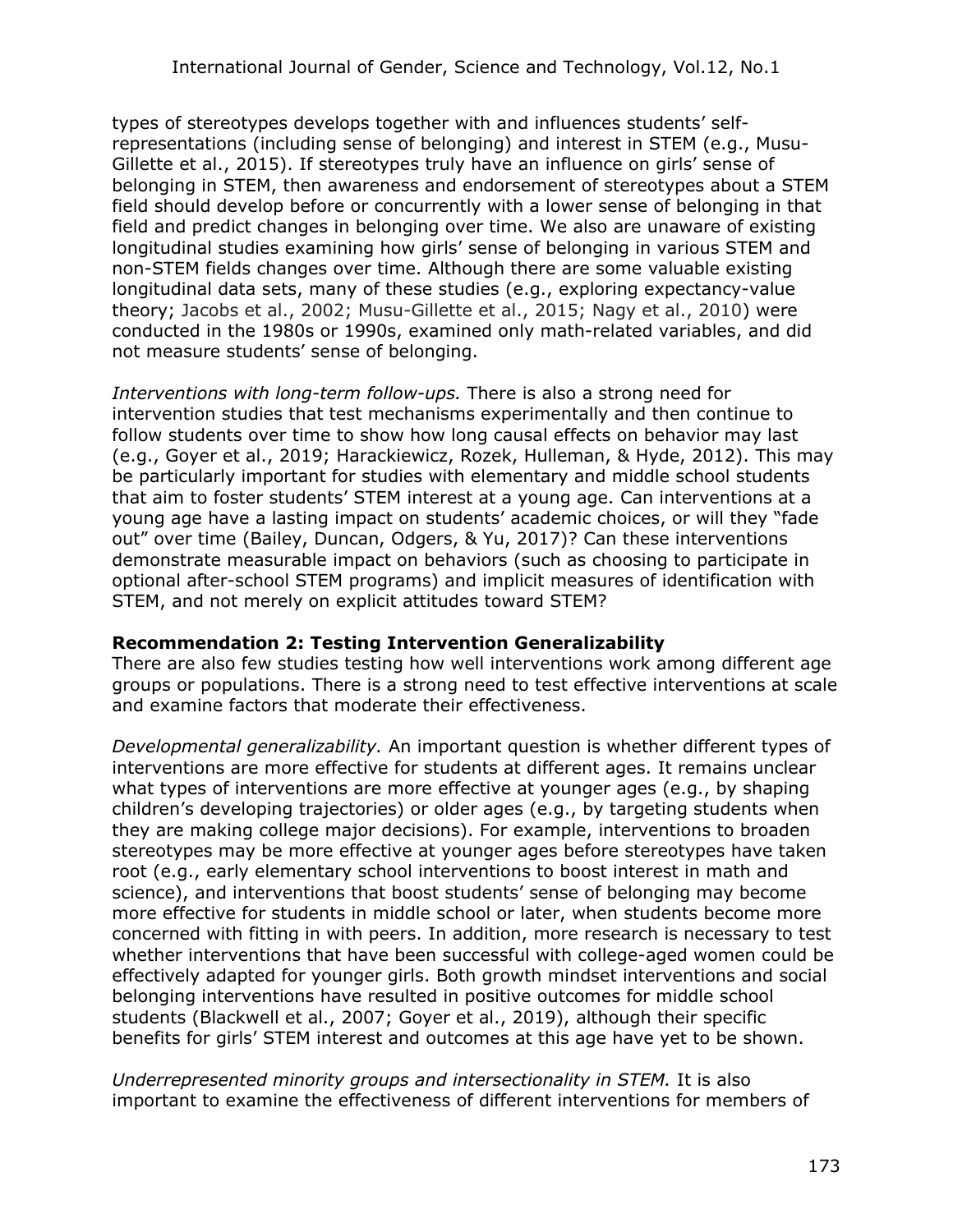types of stereotypes develops together with and influences students' self-representations (including sense of belonging) and interest in STEM (e.g., Musu-Gillette et al., 2015). If stereotypes truly have an influence on girls' sense of belonging in STEM, then awareness and endorsement of stereotypes about a STEM field should develop before or concurrently with a lower sense of belonging in that field and predict changes in belonging over time. We also are unaware of existing longitudinal studies examining how girls' sense of belonging in various STEM and non-STEM fields changes over time. Although there are some valuable existing longitudinal data sets, many of these studies (e.g., exploring expectancy-value theory; Jacobs et al., 2002; Musu-Gillette et al., 2015; Nagy et al., 2010) were conducted in the 1980s or 1990s, examined only math-related variables, and did not measure students' sense of belonging.

*Interventions with long-term follow-ups.* There is also a strong need for intervention studies that test mechanisms experimentally and then continue to follow students over time to show how long causal effects on behavior may last (e.g., Goyer et al., 2019; Harackiewicz, Rozek, Hulleman, & Hyde, 2012). This may be particularly important for studies with elementary and middle school students that aim to foster students' STEM interest at a young age. Can interventions at a young age have a lasting impact on students' academic choices, or will they "fade out" over time (Bailey, Duncan, Odgers, & Yu, 2017)? Can these interventions demonstrate measurable impact on behaviors (such as choosing to participate in optional after-school STEM programs) and implicit measures of identification with STEM, and not merely on explicit attitudes toward STEM?

**Recommendation 2: Testing Intervention Generalizability**

There are also few studies testing how well interventions work among different age groups or populations. There is a strong need to test effective interventions at scale and examine factors that moderate their effectiveness.

*Developmental generalizability.* An important question is whether different types of interventions are more effective for students at different ages. It remains unclear what types of interventions are more effective at younger ages (e.g., by shaping children's developing trajectories) or older ages (e.g., by targeting students when they are making college major decisions). For example, interventions to broaden stereotypes may be more effective at younger ages before stereotypes have taken root (e.g., early elementary school interventions to boost interest in math and science), and interventions that boost students' sense of belonging may become more effective for students in middle school or later, when students become more concerned with fitting in with peers. In addition, more research is necessary to test whether interventions that have been successful with college-aged women could be effectively adapted for younger girls. Both growth mindset interventions and social belonging interventions have resulted in positive outcomes for middle school students (Blackwell et al., 2007; Goyer et al., 2019), although their specific benefits for girls' STEM interest and outcomes at this age have yet to be shown.

*Underrepresented minority groups and intersectionality in STEM.* It is also important to examine the effectiveness of different interventions for members of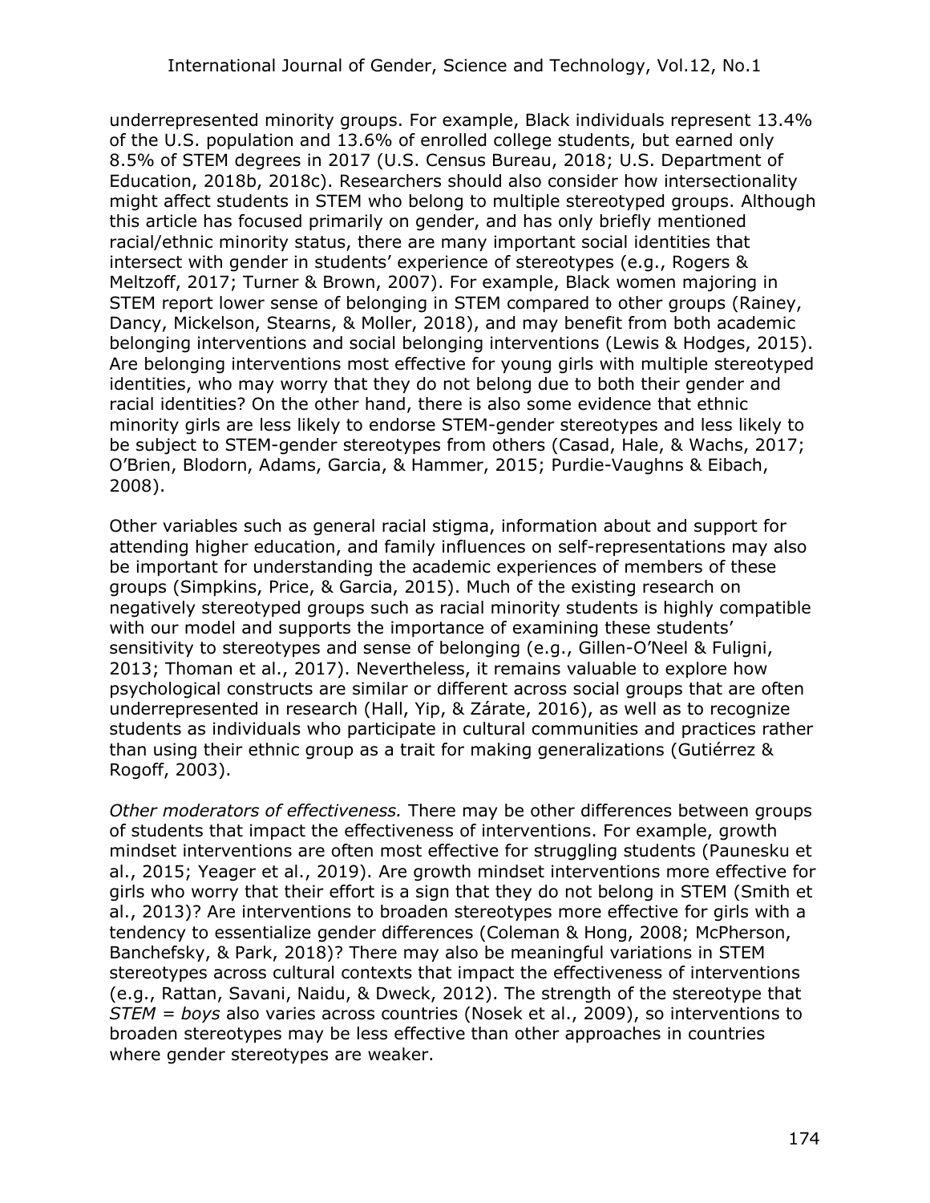underrepresented minority groups. For example, Black individuals represent 13.4% of the U.S. population and 13.6% of enrolled college students, but earned only 8.5% of STEM degrees in 2017 (U.S. Census Bureau, 2018; U.S. Department of Education, 2018b, 2018c). Researchers should also consider how intersectionality might affect students in STEM who belong to multiple stereotyped groups. Although this article has focused primarily on gender, and has only briefly mentioned racial/ethnic minority status, there are many important social identities that intersect with gender in students' experience of stereotypes (e.g., Rogers & Meltzoff, 2017; Turner & Brown, 2007). For example, Black women majoring in STEM report lower sense of belonging in STEM compared to other groups (Rainey, Dancy, Mickelson, Stearns, & Moller, 2018), and may benefit from both academic belonging interventions and social belonging interventions (Lewis & Hodges, 2015). Are belonging interventions most effective for young girls with multiple stereotyped identities, who may worry that they do not belong due to both their gender and racial identities? On the other hand, there is also some evidence that ethnic minority girls are less likely to endorse STEM-gender stereotypes and less likely to be subject to STEM-gender stereotypes from others (Casad, Hale, & Wachs, 2017; O'Brien, Blodorn, Adams, Garcia, & Hammer, 2015; Purdie-Vaughns & Eibach, 2008).

Other variables such as general racial stigma, information about and support for attending higher education, and family influences on self-representations may also be important for understanding the academic experiences of members of these groups (Simpkins, Price, & Garcia, 2015). Much of the existing research on negatively stereotyped groups such as racial minority students is highly compatible with our model and supports the importance of examining these students' sensitivity to stereotypes and sense of belonging (e.g., Gillen-O'Neel & Fuligni, 2013; Thoman et al., 2017). Nevertheless, it remains valuable to explore how psychological constructs are similar or different across social groups that are often underrepresented in research (Hall, Yip, & Zárate, 2016), as well as to recognize students as individuals who participate in cultural communities and practices rather than using their ethnic group as a trait for making generalizations (Gutiérrez & Rogoff, 2003).

*Other moderators of effectiveness.* There may be other differences between groups of students that impact the effectiveness of interventions. For example, growth mindset interventions are often most effective for struggling students (Paunesku et al., 2015; Yeager et al., 2019). Are growth mindset interventions more effective for girls who worry that their effort is a sign that they do not belong in STEM (Smith et al., 2013)? Are interventions to broaden stereotypes more effective for girls with a tendency to essentialize gender differences (Coleman & Hong, 2008; McPherson, Banchefsky, & Park, 2018)? There may also be meaningful variations in STEM stereotypes across cultural contexts that impact the effectiveness of interventions (e.g., Rattan, Savani, Naidu, & Dweck, 2012). The strength of the stereotype that *STEM = boys* also varies across countries (Nosek et al., 2009), so interventions to broaden stereotypes may be less effective than other approaches in countries where gender stereotypes are weaker.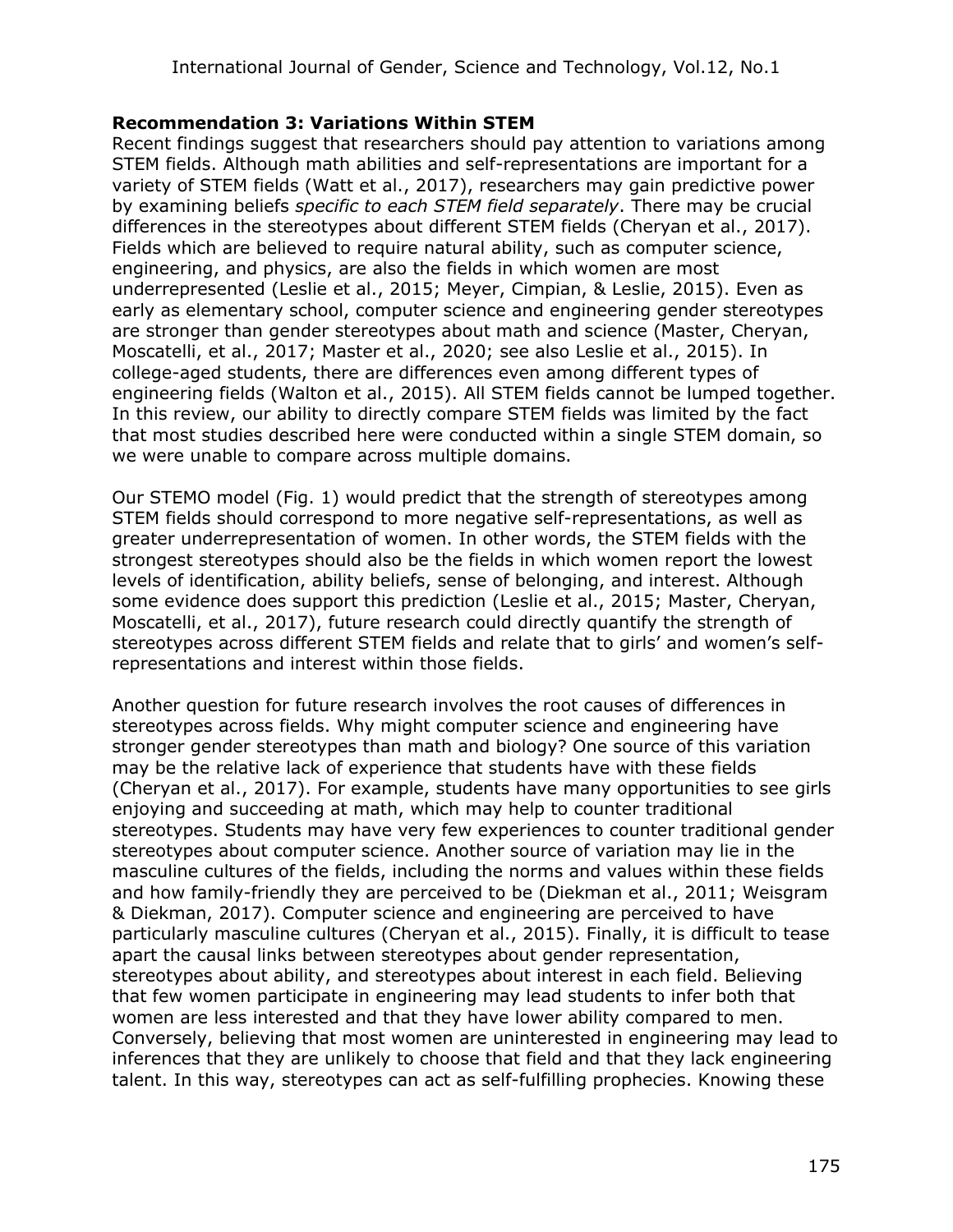**Recommendation 3: Variations Within STEM**

Recent findings suggest that researchers should pay attention to variations among STEM fields. Although math abilities and self-representations are important for a variety of STEM fields (Watt et al., 2017), researchers may gain predictive power by examining beliefs *specific to each STEM field separately*. There may be crucial differences in the stereotypes about different STEM fields (Cheryan et al., 2017). Fields which are believed to require natural ability, such as computer science, engineering, and physics, are also the fields in which women are most underrepresented (Leslie et al., 2015; Meyer, Cimpian, & Leslie, 2015). Even as early as elementary school, computer science and engineering gender stereotypes are stronger than gender stereotypes about math and science (Master, Cheryan, Moscatelli, et al., 2017; Master et al., 2020; see also Leslie et al., 2015). In college-aged students, there are differences even among different types of engineering fields (Walton et al., 2015). All STEM fields cannot be lumped together. In this review, our ability to directly compare STEM fields was limited by the fact that most studies described here were conducted within a single STEM domain, so we were unable to compare across multiple domains.

Our STEMO model (Fig. 1) would predict that the strength of stereotypes among STEM fields should correspond to more negative self-representations, as well as greater underrepresentation of women. In other words, the STEM fields with the strongest stereotypes should also be the fields in which women report the lowest levels of identification, ability beliefs, sense of belonging, and interest. Although some evidence does support this prediction (Leslie et al., 2015; Master, Cheryan, Moscatelli, et al., 2017), future research could directly quantify the strength of stereotypes across different STEM fields and relate that to girls' and women's self-representations and interest within those fields.

Another question for future research involves the root causes of differences in stereotypes across fields. Why might computer science and engineering have stronger gender stereotypes than math and biology? One source of this variation may be the relative lack of experience that students have with these fields (Cheryan et al., 2017). For example, students have many opportunities to see girls enjoying and succeeding at math, which may help to counter traditional stereotypes. Students may have very few experiences to counter traditional gender stereotypes about computer science. Another source of variation may lie in the masculine cultures of the fields, including the norms and values within these fields and how family-friendly they are perceived to be (Diekman et al., 2011; Weisgram & Diekman, 2017). Computer science and engineering are perceived to have particularly masculine cultures (Cheryan et al., 2015). Finally, it is difficult to tease apart the causal links between stereotypes about gender representation, stereotypes about ability, and stereotypes about interest in each field. Believing that few women participate in engineering may lead students to infer both that women are less interested and that they have lower ability compared to men. Conversely, believing that most women are uninterested in engineering may lead to inferences that they are unlikely to choose that field and that they lack engineering talent. In this way, stereotypes can act as self-fulfilling prophecies. Knowing these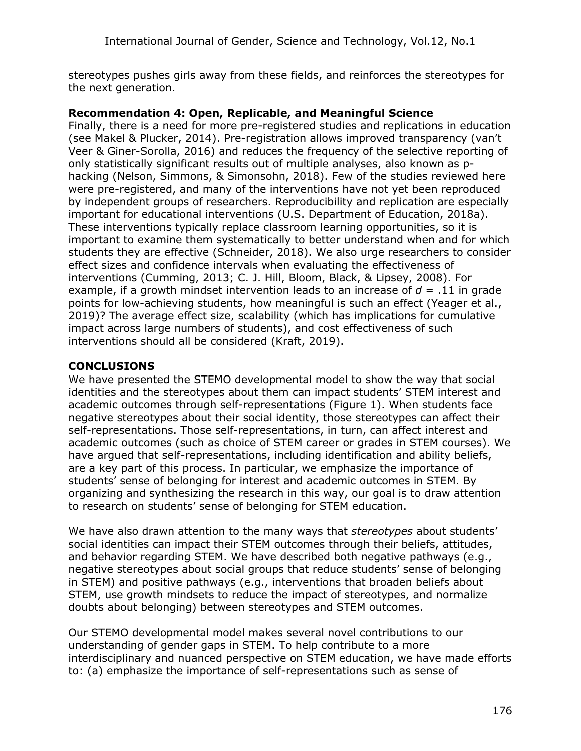stereotypes pushes girls away from these fields, and reinforces the stereotypes for the next generation.

**Recommendation 4: Open, Replicable, and Meaningful Science**

Finally, there is a need for more pre-registered studies and replications in education (see Makel & Plucker, 2014). Pre-registration allows improved transparency (van't Veer & Giner-Sorolla, 2016) and reduces the frequency of the selective reporting of only statistically significant results out of multiple analyses, also known as p-hacking (Nelson, Simmons, & Simonsohn, 2018). Few of the studies reviewed here were pre-registered, and many of the interventions have not yet been reproduced by independent groups of researchers. Reproducibility and replication are especially important for educational interventions (U.S. Department of Education, 2018a). These interventions typically replace classroom learning opportunities, so it is important to examine them systematically to better understand when and for which students they are effective (Schneider, 2018). We also urge researchers to consider effect sizes and confidence intervals when evaluating the effectiveness of interventions (Cumming, 2013; C. J. Hill, Bloom, Black, & Lipsey, 2008). For example, if a growth mindset intervention leads to an increase of $d = .11$ in grade points for low-achieving students, how meaningful is such an effect (Yeager et al., 2019)? The average effect size, scalability (which has implications for cumulative impact across large numbers of students), and cost effectiveness of such interventions should all be considered (Kraft, 2019).

## CONCLUSIONS

We have presented the STEMO developmental model to show the way that social identities and the stereotypes about them can impact students' STEM interest and academic outcomes through self-representations (Figure 1). When students face negative stereotypes about their social identity, those stereotypes can affect their self-representations. Those self-representations, in turn, can affect interest and academic outcomes (such as choice of STEM career or grades in STEM courses). We have argued that self-representations, including identification and ability beliefs, are a key part of this process. In particular, we emphasize the importance of students' sense of belonging for interest and academic outcomes in STEM. By organizing and synthesizing the research in this way, our goal is to draw attention to research on students' sense of belonging for STEM education.

We have also drawn attention to the many ways that *stereotypes* about students' social identities can impact their STEM outcomes through their beliefs, attitudes, and behavior regarding STEM. We have described both negative pathways (e.g., negative stereotypes about social groups that reduce students' sense of belonging in STEM) and positive pathways (e.g., interventions that broaden beliefs about STEM, use growth mindsets to reduce the impact of stereotypes, and normalize doubts about belonging) between stereotypes and STEM outcomes.

Our STEMO developmental model makes several novel contributions to our understanding of gender gaps in STEM. To help contribute to a more interdisciplinary and nuanced perspective on STEM education, we have made efforts to: (a) emphasize the importance of self-representations such as sense of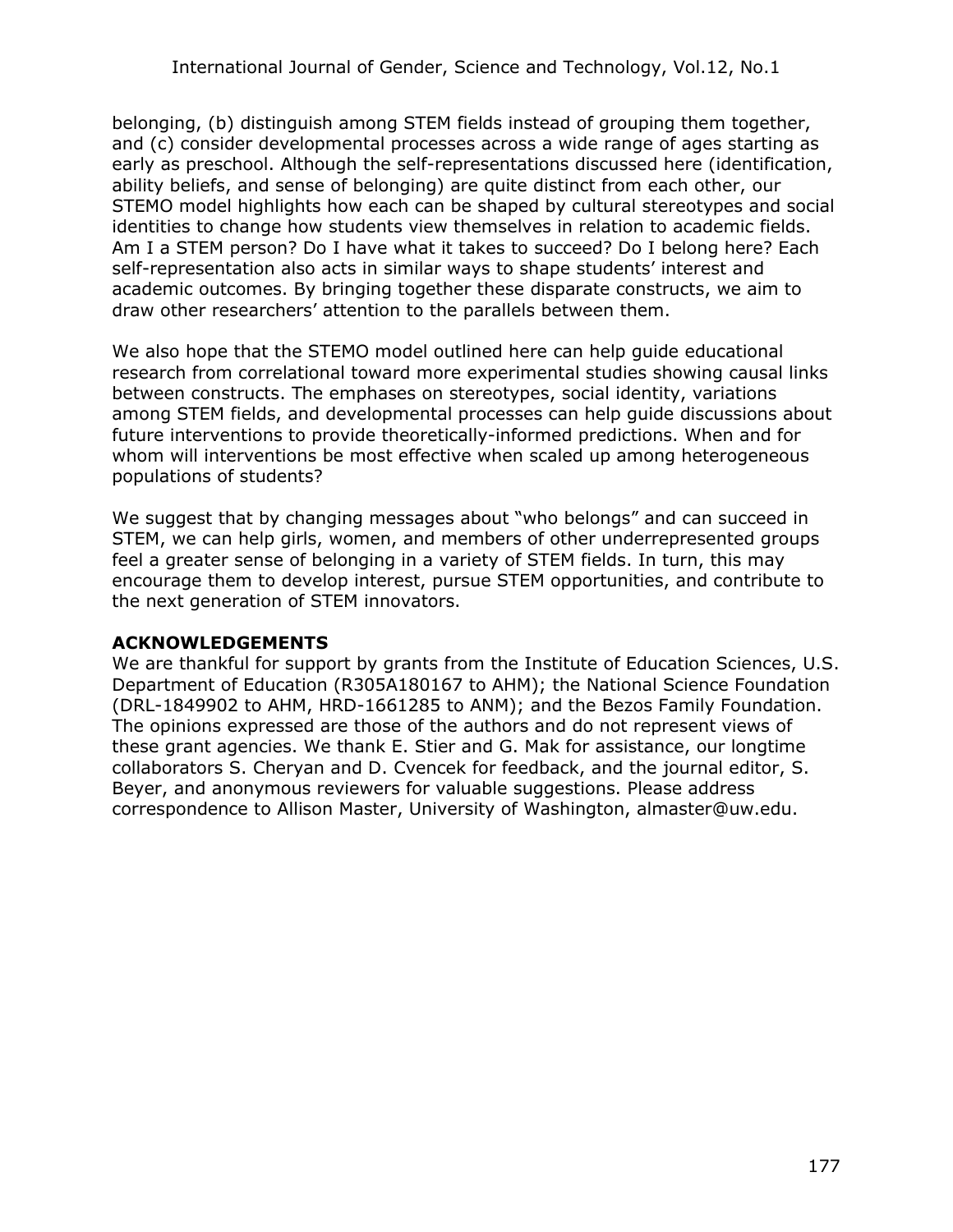belonging, (b) distinguish among STEM fields instead of grouping them together, and (c) consider developmental processes across a wide range of ages starting as early as preschool. Although the self-representations discussed here (identification, ability beliefs, and sense of belonging) are quite distinct from each other, our STEMO model highlights how each can be shaped by cultural stereotypes and social identities to change how students view themselves in relation to academic fields. Am I a STEM person? Do I have what it takes to succeed? Do I belong here? Each self-representation also acts in similar ways to shape students' interest and academic outcomes. By bringing together these disparate constructs, we aim to draw other researchers' attention to the parallels between them.

We also hope that the STEMO model outlined here can help guide educational research from correlational toward more experimental studies showing causal links between constructs. The emphases on stereotypes, social identity, variations among STEM fields, and developmental processes can help guide discussions about future interventions to provide theoretically-informed predictions. When and for whom will interventions be most effective when scaled up among heterogeneous populations of students?

We suggest that by changing messages about "who belongs" and can succeed in STEM, we can help girls, women, and members of other underrepresented groups feel a greater sense of belonging in a variety of STEM fields. In turn, this may encourage them to develop interest, pursue STEM opportunities, and contribute to the next generation of STEM innovators.

## ACKNOWLEDGEMENTS

We are thankful for support by grants from the Institute of Education Sciences, U.S. Department of Education (R305A180167 to AHM); the National Science Foundation (DRL-1849902 to AHM, HRD-1661285 to ANM); and the Bezos Family Foundation. The opinions expressed are those of the authors and do not represent views of these grant agencies. We thank E. Stier and G. Mak for assistance, our longtime collaborators S. Cheryan and D. Cvencek for feedback, and the journal editor, S. Beyer, and anonymous reviewers for valuable suggestions. Please address correspondence to Allison Master, University of Washington, almaster@uw.edu.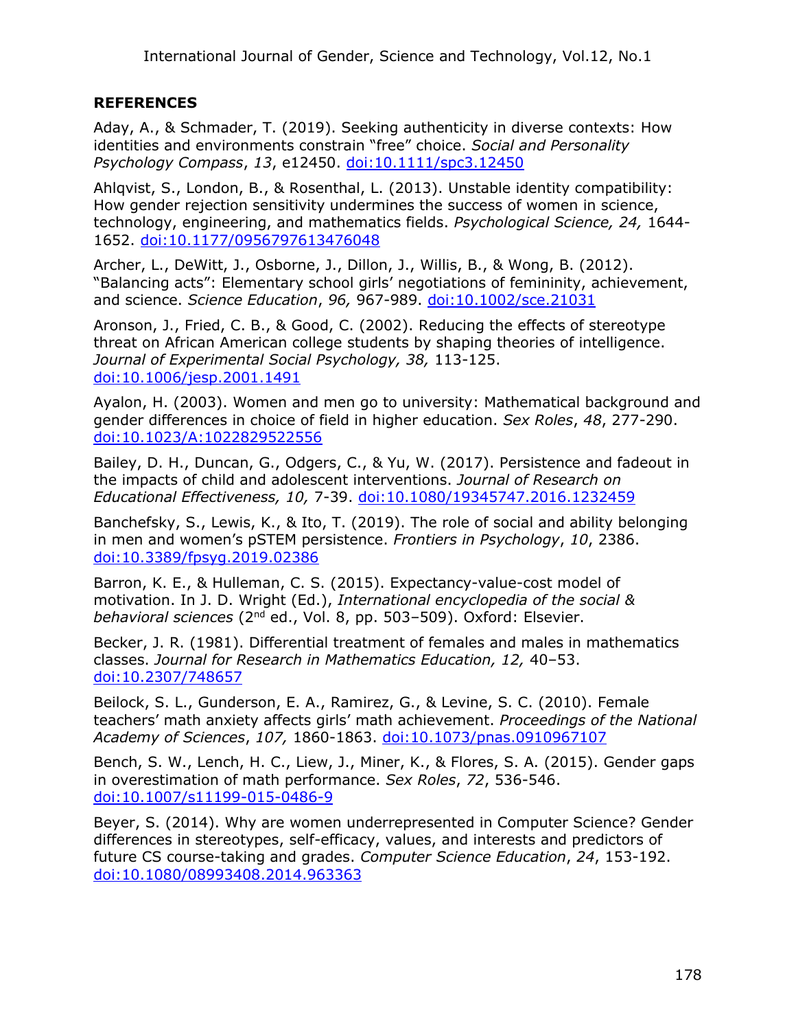## REFERENCES

Aday, A., & Schmader, T. (2019). Seeking authenticity in diverse contexts: How identities and environments constrain "free" choice. *Social and Personality Psychology Compass*, *13*, e12450. doi:10.1111/spc3.12450

Ahlqvist, S., London, B., & Rosenthal, L. (2013). Unstable identity compatibility: How gender rejection sensitivity undermines the success of women in science, technology, engineering, and mathematics fields. *Psychological Science, 24,* 1644-1652. doi:10.1177/0956797613476048

Archer, L., DeWitt, J., Osborne, J., Dillon, J., Willis, B., & Wong, B. (2012). "Balancing acts": Elementary school girls' negotiations of femininity, achievement, and science. *Science Education*, *96,* 967-989. doi:10.1002/sce.21031

Aronson, J., Fried, C. B., & Good, C. (2002). Reducing the effects of stereotype threat on African American college students by shaping theories of intelligence. *Journal of Experimental Social Psychology, 38,* 113-125. doi:10.1006/jesp.2001.1491

Ayalon, H. (2003). Women and men go to university: Mathematical background and gender differences in choice of field in higher education. *Sex Roles*, *48*, 277-290. doi:10.1023/A:1022829522556

Bailey, D. H., Duncan, G., Odgers, C., & Yu, W. (2017). Persistence and fadeout in the impacts of child and adolescent interventions. *Journal of Research on Educational Effectiveness, 10,* 7-39. doi:10.1080/19345747.2016.1232459

Banchefsky, S., Lewis, K., & Ito, T. (2019). The role of social and ability belonging in men and women's pSTEM persistence. *Frontiers in Psychology*, *10*, 2386. doi:10.3389/fpsyg.2019.02386

Barron, K. E., & Hulleman, C. S. (2015). Expectancy-value-cost model of motivation. In J. D. Wright (Ed.), *International encyclopedia of the social & behavioral sciences* (2nd ed., Vol. 8, pp. 503–509). Oxford: Elsevier.

Becker, J. R. (1981). Differential treatment of females and males in mathematics classes. *Journal for Research in Mathematics Education, 12,* 40–53. doi:10.2307/748657

Beilock, S. L., Gunderson, E. A., Ramirez, G., & Levine, S. C. (2010). Female teachers' math anxiety affects girls' math achievement. *Proceedings of the National Academy of Sciences*, *107,* 1860-1863. doi:10.1073/pnas.0910967107

Bench, S. W., Lench, H. C., Liew, J., Miner, K., & Flores, S. A. (2015). Gender gaps in overestimation of math performance. *Sex Roles*, *72*, 536-546. doi:10.1007/s11199-015-0486-9

Beyer, S. (2014). Why are women underrepresented in Computer Science? Gender differences in stereotypes, self-efficacy, values, and interests and predictors of future CS course-taking and grades. *Computer Science Education*, *24*, 153-192. doi:10.1080/08993408.2014.963363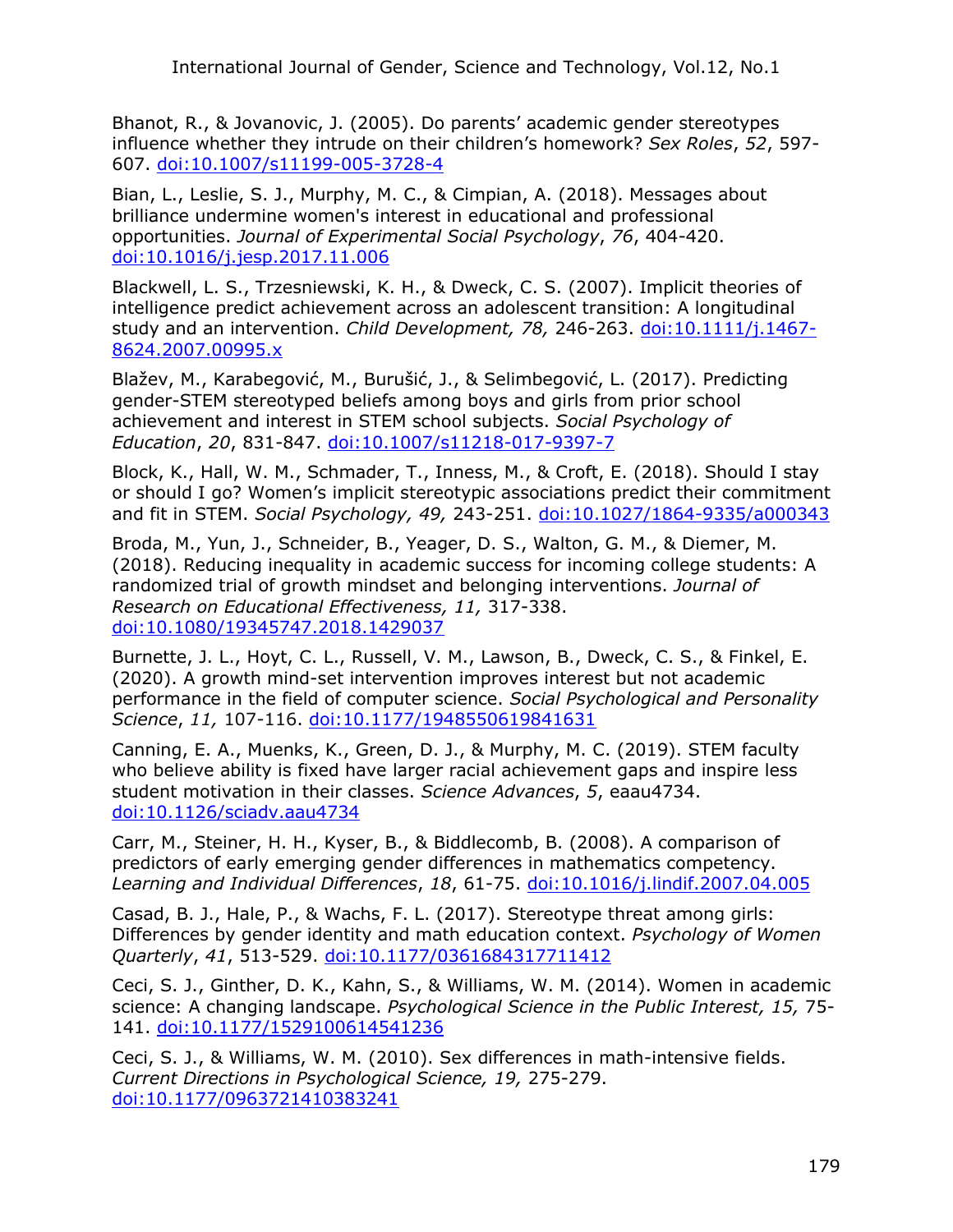Bhanot, R., & Jovanovic, J. (2005). Do parents' academic gender stereotypes influence whether they intrude on their children's homework? *Sex Roles*, *52*, 597-607. doi:10.1007/s11199-005-3728-4

Bian, L., Leslie, S. J., Murphy, M. C., & Cimpian, A. (2018). Messages about brilliance undermine women's interest in educational and professional opportunities. *Journal of Experimental Social Psychology*, *76*, 404-420. doi:10.1016/j.jesp.2017.11.006

Blackwell, L. S., Trzesniewski, K. H., & Dweck, C. S. (2007). Implicit theories of intelligence predict achievement across an adolescent transition: A longitudinal study and an intervention. *Child Development, 78,* 246-263. doi:10.1111/j.1467-8624.2007.00995.x

Blažev, M., Karabegović, M., Burušić, J., & Selimbegović, L. (2017). Predicting gender-STEM stereotyped beliefs among boys and girls from prior school achievement and interest in STEM school subjects. *Social Psychology of Education*, *20*, 831-847. doi:10.1007/s11218-017-9397-7

Block, K., Hall, W. M., Schmader, T., Inness, M., & Croft, E. (2018). Should I stay or should I go? Women's implicit stereotypic associations predict their commitment and fit in STEM. *Social Psychology, 49,* 243-251. doi:10.1027/1864-9335/a000343

Broda, M., Yun, J., Schneider, B., Yeager, D. S., Walton, G. M., & Diemer, M. (2018). Reducing inequality in academic success for incoming college students: A randomized trial of growth mindset and belonging interventions. *Journal of Research on Educational Effectiveness, 11,* 317-338. doi:10.1080/19345747.2018.1429037

Burnette, J. L., Hoyt, C. L., Russell, V. M., Lawson, B., Dweck, C. S., & Finkel, E. (2020). A growth mind-set intervention improves interest but not academic performance in the field of computer science. *Social Psychological and Personality Science*, *11,* 107-116. doi:10.1177/1948550619841631

Canning, E. A., Muenks, K., Green, D. J., & Murphy, M. C. (2019). STEM faculty who believe ability is fixed have larger racial achievement gaps and inspire less student motivation in their classes. *Science Advances*, *5*, eaau4734. doi:10.1126/sciadv.aau4734

Carr, M., Steiner, H. H., Kyser, B., & Biddlecomb, B. (2008). A comparison of predictors of early emerging gender differences in mathematics competency. *Learning and Individual Differences*, *18*, 61-75. doi:10.1016/j.lindif.2007.04.005

Casad, B. J., Hale, P., & Wachs, F. L. (2017). Stereotype threat among girls: Differences by gender identity and math education context. *Psychology of Women Quarterly*, *41*, 513-529. doi:10.1177/0361684317711412

Ceci, S. J., Ginther, D. K., Kahn, S., & Williams, W. M. (2014). Women in academic science: A changing landscape. *Psychological Science in the Public Interest, 15,* 75-141. doi:10.1177/1529100614541236

Ceci, S. J., & Williams, W. M. (2010). Sex differences in math-intensive fields. *Current Directions in Psychological Science, 19,* 275-279. doi:10.1177/0963721410383241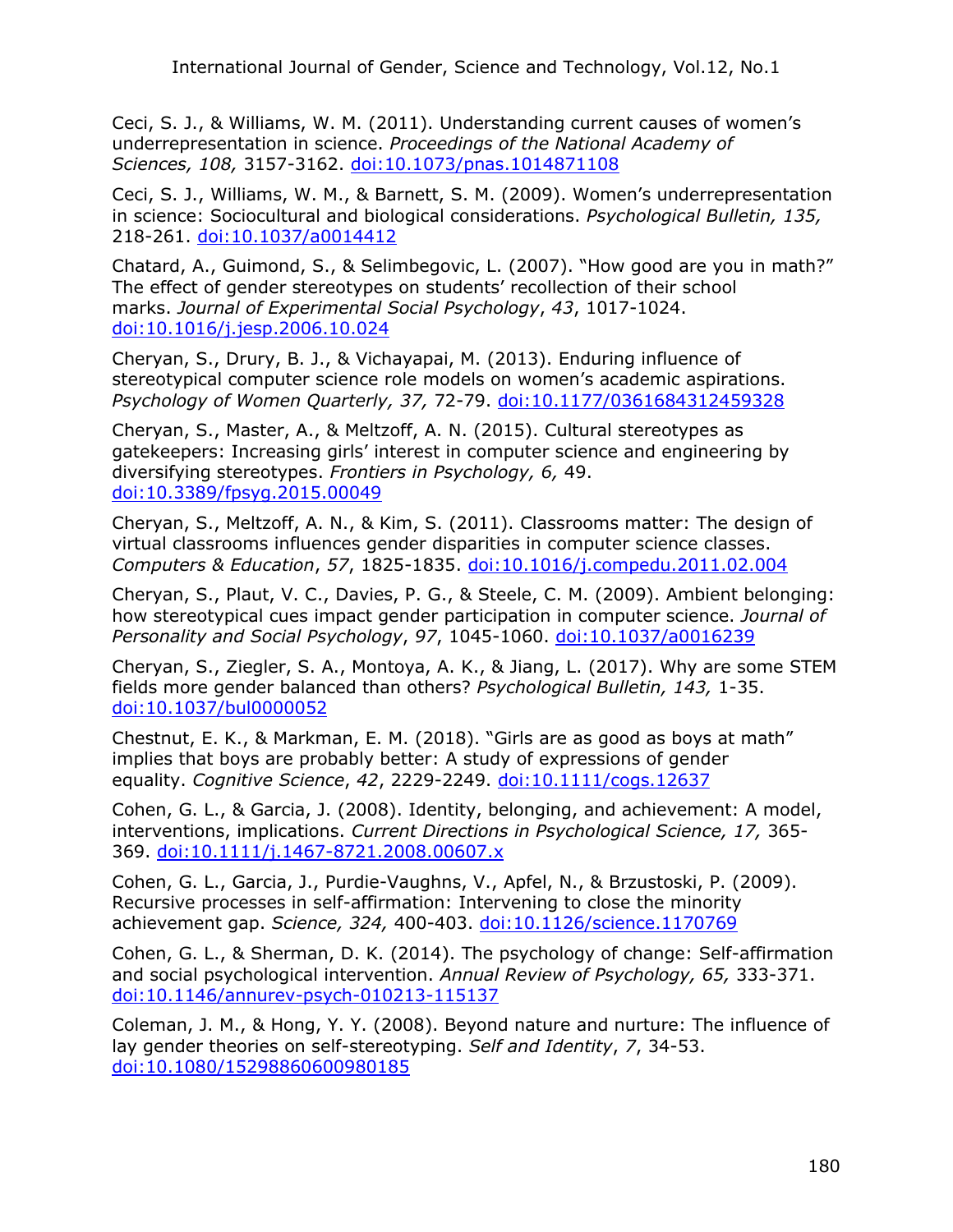Ceci, S. J., & Williams, W. M. (2011). Understanding current causes of women's underrepresentation in science. *Proceedings of the National Academy of Sciences, 108,* 3157-3162. [doi:10.1073/pnas.1014871108](https://doi.org/10.1073/pnas.1014871108)

Ceci, S. J., Williams, W. M., & Barnett, S. M. (2009). Women's underrepresentation in science: Sociocultural and biological considerations. *Psychological Bulletin, 135,* 218-261. [doi:10.1037/a0014412](https://doi.org/10.1037/a0014412)

Chatard, A., Guimond, S., & Selimbegovic, L. (2007). "How good are you in math?" The effect of gender stereotypes on students' recollection of their school marks. *Journal of Experimental Social Psychology*, *43*, 1017-1024. [doi:10.1016/j.jesp.2006.10.024](https://doi.org/10.1016/j.jesp.2006.10.024)

Cheryan, S., Drury, B. J., & Vichayapai, M. (2013). Enduring influence of stereotypical computer science role models on women's academic aspirations. *Psychology of Women Quarterly, 37,* 72-79. [doi:10.1177/0361684312459328](https://doi.org/10.1177/0361684312459328)

Cheryan, S., Master, A., & Meltzoff, A. N. (2015). Cultural stereotypes as gatekeepers: Increasing girls' interest in computer science and engineering by diversifying stereotypes. *Frontiers in Psychology, 6,* 49. [doi:10.3389/fpsyg.2015.00049](https://doi.org/10.3389/fpsyg.2015.00049)

Cheryan, S., Meltzoff, A. N., & Kim, S. (2011). Classrooms matter: The design of virtual classrooms influences gender disparities in computer science classes. *Computers & Education*, *57*, 1825-1835. [doi:10.1016/j.compedu.2011.02.004](https://doi.org/10.1016/j.compedu.2011.02.004)

Cheryan, S., Plaut, V. C., Davies, P. G., & Steele, C. M. (2009). Ambient belonging: how stereotypical cues impact gender participation in computer science. *Journal of Personality and Social Psychology*, *97*, 1045-1060. [doi:10.1037/a0016239](https://doi.org/10.1037/a0016239)

Cheryan, S., Ziegler, S. A., Montoya, A. K., & Jiang, L. (2017). Why are some STEM fields more gender balanced than others? *Psychological Bulletin, 143,* 1-35. [doi:10.1037/bul0000052](https://doi.org/10.1037/bul0000052)

Chestnut, E. K., & Markman, E. M. (2018). "Girls are as good as boys at math" implies that boys are probably better: A study of expressions of gender equality. *Cognitive Science*, *42*, 2229-2249. [doi:10.1111/cogs.12637](https://doi.org/10.1111/cogs.12637)

Cohen, G. L., & Garcia, J. (2008). Identity, belonging, and achievement: A model, interventions, implications. *Current Directions in Psychological Science, 17,* 365-369. [doi:10.1111/j.1467-8721.2008.00607.x](https://doi.org/10.1111/j.1467-8721.2008.00607.x)

Cohen, G. L., Garcia, J., Purdie-Vaughns, V., Apfel, N., & Brzustoski, P. (2009). Recursive processes in self-affirmation: Intervening to close the minority achievement gap. *Science, 324,* 400-403. [doi:10.1126/science.1170769](https://doi.org/10.1126/science.1170769)

Cohen, G. L., & Sherman, D. K. (2014). The psychology of change: Self-affirmation and social psychological intervention. *Annual Review of Psychology, 65,* 333-371. [doi:10.1146/annurev-psych-010213-115137](https://doi.org/10.1146/annurev-psych-010213-115137)

Coleman, J. M., & Hong, Y. Y. (2008). Beyond nature and nurture: The influence of lay gender theories on self-stereotyping. *Self and Identity*, *7*, 34-53. [doi:10.1080/15298860600980185](https://doi.org/10.1080/15298860600980185)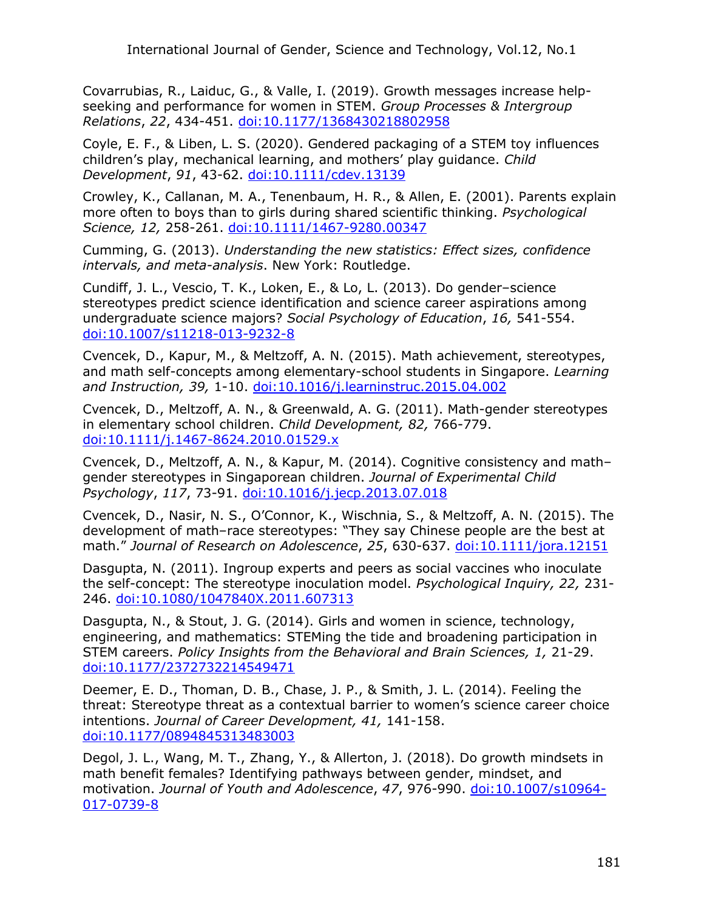Covarrubias, R., Laiduc, G., & Valle, I. (2019). Growth messages increase help-seeking and performance for women in STEM. *Group Processes & Intergroup Relations*, *22*, 434-451. doi:10.1177/1368430218802958

Coyle, E. F., & Liben, L. S. (2020). Gendered packaging of a STEM toy influences children's play, mechanical learning, and mothers' play guidance. *Child Development*, *91*, 43-62. doi:10.1111/cdev.13139

Crowley, K., Callanan, M. A., Tenenbaum, H. R., & Allen, E. (2001). Parents explain more often to boys than to girls during shared scientific thinking. *Psychological Science, 12,* 258-261. doi:10.1111/1467-9280.00347

Cumming, G. (2013). *Understanding the new statistics: Effect sizes, confidence intervals, and meta-analysis*. New York: Routledge.

Cundiff, J. L., Vescio, T. K., Loken, E., & Lo, L. (2013). Do gender–science stereotypes predict science identification and science career aspirations among undergraduate science majors? *Social Psychology of Education*, *16,* 541-554. doi:10.1007/s11218-013-9232-8

Cvencek, D., Kapur, M., & Meltzoff, A. N. (2015). Math achievement, stereotypes, and math self-concepts among elementary-school students in Singapore. *Learning and Instruction, 39,* 1-10. doi:10.1016/j.learninstruc.2015.04.002

Cvencek, D., Meltzoff, A. N., & Greenwald, A. G. (2011). Math-gender stereotypes in elementary school children. *Child Development, 82,* 766-779. doi:10.1111/j.1467-8624.2010.01529.x

Cvencek, D., Meltzoff, A. N., & Kapur, M. (2014). Cognitive consistency and math–gender stereotypes in Singaporean children. *Journal of Experimental Child Psychology*, *117*, 73-91. doi:10.1016/j.jecp.2013.07.018

Cvencek, D., Nasir, N. S., O'Connor, K., Wischnia, S., & Meltzoff, A. N. (2015). The development of math–race stereotypes: "They say Chinese people are the best at math." *Journal of Research on Adolescence*, *25*, 630-637. doi:10.1111/jora.12151

Dasgupta, N. (2011). Ingroup experts and peers as social vaccines who inoculate the self-concept: The stereotype inoculation model. *Psychological Inquiry, 22,* 231-246. doi:10.1080/1047840X.2011.607313

Dasgupta, N., & Stout, J. G. (2014). Girls and women in science, technology, engineering, and mathematics: STEMing the tide and broadening participation in STEM careers. *Policy Insights from the Behavioral and Brain Sciences, 1,* 21-29. doi:10.1177/2372732214549471

Deemer, E. D., Thoman, D. B., Chase, J. P., & Smith, J. L. (2014). Feeling the threat: Stereotype threat as a contextual barrier to women's science career choice intentions. *Journal of Career Development, 41,* 141-158. doi:10.1177/0894845313483003

Degol, J. L., Wang, M. T., Zhang, Y., & Allerton, J. (2018). Do growth mindsets in math benefit females? Identifying pathways between gender, mindset, and motivation. *Journal of Youth and Adolescence*, *47*, 976-990. doi:10.1007/s10964-017-0739-8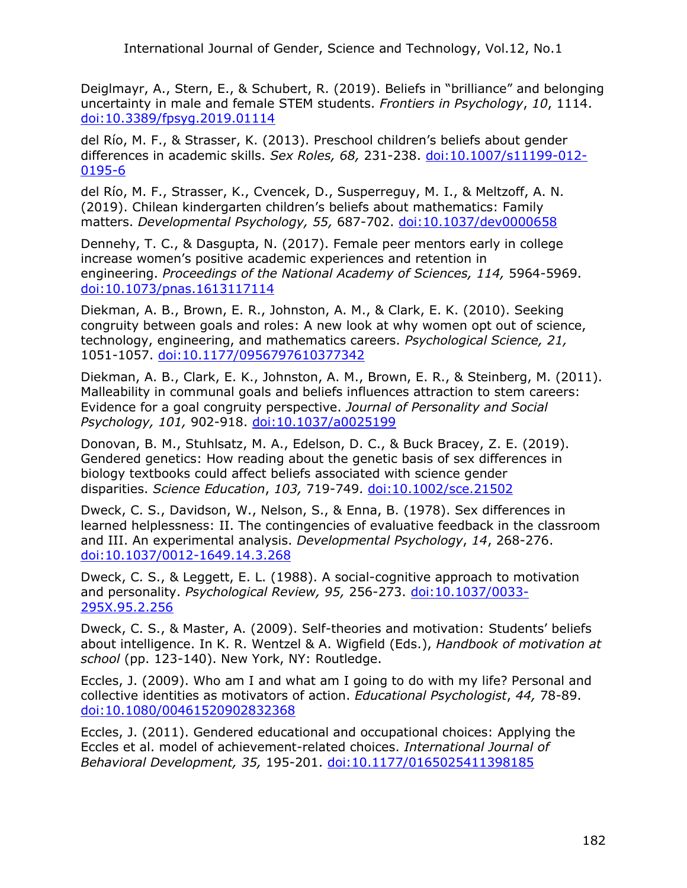Deiglmayr, A., Stern, E., & Schubert, R. (2019). Beliefs in "brilliance" and belonging uncertainty in male and female STEM students. *Frontiers in Psychology*, *10*, 1114. doi:10.3389/fpsyg.2019.01114

del Río, M. F., & Strasser, K. (2013). Preschool children's beliefs about gender differences in academic skills. *Sex Roles, 68,* 231-238. doi:10.1007/s11199-012-0195-6

del Río, M. F., Strasser, K., Cvencek, D., Susperreguy, M. I., & Meltzoff, A. N. (2019). Chilean kindergarten children's beliefs about mathematics: Family matters. *Developmental Psychology, 55,* 687-702. doi:10.1037/dev0000658

Dennehy, T. C., & Dasgupta, N. (2017). Female peer mentors early in college increase women's positive academic experiences and retention in engineering. *Proceedings of the National Academy of Sciences, 114,* 5964-5969. doi:10.1073/pnas.1613117114

Diekman, A. B., Brown, E. R., Johnston, A. M., & Clark, E. K. (2010). Seeking congruity between goals and roles: A new look at why women opt out of science, technology, engineering, and mathematics careers. *Psychological Science, 21,* 1051-1057. doi:10.1177/0956797610377342

Diekman, A. B., Clark, E. K., Johnston, A. M., Brown, E. R., & Steinberg, M. (2011). Malleability in communal goals and beliefs influences attraction to stem careers: Evidence for a goal congruity perspective. *Journal of Personality and Social Psychology, 101,* 902-918. doi:10.1037/a0025199

Donovan, B. M., Stuhlsatz, M. A., Edelson, D. C., & Buck Bracey, Z. E. (2019). Gendered genetics: How reading about the genetic basis of sex differences in biology textbooks could affect beliefs associated with science gender disparities. *Science Education*, *103,* 719-749. doi:10.1002/sce.21502

Dweck, C. S., Davidson, W., Nelson, S., & Enna, B. (1978). Sex differences in learned helplessness: II. The contingencies of evaluative feedback in the classroom and III. An experimental analysis. *Developmental Psychology*, *14*, 268-276. doi:10.1037/0012-1649.14.3.268

Dweck, C. S., & Leggett, E. L. (1988). A social-cognitive approach to motivation and personality. *Psychological Review, 95,* 256-273. doi:10.1037/0033-295X.95.2.256

Dweck, C. S., & Master, A. (2009). Self-theories and motivation: Students' beliefs about intelligence. In K. R. Wentzel & A. Wigfield (Eds.), *Handbook of motivation at school* (pp. 123-140). New York, NY: Routledge.

Eccles, J. (2009). Who am I and what am I going to do with my life? Personal and collective identities as motivators of action. *Educational Psychologist*, *44,* 78-89. doi:10.1080/00461520902832368

Eccles, J. (2011). Gendered educational and occupational choices: Applying the Eccles et al. model of achievement-related choices. *International Journal of Behavioral Development, 35,* 195-201. doi:10.1177/0165025411398185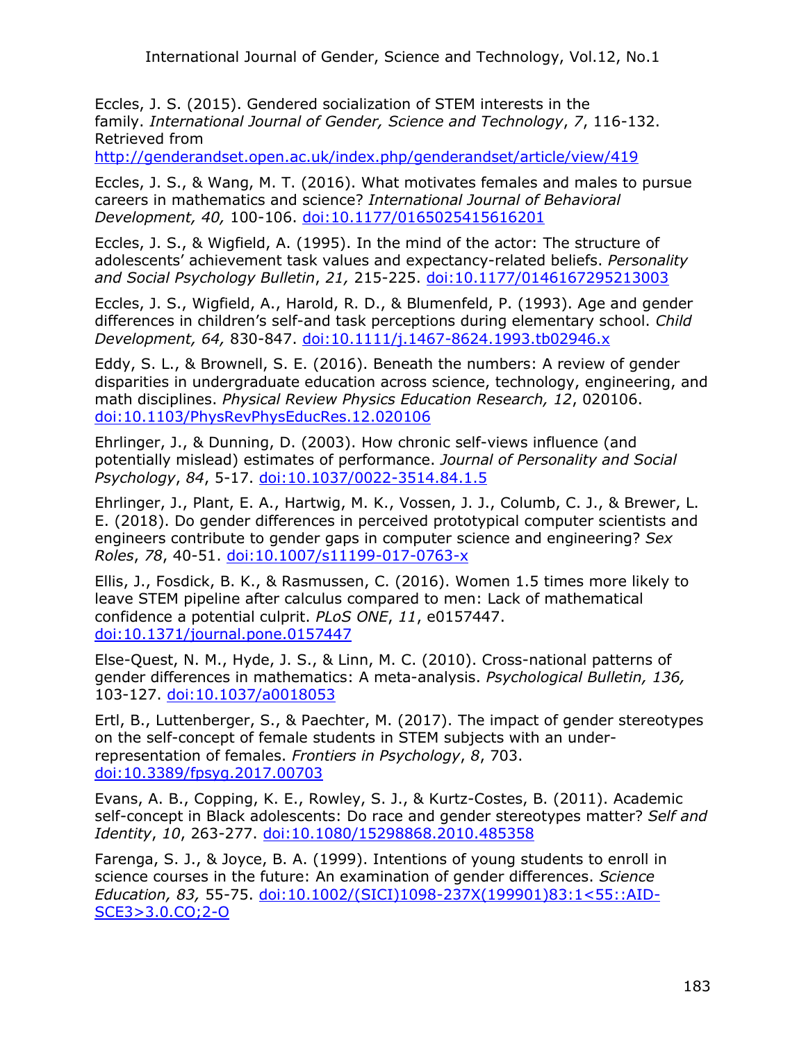Eccles, J. S. (2015). Gendered socialization of STEM interests in the family. *International Journal of Gender, Science and Technology*, *7*, 116-132. Retrieved from http://genderandset.open.ac.uk/index.php/genderandset/article/view/419

Eccles, J. S., & Wang, M. T. (2016). What motivates females and males to pursue careers in mathematics and science? *International Journal of Behavioral Development, 40,* 100-106. doi:10.1177/0165025415616201

Eccles, J. S., & Wigfield, A. (1995). In the mind of the actor: The structure of adolescents' achievement task values and expectancy-related beliefs. *Personality and Social Psychology Bulletin*, *21,* 215-225. doi:10.1177/0146167295213003

Eccles, J. S., Wigfield, A., Harold, R. D., & Blumenfeld, P. (1993). Age and gender differences in children's self-and task perceptions during elementary school. *Child Development, 64,* 830-847. doi:10.1111/j.1467-8624.1993.tb02946.x

Eddy, S. L., & Brownell, S. E. (2016). Beneath the numbers: A review of gender disparities in undergraduate education across science, technology, engineering, and math disciplines. *Physical Review Physics Education Research, 12*, 020106. doi:10.1103/PhysRevPhysEducRes.12.020106

Ehrlinger, J., & Dunning, D. (2003). How chronic self-views influence (and potentially mislead) estimates of performance. *Journal of Personality and Social Psychology*, *84*, 5-17. doi:10.1037/0022-3514.84.1.5

Ehrlinger, J., Plant, E. A., Hartwig, M. K., Vossen, J. J., Columb, C. J., & Brewer, L. E. (2018). Do gender differences in perceived prototypical computer scientists and engineers contribute to gender gaps in computer science and engineering? *Sex Roles*, *78*, 40-51. doi:10.1007/s11199-017-0763-x

Ellis, J., Fosdick, B. K., & Rasmussen, C. (2016). Women 1.5 times more likely to leave STEM pipeline after calculus compared to men: Lack of mathematical confidence a potential culprit. *PLoS ONE*, *11*, e0157447. doi:10.1371/journal.pone.0157447

Else-Quest, N. M., Hyde, J. S., & Linn, M. C. (2010). Cross-national patterns of gender differences in mathematics: A meta-analysis. *Psychological Bulletin, 136,* 103-127. doi:10.1037/a0018053

Ertl, B., Luttenberger, S., & Paechter, M. (2017). The impact of gender stereotypes on the self-concept of female students in STEM subjects with an under-representation of females. *Frontiers in Psychology*, *8*, 703. doi:10.3389/fpsyg.2017.00703

Evans, A. B., Copping, K. E., Rowley, S. J., & Kurtz-Costes, B. (2011). Academic self-concept in Black adolescents: Do race and gender stereotypes matter? *Self and Identity*, *10*, 263-277. doi:10.1080/15298868.2010.485358

Farenga, S. J., & Joyce, B. A. (1999). Intentions of young students to enroll in science courses in the future: An examination of gender differences. *Science Education, 83,* 55-75. doi:10.1002/(SICI)1098-237X(199901)83:1<55::AID-SCE3>3.0.CO;2-O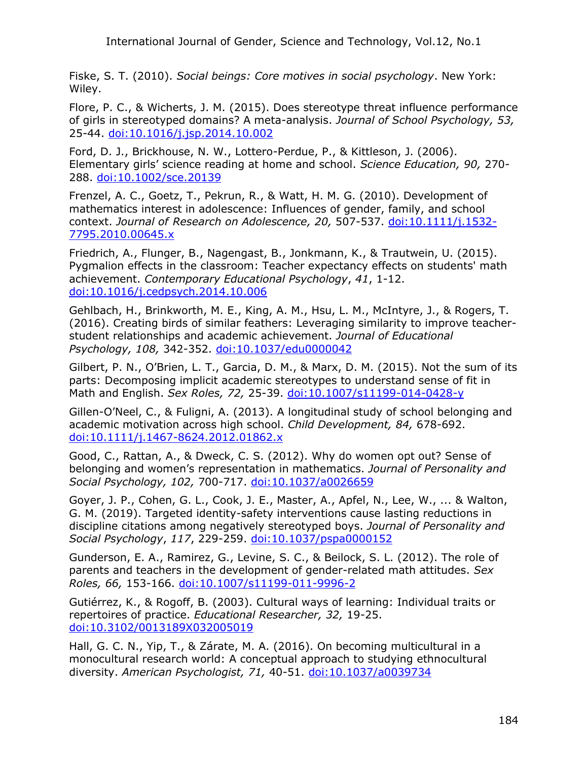Fiske, S. T. (2010). *Social beings: Core motives in social psychology*. New York: Wiley.

Flore, P. C., & Wicherts, J. M. (2015). Does stereotype threat influence performance of girls in stereotyped domains? A meta-analysis. *Journal of School Psychology, 53,* 25-44. doi:10.1016/j.jsp.2014.10.002

Ford, D. J., Brickhouse, N. W., Lottero-Perdue, P., & Kittleson, J. (2006). Elementary girls' science reading at home and school. *Science Education, 90,* 270-288. doi:10.1002/sce.20139

Frenzel, A. C., Goetz, T., Pekrun, R., & Watt, H. M. G. (2010). Development of mathematics interest in adolescence: Influences of gender, family, and school context. *Journal of Research on Adolescence, 20,* 507-537. doi:10.1111/j.1532-7795.2010.00645.x

Friedrich, A., Flunger, B., Nagengast, B., Jonkmann, K., & Trautwein, U. (2015). Pygmalion effects in the classroom: Teacher expectancy effects on students' math achievement. *Contemporary Educational Psychology*, *41*, 1-12. doi:10.1016/j.cedpsych.2014.10.006

Gehlbach, H., Brinkworth, M. E., King, A. M., Hsu, L. M., McIntyre, J., & Rogers, T. (2016). Creating birds of similar feathers: Leveraging similarity to improve teacher-student relationships and academic achievement. *Journal of Educational Psychology, 108,* 342-352. doi:10.1037/edu0000042

Gilbert, P. N., O'Brien, L. T., Garcia, D. M., & Marx, D. M. (2015). Not the sum of its parts: Decomposing implicit academic stereotypes to understand sense of fit in Math and English. *Sex Roles, 72,* 25-39. doi:10.1007/s11199-014-0428-y

Gillen-O'Neel, C., & Fuligni, A. (2013). A longitudinal study of school belonging and academic motivation across high school. *Child Development, 84,* 678-692. doi:10.1111/j.1467-8624.2012.01862.x

Good, C., Rattan, A., & Dweck, C. S. (2012). Why do women opt out? Sense of belonging and women's representation in mathematics. *Journal of Personality and Social Psychology, 102,* 700-717. doi:10.1037/a0026659

Goyer, J. P., Cohen, G. L., Cook, J. E., Master, A., Apfel, N., Lee, W., ... & Walton, G. M. (2019). Targeted identity-safety interventions cause lasting reductions in discipline citations among negatively stereotyped boys. *Journal of Personality and Social Psychology*, *117*, 229-259. doi:10.1037/pspa0000152

Gunderson, E. A., Ramirez, G., Levine, S. C., & Beilock, S. L. (2012). The role of parents and teachers in the development of gender-related math attitudes. *Sex Roles, 66,* 153-166. doi:10.1007/s11199-011-9996-2

Gutiérrez, K., & Rogoff, B. (2003). Cultural ways of learning: Individual traits or repertoires of practice. *Educational Researcher, 32,* 19-25. doi:10.3102/0013189X032005019

Hall, G. C. N., Yip, T., & Zárate, M. A. (2016). On becoming multicultural in a monocultural research world: A conceptual approach to studying ethnocultural diversity. *American Psychologist, 71,* 40-51. doi:10.1037/a0039734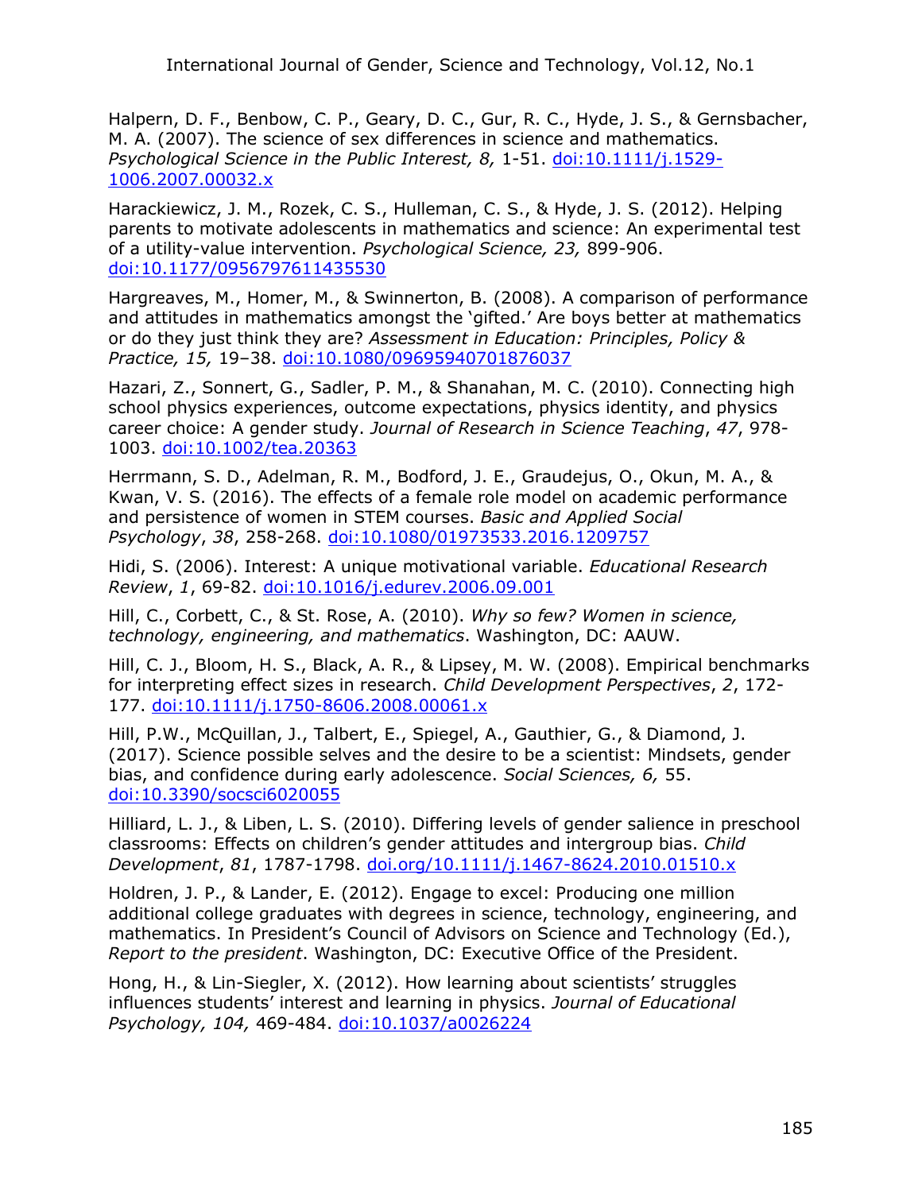Halpern, D. F., Benbow, C. P., Geary, D. C., Gur, R. C., Hyde, J. S., & Gernsbacher, M. A. (2007). The science of sex differences in science and mathematics. *Psychological Science in the Public Interest, 8,* 1-51. [doi:10.1111/j.1529-1006.2007.00032.x](doi:10.1111/j.1529-1006.2007.00032.x)

Harackiewicz, J. M., Rozek, C. S., Hulleman, C. S., & Hyde, J. S. (2012). Helping parents to motivate adolescents in mathematics and science: An experimental test of a utility-value intervention. *Psychological Science, 23,* 899-906. [doi:10.1177/0956797611435530](doi:10.1177/0956797611435530)

Hargreaves, M., Homer, M., & Swinnerton, B. (2008). A comparison of performance and attitudes in mathematics amongst the 'gifted.' Are boys better at mathematics or do they just think they are? *Assessment in Education: Principles, Policy & Practice, 15,* 19–38. [doi:10.1080/09695940701876037](doi:10.1080/09695940701876037)

Hazari, Z., Sonnert, G., Sadler, P. M., & Shanahan, M. C. (2010). Connecting high school physics experiences, outcome expectations, physics identity, and physics career choice: A gender study. *Journal of Research in Science Teaching*, *47*, 978-1003. [doi:10.1002/tea.20363](doi:10.1002/tea.20363)

Herrmann, S. D., Adelman, R. M., Bodford, J. E., Graudejus, O., Okun, M. A., & Kwan, V. S. (2016). The effects of a female role model on academic performance and persistence of women in STEM courses. *Basic and Applied Social Psychology*, *38*, 258-268. [doi:10.1080/01973533.2016.1209757](doi:10.1080/01973533.2016.1209757)

Hidi, S. (2006). Interest: A unique motivational variable. *Educational Research Review*, *1*, 69-82. [doi:10.1016/j.edurev.2006.09.001](doi:10.1016/j.edurev.2006.09.001)

Hill, C., Corbett, C., & St. Rose, A. (2010). *Why so few? Women in science, technology, engineering, and mathematics*. Washington, DC: AAUW.

Hill, C. J., Bloom, H. S., Black, A. R., & Lipsey, M. W. (2008). Empirical benchmarks for interpreting effect sizes in research. *Child Development Perspectives*, *2*, 172-177. [doi:10.1111/j.1750-8606.2008.00061.x](doi:10.1111/j.1750-8606.2008.00061.x)

Hill, P.W., McQuillan, J., Talbert, E., Spiegel, A., Gauthier, G., & Diamond, J. (2017). Science possible selves and the desire to be a scientist: Mindsets, gender bias, and confidence during early adolescence. *Social Sciences, 6,* 55. [doi:10.3390/socsci6020055](doi:10.3390/socsci6020055)

Hilliard, L. J., & Liben, L. S. (2010). Differing levels of gender salience in preschool classrooms: Effects on children's gender attitudes and intergroup bias. *Child Development*, *81*, 1787-1798. [doi.org/10.1111/j.1467-8624.2010.01510.x](doi.org/10.1111/j.1467-8624.2010.01510.x)

Holdren, J. P., & Lander, E. (2012). Engage to excel: Producing one million additional college graduates with degrees in science, technology, engineering, and mathematics. In President's Council of Advisors on Science and Technology (Ed.), *Report to the president*. Washington, DC: Executive Office of the President.

Hong, H., & Lin-Siegler, X. (2012). How learning about scientists' struggles influences students' interest and learning in physics. *Journal of Educational Psychology, 104,* 469-484. [doi:10.1037/a0026224](doi:10.1037/a0026224)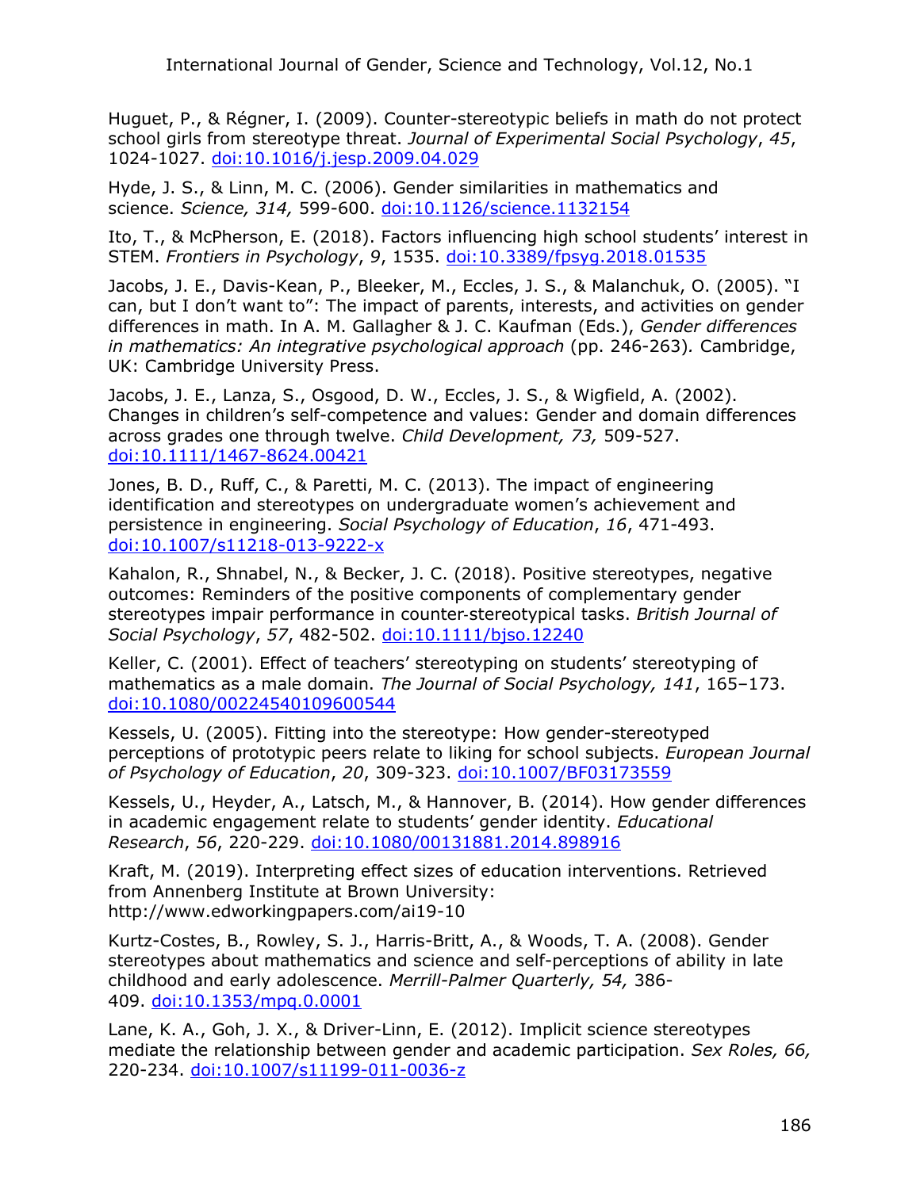Huguet, P., & Régner, I. (2009). Counter-stereotypic beliefs in math do not protect school girls from stereotype threat. *Journal of Experimental Social Psychology*, *45*, 1024-1027. doi:10.1016/j.jesp.2009.04.029

Hyde, J. S., & Linn, M. C. (2006). Gender similarities in mathematics and science. *Science, 314,* 599-600. doi:10.1126/science.1132154

Ito, T., & McPherson, E. (2018). Factors influencing high school students' interest in STEM. *Frontiers in Psychology*, *9*, 1535. doi:10.3389/fpsyg.2018.01535

Jacobs, J. E., Davis-Kean, P., Bleeker, M., Eccles, J. S., & Malanchuk, O. (2005). "I can, but I don't want to": The impact of parents, interests, and activities on gender differences in math. In A. M. Gallagher & J. C. Kaufman (Eds.), *Gender differences in mathematics: An integrative psychological approach* (pp. 246-263). Cambridge, UK: Cambridge University Press.

Jacobs, J. E., Lanza, S., Osgood, D. W., Eccles, J. S., & Wigfield, A. (2002). Changes in children's self-competence and values: Gender and domain differences across grades one through twelve. *Child Development, 73,* 509-527. doi:10.1111/1467-8624.00421

Jones, B. D., Ruff, C., & Paretti, M. C. (2013). The impact of engineering identification and stereotypes on undergraduate women's achievement and persistence in engineering. *Social Psychology of Education*, *16*, 471-493. doi:10.1007/s11218-013-9222-x

Kahalon, R., Shnabel, N., & Becker, J. C. (2018). Positive stereotypes, negative outcomes: Reminders of the positive components of complementary gender stereotypes impair performance in counter-stereotypical tasks. *British Journal of Social Psychology*, *57*, 482-502. doi:10.1111/bjso.12240

Keller, C. (2001). Effect of teachers' stereotyping on students' stereotyping of mathematics as a male domain. *The Journal of Social Psychology, 141*, 165–173. doi:10.1080/00224540109600544

Kessels, U. (2005). Fitting into the stereotype: How gender-stereotyped perceptions of prototypic peers relate to liking for school subjects. *European Journal of Psychology of Education*, *20*, 309-323. doi:10.1007/BF03173559

Kessels, U., Heyder, A., Latsch, M., & Hannover, B. (2014). How gender differences in academic engagement relate to students' gender identity. *Educational Research*, *56*, 220-229. doi:10.1080/00131881.2014.898916

Kraft, M. (2019). Interpreting effect sizes of education interventions. Retrieved from Annenberg Institute at Brown University: http://www.edworkingpapers.com/ai19-10

Kurtz-Costes, B., Rowley, S. J., Harris-Britt, A., & Woods, T. A. (2008). Gender stereotypes about mathematics and science and self-perceptions of ability in late childhood and early adolescence. *Merrill-Palmer Quarterly, 54,* 386-409. doi:10.1353/mpq.0.0001

Lane, K. A., Goh, J. X., & Driver-Linn, E. (2012). Implicit science stereotypes mediate the relationship between gender and academic participation. *Sex Roles, 66,* 220-234. doi:10.1007/s11199-011-0036-z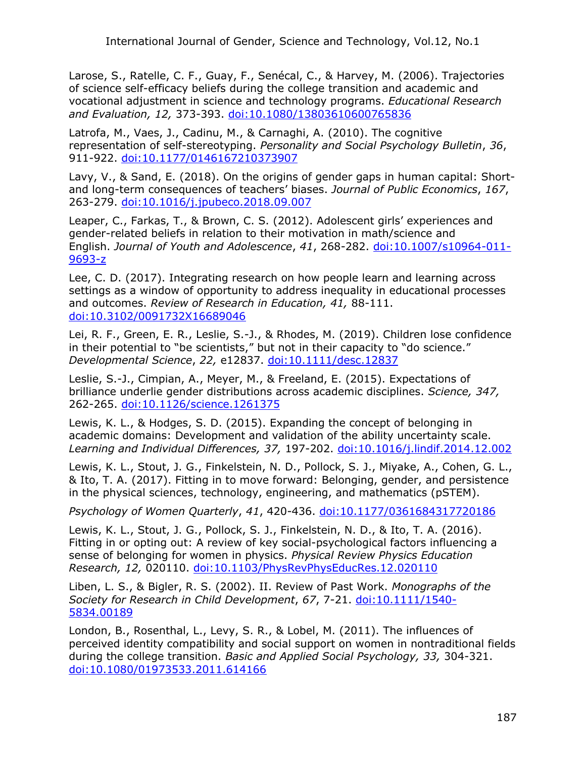Larose, S., Ratelle, C. F., Guay, F., Senécal, C., & Harvey, M. (2006). Trajectories of science self-efficacy beliefs during the college transition and academic and vocational adjustment in science and technology programs. *Educational Research and Evaluation, 12,* 373-393. doi:10.1080/13803610600765836

Latrofa, M., Vaes, J., Cadinu, M., & Carnaghi, A. (2010). The cognitive representation of self-stereotyping. *Personality and Social Psychology Bulletin*, *36*, 911-922. doi:10.1177/0146167210373907

Lavy, V., & Sand, E. (2018). On the origins of gender gaps in human capital: Short- and long-term consequences of teachers' biases. *Journal of Public Economics*, *167*, 263-279. doi:10.1016/j.jpubeco.2018.09.007

Leaper, C., Farkas, T., & Brown, C. S. (2012). Adolescent girls' experiences and gender-related beliefs in relation to their motivation in math/science and English. *Journal of Youth and Adolescence*, *41*, 268-282. doi:10.1007/s10964-011-9693-z

Lee, C. D. (2017). Integrating research on how people learn and learning across settings as a window of opportunity to address inequality in educational processes and outcomes. *Review of Research in Education, 41,* 88-111. doi:10.3102/0091732X16689046

Lei, R. F., Green, E. R., Leslie, S.-J., & Rhodes, M. (2019). Children lose confidence in their potential to "be scientists," but not in their capacity to "do science." *Developmental Science*, *22,* e12837. doi:10.1111/desc.12837

Leslie, S.-J., Cimpian, A., Meyer, M., & Freeland, E. (2015). Expectations of brilliance underlie gender distributions across academic disciplines. *Science, 347,* 262-265. doi:10.1126/science.1261375

Lewis, K. L., & Hodges, S. D. (2015). Expanding the concept of belonging in academic domains: Development and validation of the ability uncertainty scale. *Learning and Individual Differences, 37,* 197-202. doi:10.1016/j.lindif.2014.12.002

Lewis, K. L., Stout, J. G., Finkelstein, N. D., Pollock, S. J., Miyake, A., Cohen, G. L., & Ito, T. A. (2017). Fitting in to move forward: Belonging, gender, and persistence in the physical sciences, technology, engineering, and mathematics (pSTEM). *Psychology of Women Quarterly*, *41*, 420-436. doi:10.1177/0361684317720186

Lewis, K. L., Stout, J. G., Pollock, S. J., Finkelstein, N. D., & Ito, T. A. (2016). Fitting in or opting out: A review of key social-psychological factors influencing a sense of belonging for women in physics. *Physical Review Physics Education Research, 12,* 020110. doi:10.1103/PhysRevPhysEducRes.12.020110

Liben, L. S., & Bigler, R. S. (2002). II. Review of Past Work. *Monographs of the Society for Research in Child Development*, *67*, 7-21. doi:10.1111/1540-5834.00189

London, B., Rosenthal, L., Levy, S. R., & Lobel, M. (2011). The influences of perceived identity compatibility and social support on women in nontraditional fields during the college transition. *Basic and Applied Social Psychology, 33,* 304-321. doi:10.1080/01973533.2011.614166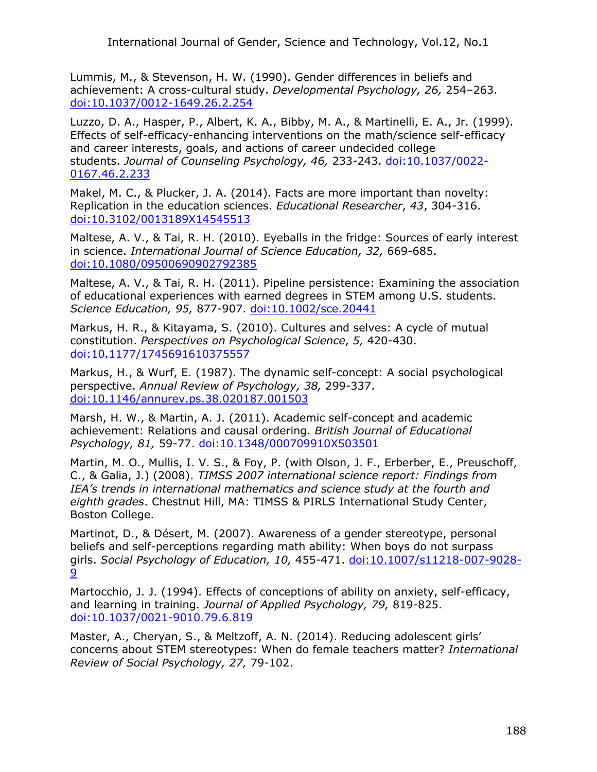Lummis, M., & Stevenson, H. W. (1990). Gender differences in beliefs and achievement: A cross-cultural study. *Developmental Psychology, 26,* 254–263. doi:10.1037/0012-1649.26.2.254

Luzzo, D. A., Hasper, P., Albert, K. A., Bibby, M. A., & Martinelli, E. A., Jr. (1999). Effects of self-efficacy-enhancing interventions on the math/science self-efficacy and career interests, goals, and actions of career undecided college students. *Journal of Counseling Psychology, 46,* 233-243. doi:10.1037/0022-0167.46.2.233

Makel, M. C., & Plucker, J. A. (2014). Facts are more important than novelty: Replication in the education sciences. *Educational Researcher*, *43*, 304-316. doi:10.3102/0013189X14545513

Maltese, A. V., & Tai, R. H. (2010). Eyeballs in the fridge: Sources of early interest in science. *International Journal of Science Education, 32,* 669-685. doi:10.1080/09500690902792385

Maltese, A. V., & Tai, R. H. (2011). Pipeline persistence: Examining the association of educational experiences with earned degrees in STEM among U.S. students. *Science Education, 95,* 877-907. doi:10.1002/sce.20441

Markus, H. R., & Kitayama, S. (2010). Cultures and selves: A cycle of mutual constitution. *Perspectives on Psychological Science*, *5,* 420-430. doi:10.1177/1745691610375557

Markus, H., & Wurf, E. (1987). The dynamic self-concept: A social psychological perspective. *Annual Review of Psychology, 38,* 299-337. doi:10.1146/annurev.ps.38.020187.001503

Marsh, H. W., & Martin, A. J. (2011). Academic self-concept and academic achievement: Relations and causal ordering. *British Journal of Educational Psychology, 81,* 59-77. doi:10.1348/000709910X503501

Martin, M. O., Mullis, I. V. S., & Foy, P. (with Olson, J. F., Erberber, E., Preuschoff, C., & Galia, J.) (2008). *TIMSS 2007 international science report: Findings from IEA's trends in international mathematics and science study at the fourth and eighth grades*. Chestnut Hill, MA: TIMSS & PIRLS International Study Center, Boston College.

Martinot, D., & Désert, M. (2007). Awareness of a gender stereotype, personal beliefs and self-perceptions regarding math ability: When boys do not surpass girls. *Social Psychology of Education, 10,* 455-471. doi:10.1007/s11218-007-9028-9

Martocchio, J. J. (1994). Effects of conceptions of ability on anxiety, self-efficacy, and learning in training. *Journal of Applied Psychology, 79,* 819-825. doi:10.1037/0021-9010.79.6.819

Master, A., Cheryan, S., & Meltzoff, A. N. (2014). Reducing adolescent girls' concerns about STEM stereotypes: When do female teachers matter? *International Review of Social Psychology, 27,* 79-102.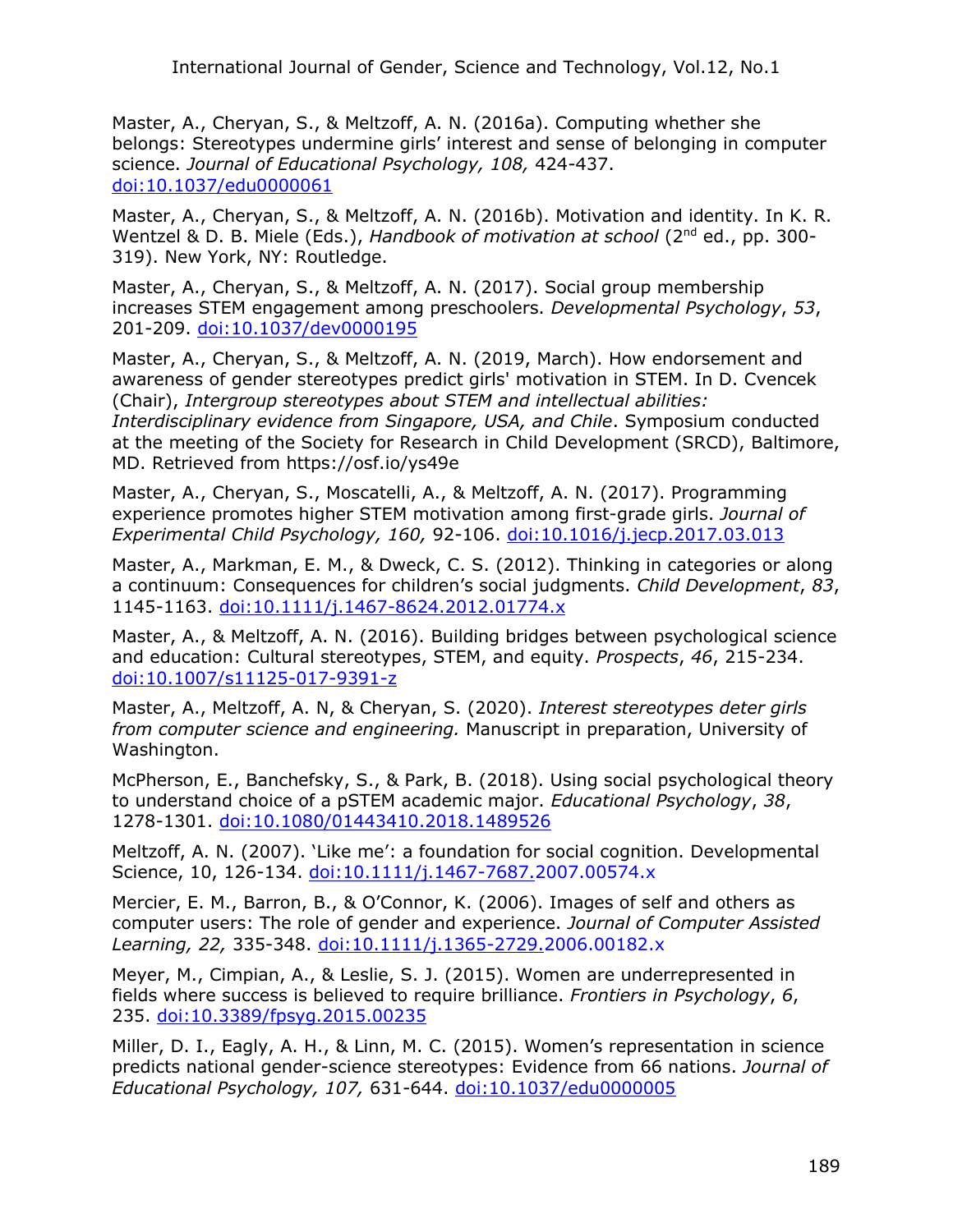Master, A., Cheryan, S., & Meltzoff, A. N. (2016a). Computing whether she belongs: Stereotypes undermine girls' interest and sense of belonging in computer science. *Journal of Educational Psychology, 108,* 424-437. doi:10.1037/edu0000061

Master, A., Cheryan, S., & Meltzoff, A. N. (2016b). Motivation and identity. In K. R. Wentzel & D. B. Miele (Eds.), *Handbook of motivation at school* (2nd ed., pp. 300-319). New York, NY: Routledge.

Master, A., Cheryan, S., & Meltzoff, A. N. (2017). Social group membership increases STEM engagement among preschoolers. *Developmental Psychology*, *53*, 201-209. doi:10.1037/dev0000195

Master, A., Cheryan, S., & Meltzoff, A. N. (2019, March). How endorsement and awareness of gender stereotypes predict girls' motivation in STEM. In D. Cvencek (Chair), *Intergroup stereotypes about STEM and intellectual abilities: Interdisciplinary evidence from Singapore, USA, and Chile*. Symposium conducted at the meeting of the Society for Research in Child Development (SRCD), Baltimore, MD. Retrieved from https://osf.io/ys49e

Master, A., Cheryan, S., Moscatelli, A., & Meltzoff, A. N. (2017). Programming experience promotes higher STEM motivation among first-grade girls. *Journal of Experimental Child Psychology, 160,* 92-106. doi:10.1016/j.jecp.2017.03.013

Master, A., Markman, E. M., & Dweck, C. S. (2012). Thinking in categories or along a continuum: Consequences for children's social judgments. *Child Development*, *83*, 1145-1163. doi:10.1111/j.1467-8624.2012.01774.x

Master, A., & Meltzoff, A. N. (2016). Building bridges between psychological science and education: Cultural stereotypes, STEM, and equity. *Prospects*, *46*, 215-234. doi:10.1007/s11125-017-9391-z

Master, A., Meltzoff, A. N, & Cheryan, S. (2020). *Interest stereotypes deter girls from computer science and engineering.* Manuscript in preparation, University of Washington.

McPherson, E., Banchefsky, S., & Park, B. (2018). Using social psychological theory to understand choice of a pSTEM academic major. *Educational Psychology*, *38*, 1278-1301. doi:10.1080/01443410.2018.1489526

Meltzoff, A. N. (2007). 'Like me': a foundation for social cognition. Developmental Science, 10, 126-134. doi:10.1111/j.1467-7687.2007.00574.x

Mercier, E. M., Barron, B., & O'Connor, K. (2006). Images of self and others as computer users: The role of gender and experience. *Journal of Computer Assisted Learning, 22,* 335-348. doi:10.1111/j.1365-2729.2006.00182.x

Meyer, M., Cimpian, A., & Leslie, S. J. (2015). Women are underrepresented in fields where success is believed to require brilliance. *Frontiers in Psychology*, *6*, 235. doi:10.3389/fpsyg.2015.00235

Miller, D. I., Eagly, A. H., & Linn, M. C. (2015). Women's representation in science predicts national gender-science stereotypes: Evidence from 66 nations. *Journal of Educational Psychology, 107,* 631-644. doi:10.1037/edu0000005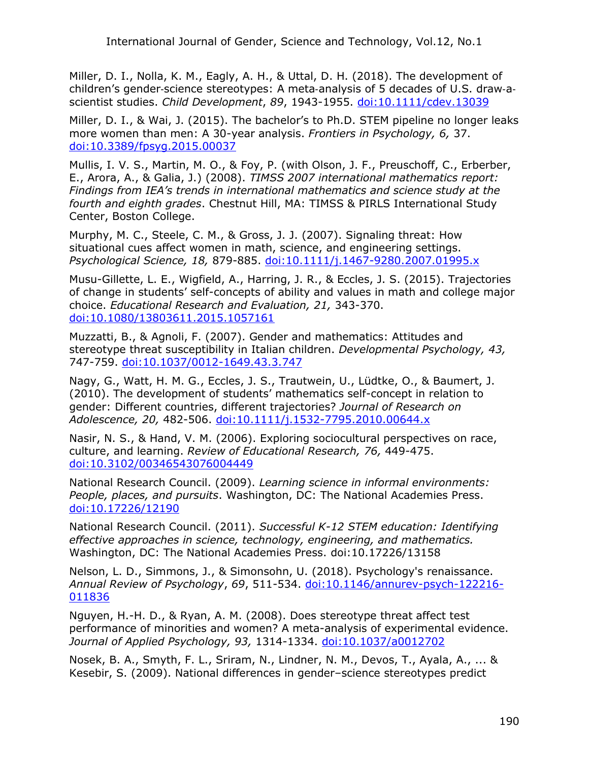Miller, D. I., Nolla, K. M., Eagly, A. H., & Uttal, D. H. (2018). The development of children's gender-science stereotypes: A meta-analysis of 5 decades of U.S. draw-a-scientist studies. *Child Development*, *89*, 1943-1955. doi:10.1111/cdev.13039

Miller, D. I., & Wai, J. (2015). The bachelor's to Ph.D. STEM pipeline no longer leaks more women than men: A 30-year analysis. *Frontiers in Psychology, 6,* 37. doi:10.3389/fpsyg.2015.00037

Mullis, I. V. S., Martin, M. O., & Foy, P. (with Olson, J. F., Preuschoff, C., Erberber, E., Arora, A., & Galia, J.) (2008). *TIMSS 2007 international mathematics report: Findings from IEA's trends in international mathematics and science study at the fourth and eighth grades*. Chestnut Hill, MA: TIMSS & PIRLS International Study Center, Boston College.

Murphy, M. C., Steele, C. M., & Gross, J. J. (2007). Signaling threat: How situational cues affect women in math, science, and engineering settings. *Psychological Science, 18,* 879-885. doi:10.1111/j.1467-9280.2007.01995.x

Musu-Gillette, L. E., Wigfield, A., Harring, J. R., & Eccles, J. S. (2015). Trajectories of change in students' self-concepts of ability and values in math and college major choice. *Educational Research and Evaluation, 21,* 343-370. doi:10.1080/13803611.2015.1057161

Muzzatti, B., & Agnoli, F. (2007). Gender and mathematics: Attitudes and stereotype threat susceptibility in Italian children. *Developmental Psychology, 43,* 747-759. doi:10.1037/0012-1649.43.3.747

Nagy, G., Watt, H. M. G., Eccles, J. S., Trautwein, U., Lüdtke, O., & Baumert, J. (2010). The development of students' mathematics self-concept in relation to gender: Different countries, different trajectories? *Journal of Research on Adolescence, 20,* 482-506. doi:10.1111/j.1532-7795.2010.00644.x

Nasir, N. S., & Hand, V. M. (2006). Exploring sociocultural perspectives on race, culture, and learning. *Review of Educational Research, 76,* 449-475. doi:10.3102/00346543076004449

National Research Council. (2009). *Learning science in informal environments: People, places, and pursuits*. Washington, DC: The National Academies Press. doi:10.17226/12190

National Research Council. (2011). *Successful K-12 STEM education: Identifying effective approaches in science, technology, engineering, and mathematics.* Washington, DC: The National Academies Press. doi:10.17226/13158

Nelson, L. D., Simmons, J., & Simonsohn, U. (2018). Psychology's renaissance. *Annual Review of Psychology*, *69*, 511-534. doi:10.1146/annurev-psych-122216-011836

Nguyen, H.-H. D., & Ryan, A. M. (2008). Does stereotype threat affect test performance of minorities and women? A meta-analysis of experimental evidence. *Journal of Applied Psychology, 93,* 1314-1334. doi:10.1037/a0012702

Nosek, B. A., Smyth, F. L., Sriram, N., Lindner, N. M., Devos, T., Ayala, A., ... & Kesebir, S. (2009). National differences in gender–science stereotypes predict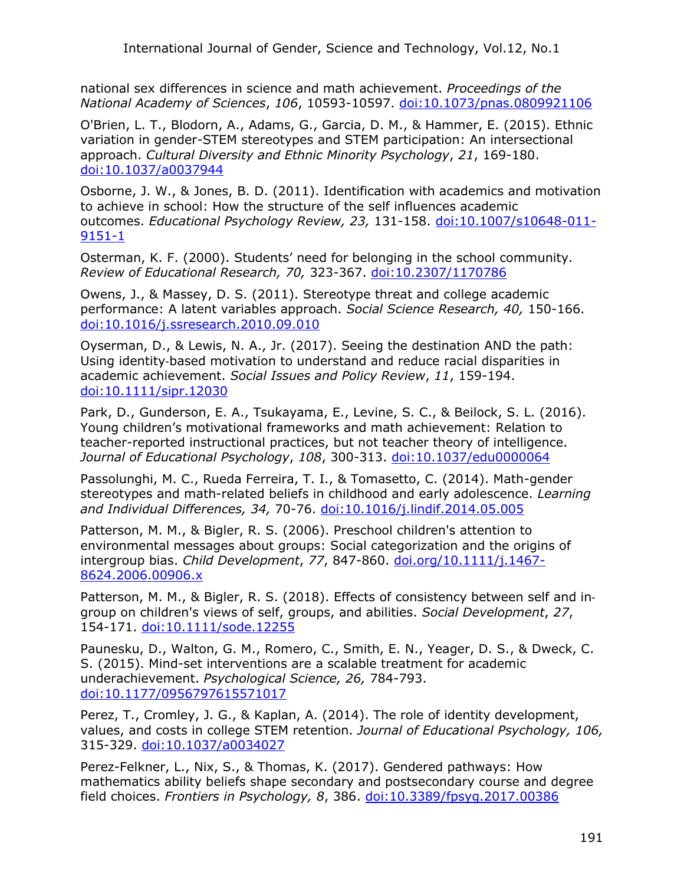national sex differences in science and math achievement. *Proceedings of the National Academy of Sciences*, *106*, 10593-10597. doi:10.1073/pnas.0809921106

O'Brien, L. T., Blodorn, A., Adams, G., Garcia, D. M., & Hammer, E. (2015). Ethnic variation in gender-STEM stereotypes and STEM participation: An intersectional approach. *Cultural Diversity and Ethnic Minority Psychology*, *21*, 169-180. doi:10.1037/a0037944

Osborne, J. W., & Jones, B. D. (2011). Identification with academics and motivation to achieve in school: How the structure of the self influences academic outcomes. *Educational Psychology Review, 23,* 131-158. doi:10.1007/s10648-011-9151-1

Osterman, K. F. (2000). Students' need for belonging in the school community. *Review of Educational Research, 70,* 323-367. doi:10.2307/1170786

Owens, J., & Massey, D. S. (2011). Stereotype threat and college academic performance: A latent variables approach. *Social Science Research, 40,* 150-166. doi:10.1016/j.ssresearch.2010.09.010

Oyserman, D., & Lewis, N. A., Jr. (2017). Seeing the destination AND the path: Using identity-based motivation to understand and reduce racial disparities in academic achievement. *Social Issues and Policy Review*, *11*, 159-194. doi:10.1111/sipr.12030

Park, D., Gunderson, E. A., Tsukayama, E., Levine, S. C., & Beilock, S. L. (2016). Young children's motivational frameworks and math achievement: Relation to teacher-reported instructional practices, but not teacher theory of intelligence. *Journal of Educational Psychology*, *108*, 300-313. doi:10.1037/edu0000064

Passolunghi, M. C., Rueda Ferreira, T. I., & Tomasetto, C. (2014). Math-gender stereotypes and math-related beliefs in childhood and early adolescence. *Learning and Individual Differences, 34,* 70-76. doi:10.1016/j.lindif.2014.05.005

Patterson, M. M., & Bigler, R. S. (2006). Preschool children's attention to environmental messages about groups: Social categorization and the origins of intergroup bias. *Child Development*, *77*, 847-860. doi.org/10.1111/j.1467-8624.2006.00906.x

Patterson, M. M., & Bigler, R. S. (2018). Effects of consistency between self and in-group on children's views of self, groups, and abilities. *Social Development*, *27*, 154-171. doi:10.1111/sode.12255

Paunesku, D., Walton, G. M., Romero, C., Smith, E. N., Yeager, D. S., & Dweck, C. S. (2015). Mind-set interventions are a scalable treatment for academic underachievement. *Psychological Science, 26,* 784-793. doi:10.1177/0956797615571017

Perez, T., Cromley, J. G., & Kaplan, A. (2014). The role of identity development, values, and costs in college STEM retention. *Journal of Educational Psychology, 106,* 315-329. doi:10.1037/a0034027

Perez-Felkner, L., Nix, S., & Thomas, K. (2017). Gendered pathways: How mathematics ability beliefs shape secondary and postsecondary course and degree field choices. *Frontiers in Psychology, 8*, 386. doi:10.3389/fpsyg.2017.00386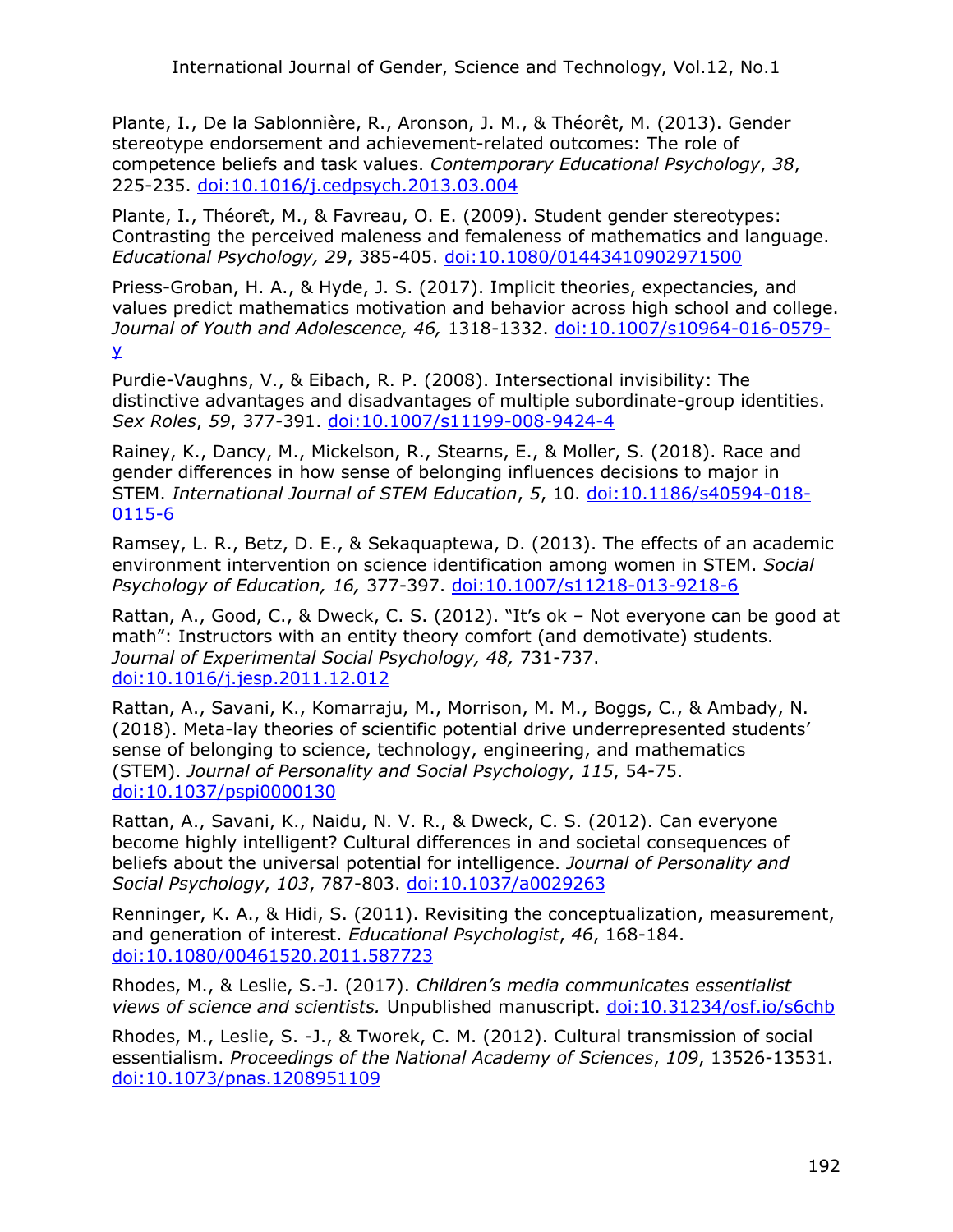Plante, I., De la Sablonnière, R., Aronson, J. M., & Théorêt, M. (2013). Gender stereotype endorsement and achievement-related outcomes: The role of competence beliefs and task values. *Contemporary Educational Psychology*, *38*, 225-235. doi:10.1016/j.cedpsych.2013.03.004

Plante, I., Théoret, M., & Favreau, O. E. (2009). Student gender stereotypes: Contrasting the perceived maleness and femaleness of mathematics and language. *Educational Psychology, 29*, 385-405. doi:10.1080/01443410902971500

Priess-Groban, H. A., & Hyde, J. S. (2017). Implicit theories, expectancies, and values predict mathematics motivation and behavior across high school and college. *Journal of Youth and Adolescence, 46,* 1318-1332. doi:10.1007/s10964-016-0579-y

Purdie-Vaughns, V., & Eibach, R. P. (2008). Intersectional invisibility: The distinctive advantages and disadvantages of multiple subordinate-group identities. *Sex Roles*, *59*, 377-391. doi:10.1007/s11199-008-9424-4

Rainey, K., Dancy, M., Mickelson, R., Stearns, E., & Moller, S. (2018). Race and gender differences in how sense of belonging influences decisions to major in STEM. *International Journal of STEM Education*, *5*, 10. doi:10.1186/s40594-018-0115-6

Ramsey, L. R., Betz, D. E., & Sekaquaptewa, D. (2013). The effects of an academic environment intervention on science identification among women in STEM. *Social Psychology of Education, 16,* 377-397. doi:10.1007/s11218-013-9218-6

Rattan, A., Good, C., & Dweck, C. S. (2012). "It's ok – Not everyone can be good at math": Instructors with an entity theory comfort (and demotivate) students. *Journal of Experimental Social Psychology, 48,* 731-737. doi:10.1016/j.jesp.2011.12.012

Rattan, A., Savani, K., Komarraju, M., Morrison, M. M., Boggs, C., & Ambady, N. (2018). Meta-lay theories of scientific potential drive underrepresented students' sense of belonging to science, technology, engineering, and mathematics (STEM). *Journal of Personality and Social Psychology*, *115*, 54-75. doi:10.1037/pspi0000130

Rattan, A., Savani, K., Naidu, N. V. R., & Dweck, C. S. (2012). Can everyone become highly intelligent? Cultural differences in and societal consequences of beliefs about the universal potential for intelligence. *Journal of Personality and Social Psychology*, *103*, 787-803. doi:10.1037/a0029263

Renninger, K. A., & Hidi, S. (2011). Revisiting the conceptualization, measurement, and generation of interest. *Educational Psychologist*, *46*, 168-184. doi:10.1080/00461520.2011.587723

Rhodes, M., & Leslie, S.-J. (2017). *Children's media communicates essentialist views of science and scientists.* Unpublished manuscript. doi:10.31234/osf.io/s6chb

Rhodes, M., Leslie, S. -J., & Tworek, C. M. (2012). Cultural transmission of social essentialism. *Proceedings of the National Academy of Sciences*, *109*, 13526-13531. doi:10.1073/pnas.1208951109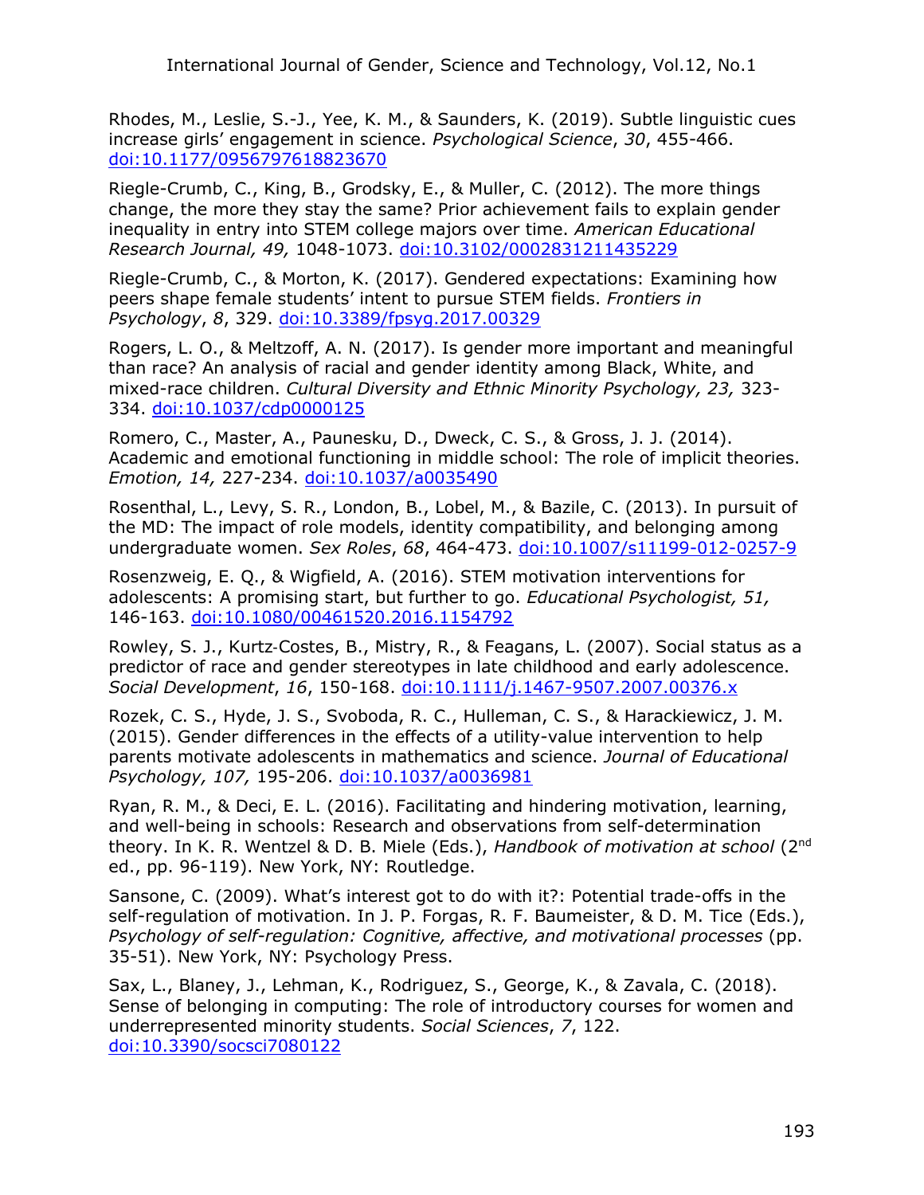Rhodes, M., Leslie, S.-J., Yee, K. M., & Saunders, K. (2019). Subtle linguistic cues increase girls' engagement in science. *Psychological Science*, *30*, 455-466. doi:10.1177/0956797618823670

Riegle-Crumb, C., King, B., Grodsky, E., & Muller, C. (2012). The more things change, the more they stay the same? Prior achievement fails to explain gender inequality in entry into STEM college majors over time. *American Educational Research Journal, 49,* 1048-1073. doi:10.3102/0002831211435229

Riegle-Crumb, C., & Morton, K. (2017). Gendered expectations: Examining how peers shape female students' intent to pursue STEM fields. *Frontiers in Psychology*, *8*, 329. doi:10.3389/fpsyg.2017.00329

Rogers, L. O., & Meltzoff, A. N. (2017). Is gender more important and meaningful than race? An analysis of racial and gender identity among Black, White, and mixed-race children. *Cultural Diversity and Ethnic Minority Psychology, 23,* 323-334. doi:10.1037/cdp0000125

Romero, C., Master, A., Paunesku, D., Dweck, C. S., & Gross, J. J. (2014). Academic and emotional functioning in middle school: The role of implicit theories. *Emotion, 14,* 227-234. doi:10.1037/a0035490

Rosenthal, L., Levy, S. R., London, B., Lobel, M., & Bazile, C. (2013). In pursuit of the MD: The impact of role models, identity compatibility, and belonging among undergraduate women. *Sex Roles*, *68*, 464-473. doi:10.1007/s11199-012-0257-9

Rosenzweig, E. Q., & Wigfield, A. (2016). STEM motivation interventions for adolescents: A promising start, but further to go. *Educational Psychologist, 51,* 146-163. doi:10.1080/00461520.2016.1154792

Rowley, S. J., Kurtz-Costes, B., Mistry, R., & Feagans, L. (2007). Social status as a predictor of race and gender stereotypes in late childhood and early adolescence. *Social Development*, *16*, 150-168. doi:10.1111/j.1467-9507.2007.00376.x

Rozek, C. S., Hyde, J. S., Svoboda, R. C., Hulleman, C. S., & Harackiewicz, J. M. (2015). Gender differences in the effects of a utility-value intervention to help parents motivate adolescents in mathematics and science. *Journal of Educational Psychology, 107,* 195-206. doi:10.1037/a0036981

Ryan, R. M., & Deci, E. L. (2016). Facilitating and hindering motivation, learning, and well-being in schools: Research and observations from self-determination theory. In K. R. Wentzel & D. B. Miele (Eds.), *Handbook of motivation at school* (2nd ed., pp. 96-119). New York, NY: Routledge.

Sansone, C. (2009). What's interest got to do with it?: Potential trade-offs in the self-regulation of motivation. In J. P. Forgas, R. F. Baumeister, & D. M. Tice (Eds.), *Psychology of self-regulation: Cognitive, affective, and motivational processes* (pp. 35-51). New York, NY: Psychology Press.

Sax, L., Blaney, J., Lehman, K., Rodriguez, S., George, K., & Zavala, C. (2018). Sense of belonging in computing: The role of introductory courses for women and underrepresented minority students. *Social Sciences*, *7*, 122. doi:10.3390/socsci7080122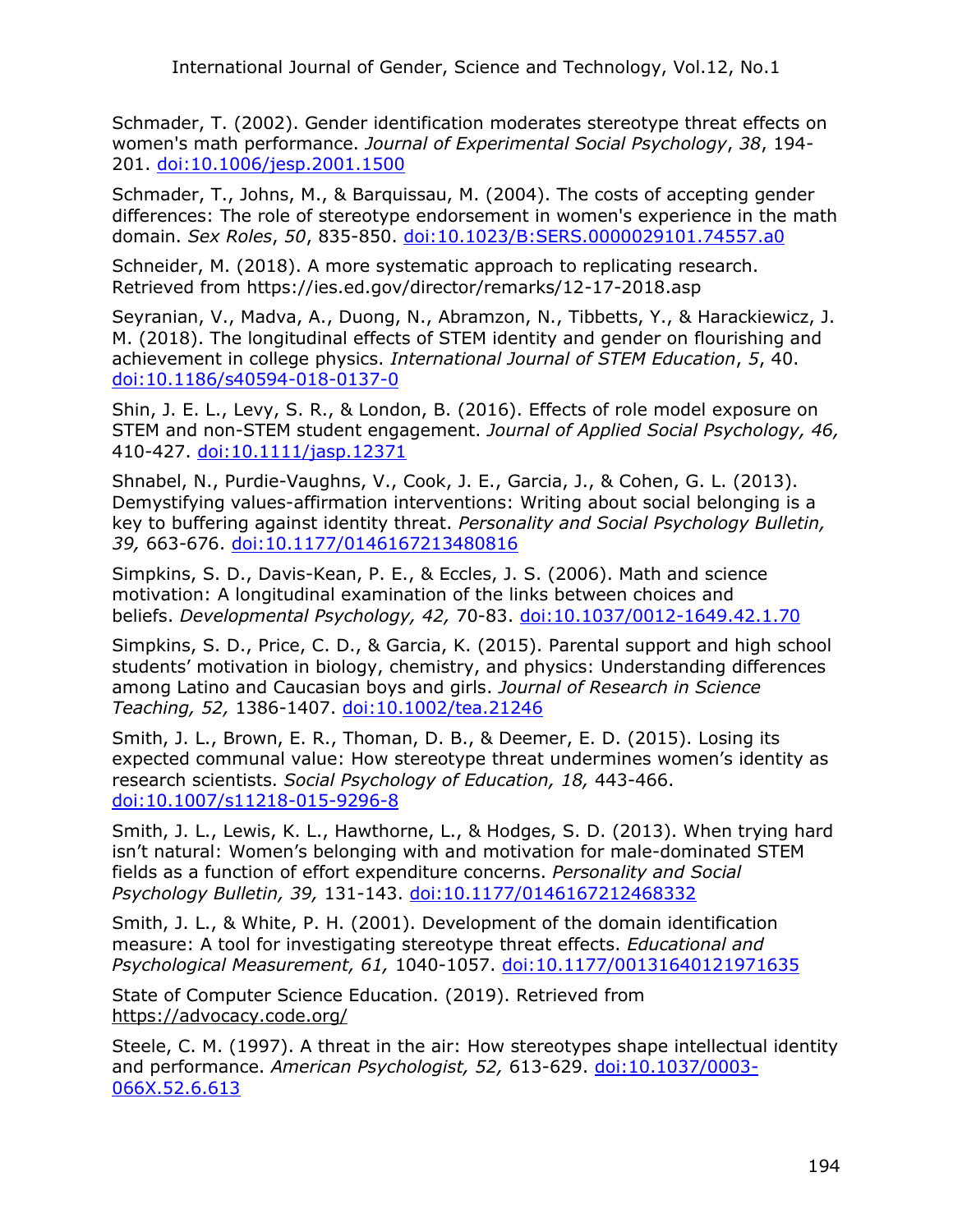Schmader, T. (2002). Gender identification moderates stereotype threat effects on women's math performance. *Journal of Experimental Social Psychology*, *38*, 194-201. doi:10.1006/jesp.2001.1500

Schmader, T., Johns, M., & Barquissau, M. (2004). The costs of accepting gender differences: The role of stereotype endorsement in women's experience in the math domain. *Sex Roles*, *50*, 835-850. doi:10.1023/B:SERS.0000029101.74557.a0

Schneider, M. (2018). A more systematic approach to replicating research. Retrieved from https://ies.ed.gov/director/remarks/12-17-2018.asp

Seyranian, V., Madva, A., Duong, N., Abramzon, N., Tibbetts, Y., & Harackiewicz, J. M. (2018). The longitudinal effects of STEM identity and gender on flourishing and achievement in college physics. *International Journal of STEM Education*, *5*, 40. doi:10.1186/s40594-018-0137-0

Shin, J. E. L., Levy, S. R., & London, B. (2016). Effects of role model exposure on STEM and non-STEM student engagement. *Journal of Applied Social Psychology, 46,* 410-427. doi:10.1111/jasp.12371

Shnabel, N., Purdie-Vaughns, V., Cook, J. E., Garcia, J., & Cohen, G. L. (2013). Demystifying values-affirmation interventions: Writing about social belonging is a key to buffering against identity threat. *Personality and Social Psychology Bulletin, 39,* 663-676. doi:10.1177/0146167213480816

Simpkins, S. D., Davis-Kean, P. E., & Eccles, J. S. (2006). Math and science motivation: A longitudinal examination of the links between choices and beliefs. *Developmental Psychology, 42,* 70-83. doi:10.1037/0012-1649.42.1.70

Simpkins, S. D., Price, C. D., & Garcia, K. (2015). Parental support and high school students' motivation in biology, chemistry, and physics: Understanding differences among Latino and Caucasian boys and girls. *Journal of Research in Science Teaching, 52,* 1386-1407. doi:10.1002/tea.21246

Smith, J. L., Brown, E. R., Thoman, D. B., & Deemer, E. D. (2015). Losing its expected communal value: How stereotype threat undermines women's identity as research scientists. *Social Psychology of Education, 18,* 443-466. doi:10.1007/s11218-015-9296-8

Smith, J. L., Lewis, K. L., Hawthorne, L., & Hodges, S. D. (2013). When trying hard isn't natural: Women's belonging with and motivation for male-dominated STEM fields as a function of effort expenditure concerns. *Personality and Social Psychology Bulletin, 39,* 131-143. doi:10.1177/0146167212468332

Smith, J. L., & White, P. H. (2001). Development of the domain identification measure: A tool for investigating stereotype threat effects. *Educational and Psychological Measurement, 61,* 1040-1057. doi:10.1177/00131640121971635

State of Computer Science Education. (2019). Retrieved from https://advocacy.code.org/

Steele, C. M. (1997). A threat in the air: How stereotypes shape intellectual identity and performance. *American Psychologist, 52,* 613-629. doi:10.1037/0003-066X.52.6.613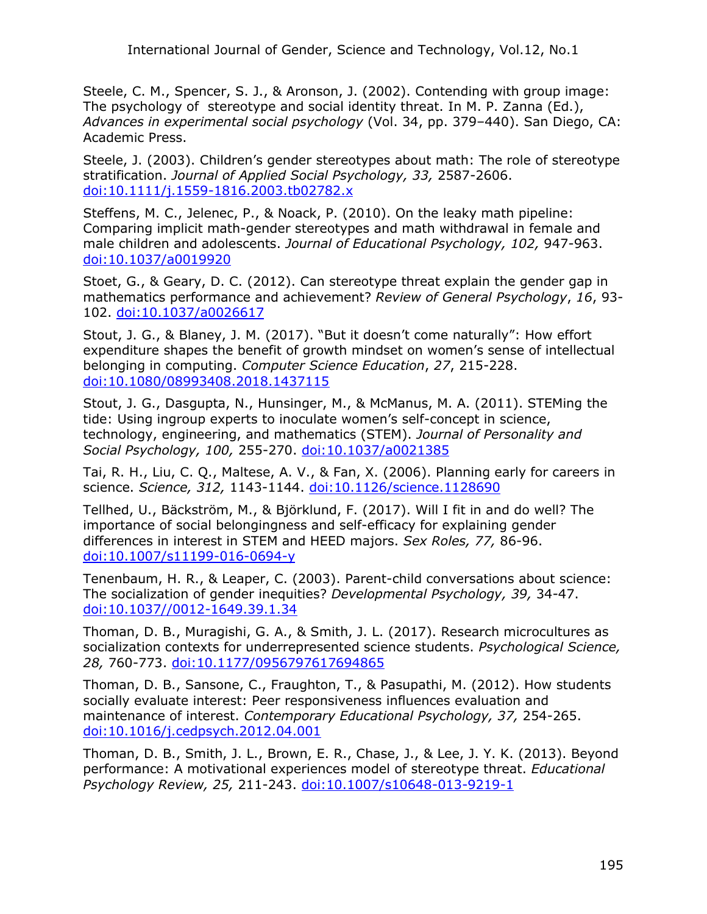Steele, C. M., Spencer, S. J., & Aronson, J. (2002). Contending with group image: The psychology of  stereotype and social identity threat. In M. P. Zanna (Ed.), *Advances in experimental social psychology* (Vol. 34, pp. 379–440). San Diego, CA: Academic Press.

Steele, J. (2003). Children's gender stereotypes about math: The role of stereotype stratification. *Journal of Applied Social Psychology, 33,* 2587-2606. doi:10.1111/j.1559-1816.2003.tb02782.x

Steffens, M. C., Jelenec, P., & Noack, P. (2010). On the leaky math pipeline: Comparing implicit math-gender stereotypes and math withdrawal in female and male children and adolescents. *Journal of Educational Psychology, 102,* 947-963. doi:10.1037/a0019920

Stoet, G., & Geary, D. C. (2012). Can stereotype threat explain the gender gap in mathematics performance and achievement? *Review of General Psychology*, *16*, 93-102. doi:10.1037/a0026617

Stout, J. G., & Blaney, J. M. (2017). "But it doesn't come naturally": How effort expenditure shapes the benefit of growth mindset on women's sense of intellectual belonging in computing. *Computer Science Education*, *27*, 215-228. doi:10.1080/08993408.2018.1437115

Stout, J. G., Dasgupta, N., Hunsinger, M., & McManus, M. A. (2011). STEMing the tide: Using ingroup experts to inoculate women's self-concept in science, technology, engineering, and mathematics (STEM). *Journal of Personality and Social Psychology, 100,* 255-270. doi:10.1037/a0021385

Tai, R. H., Liu, C. Q., Maltese, A. V., & Fan, X. (2006). Planning early for careers in science. *Science, 312,* 1143-1144. doi:10.1126/science.1128690

Tellhed, U., Bäckström, M., & Björklund, F. (2017). Will I fit in and do well? The importance of social belongingness and self-efficacy for explaining gender differences in interest in STEM and HEED majors. *Sex Roles, 77,* 86-96. doi:10.1007/s11199-016-0694-y

Tenenbaum, H. R., & Leaper, C. (2003). Parent-child conversations about science: The socialization of gender inequities? *Developmental Psychology, 39,* 34-47. doi:10.1037//0012-1649.39.1.34

Thoman, D. B., Muragishi, G. A., & Smith, J. L. (2017). Research microcultures as socialization contexts for underrepresented science students. *Psychological Science, 28,* 760-773. doi:10.1177/0956797617694865

Thoman, D. B., Sansone, C., Fraughton, T., & Pasupathi, M. (2012). How students socially evaluate interest: Peer responsiveness influences evaluation and maintenance of interest. *Contemporary Educational Psychology, 37,* 254-265. doi:10.1016/j.cedpsych.2012.04.001

Thoman, D. B., Smith, J. L., Brown, E. R., Chase, J., & Lee, J. Y. K. (2013). Beyond performance: A motivational experiences model of stereotype threat. *Educational Psychology Review, 25,* 211-243. doi:10.1007/s10648-013-9219-1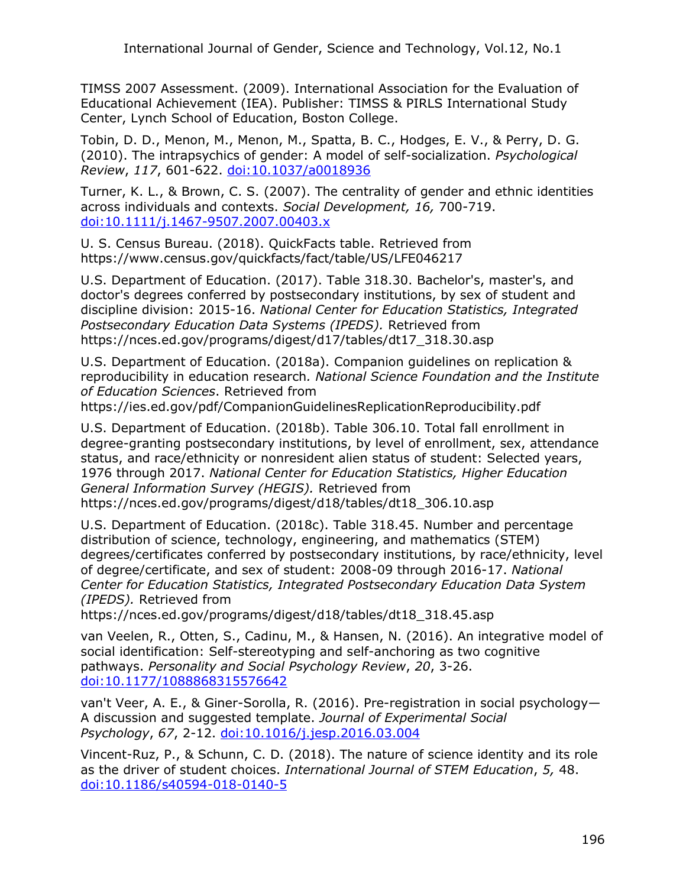TIMSS 2007 Assessment. (2009). International Association for the Evaluation of Educational Achievement (IEA). Publisher: TIMSS & PIRLS International Study Center, Lynch School of Education, Boston College.

Tobin, D. D., Menon, M., Menon, M., Spatta, B. C., Hodges, E. V., & Perry, D. G. (2010). The intrapsychics of gender: A model of self-socialization. *Psychological Review*, *117*, 601-622. doi:10.1037/a0018936

Turner, K. L., & Brown, C. S. (2007). The centrality of gender and ethnic identities across individuals and contexts. *Social Development, 16,* 700-719. doi:10.1111/j.1467-9507.2007.00403.x

U. S. Census Bureau. (2018). QuickFacts table. Retrieved from https://www.census.gov/quickfacts/fact/table/US/LFE046217

U.S. Department of Education. (2017). Table 318.30. Bachelor's, master's, and doctor's degrees conferred by postsecondary institutions, by sex of student and discipline division: 2015-16. *National Center for Education Statistics, Integrated Postsecondary Education Data Systems (IPEDS).* Retrieved from https://nces.ed.gov/programs/digest/d17/tables/dt17_318.30.asp

U.S. Department of Education. (2018a). Companion guidelines on replication & reproducibility in education research*. National Science Foundation and the Institute of Education Sciences*. Retrieved from https://ies.ed.gov/pdf/CompanionGuidelinesReplicationReproducibility.pdf

U.S. Department of Education. (2018b). Table 306.10. Total fall enrollment in degree-granting postsecondary institutions, by level of enrollment, sex, attendance status, and race/ethnicity or nonresident alien status of student: Selected years, 1976 through 2017. *National Center for Education Statistics, Higher Education General Information Survey (HEGIS).* Retrieved from https://nces.ed.gov/programs/digest/d18/tables/dt18_306.10.asp

U.S. Department of Education. (2018c). Table 318.45. Number and percentage distribution of science, technology, engineering, and mathematics (STEM) degrees/certificates conferred by postsecondary institutions, by race/ethnicity, level of degree/certificate, and sex of student: 2008-09 through 2016-17. *National Center for Education Statistics, Integrated Postsecondary Education Data System (IPEDS).* Retrieved from https://nces.ed.gov/programs/digest/d18/tables/dt18_318.45.asp

van Veelen, R., Otten, S., Cadinu, M., & Hansen, N. (2016). An integrative model of social identification: Self-stereotyping and self-anchoring as two cognitive pathways. *Personality and Social Psychology Review*, *20*, 3-26. doi:10.1177/1088868315576642

van't Veer, A. E., & Giner-Sorolla, R. (2016). Pre-registration in social psychology—A discussion and suggested template. *Journal of Experimental Social Psychology*, *67*, 2-12. doi:10.1016/j.jesp.2016.03.004

Vincent-Ruz, P., & Schunn, C. D. (2018). The nature of science identity and its role as the driver of student choices. *International Journal of STEM Education*, *5,* 48. doi:10.1186/s40594-018-0140-5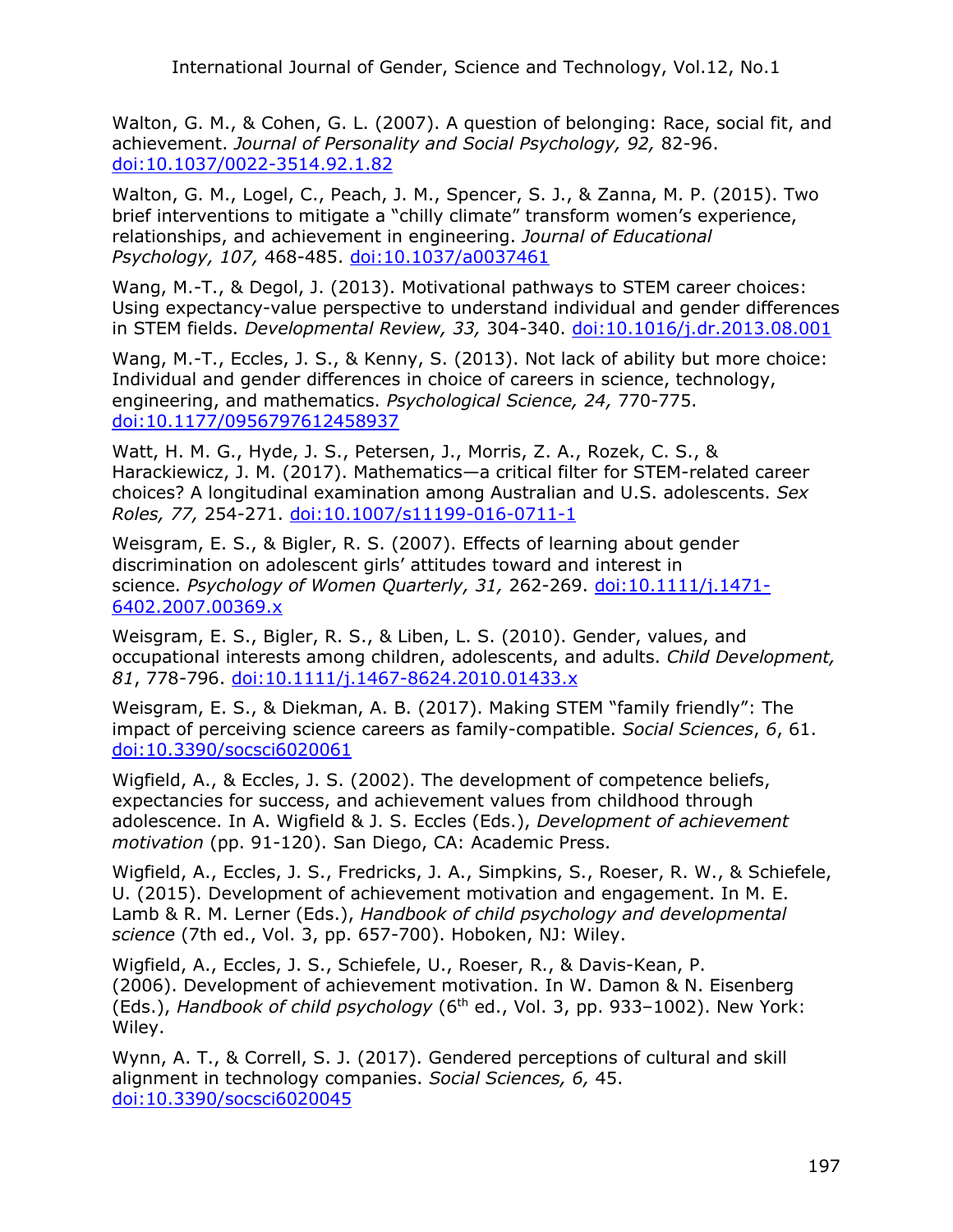Walton, G. M., & Cohen, G. L. (2007). A question of belonging: Race, social fit, and achievement. *Journal of Personality and Social Psychology, 92,* 82-96. doi:10.1037/0022-3514.92.1.82

Walton, G. M., Logel, C., Peach, J. M., Spencer, S. J., & Zanna, M. P. (2015). Two brief interventions to mitigate a "chilly climate" transform women's experience, relationships, and achievement in engineering. *Journal of Educational Psychology, 107,* 468-485. doi:10.1037/a0037461

Wang, M.-T., & Degol, J. (2013). Motivational pathways to STEM career choices: Using expectancy-value perspective to understand individual and gender differences in STEM fields. *Developmental Review, 33,* 304-340. doi:10.1016/j.dr.2013.08.001

Wang, M.-T., Eccles, J. S., & Kenny, S. (2013). Not lack of ability but more choice: Individual and gender differences in choice of careers in science, technology, engineering, and mathematics. *Psychological Science, 24,* 770-775. doi:10.1177/0956797612458937

Watt, H. M. G., Hyde, J. S., Petersen, J., Morris, Z. A., Rozek, C. S., & Harackiewicz, J. M. (2017). Mathematics—a critical filter for STEM-related career choices? A longitudinal examination among Australian and U.S. adolescents. *Sex Roles, 77,* 254-271. doi:10.1007/s11199-016-0711-1

Weisgram, E. S., & Bigler, R. S. (2007). Effects of learning about gender discrimination on adolescent girls' attitudes toward and interest in science. *Psychology of Women Quarterly, 31,* 262-269. doi:10.1111/j.1471-6402.2007.00369.x

Weisgram, E. S., Bigler, R. S., & Liben, L. S. (2010). Gender, values, and occupational interests among children, adolescents, and adults. *Child Development, 81*, 778-796. doi:10.1111/j.1467-8624.2010.01433.x

Weisgram, E. S., & Diekman, A. B. (2017). Making STEM "family friendly": The impact of perceiving science careers as family-compatible. *Social Sciences*, *6*, 61. doi:10.3390/socsci6020061

Wigfield, A., & Eccles, J. S. (2002). The development of competence beliefs, expectancies for success, and achievement values from childhood through adolescence. In A. Wigfield & J. S. Eccles (Eds.), *Development of achievement motivation* (pp. 91-120). San Diego, CA: Academic Press.

Wigfield, A., Eccles, J. S., Fredricks, J. A., Simpkins, S., Roeser, R. W., & Schiefele, U. (2015). Development of achievement motivation and engagement. In M. E. Lamb & R. M. Lerner (Eds.), *Handbook of child psychology and developmental science* (7th ed., Vol. 3, pp. 657-700). Hoboken, NJ: Wiley.

Wigfield, A., Eccles, J. S., Schiefele, U., Roeser, R., & Davis-Kean, P. (2006). Development of achievement motivation. In W. Damon & N. Eisenberg (Eds.), *Handbook of child psychology* (6th ed., Vol. 3, pp. 933–1002). New York: Wiley.

Wynn, A. T., & Correll, S. J. (2017). Gendered perceptions of cultural and skill alignment in technology companies. *Social Sciences, 6,* 45. doi:10.3390/socsci6020045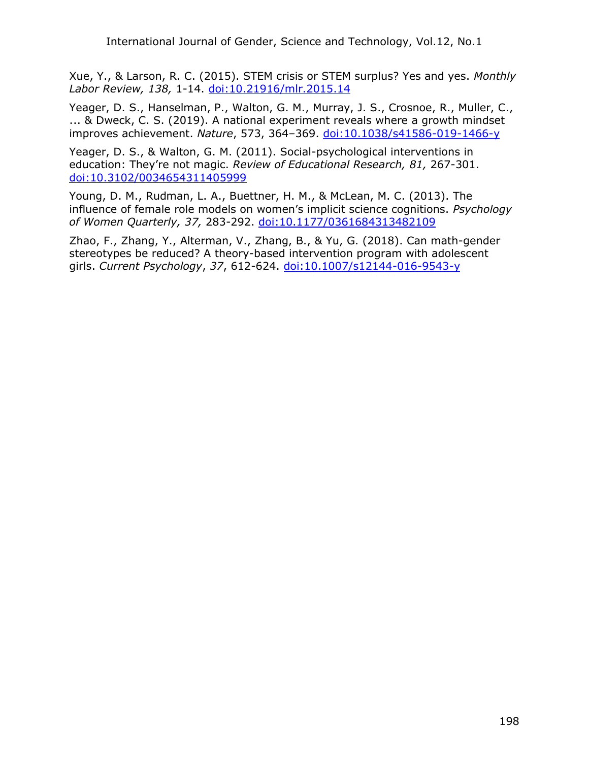Xue, Y., & Larson, R. C. (2015). STEM crisis or STEM surplus? Yes and yes. *Monthly Labor Review, 138,* 1-14. [doi:10.21916/mlr.2015.14](https://doi.org/10.21916/mlr.2015.14)

Yeager, D. S., Hanselman, P., Walton, G. M., Murray, J. S., Crosnoe, R., Muller, C., ... & Dweck, C. S. (2019). A national experiment reveals where a growth mindset improves achievement. *Nature*, 573, 364–369. [doi:10.1038/s41586-019-1466-y](https://doi.org/10.1038/s41586-019-1466-y)

Yeager, D. S., & Walton, G. M. (2011). Social-psychological interventions in education: They're not magic. *Review of Educational Research, 81,* 267-301. [doi:10.3102/0034654311405999](https://doi.org/10.3102/0034654311405999)

Young, D. M., Rudman, L. A., Buettner, H. M., & McLean, M. C. (2013). The influence of female role models on women's implicit science cognitions. *Psychology of Women Quarterly, 37,* 283-292. [doi:10.1177/0361684313482109](https://doi.org/10.1177/0361684313482109)

Zhao, F., Zhang, Y., Alterman, V., Zhang, B., & Yu, G. (2018). Can math-gender stereotypes be reduced? A theory-based intervention program with adolescent girls. *Current Psychology*, *37*, 612-624. [doi:10.1007/s12144-016-9543-y](https://doi.org/10.1007/s12144-016-9543-y)